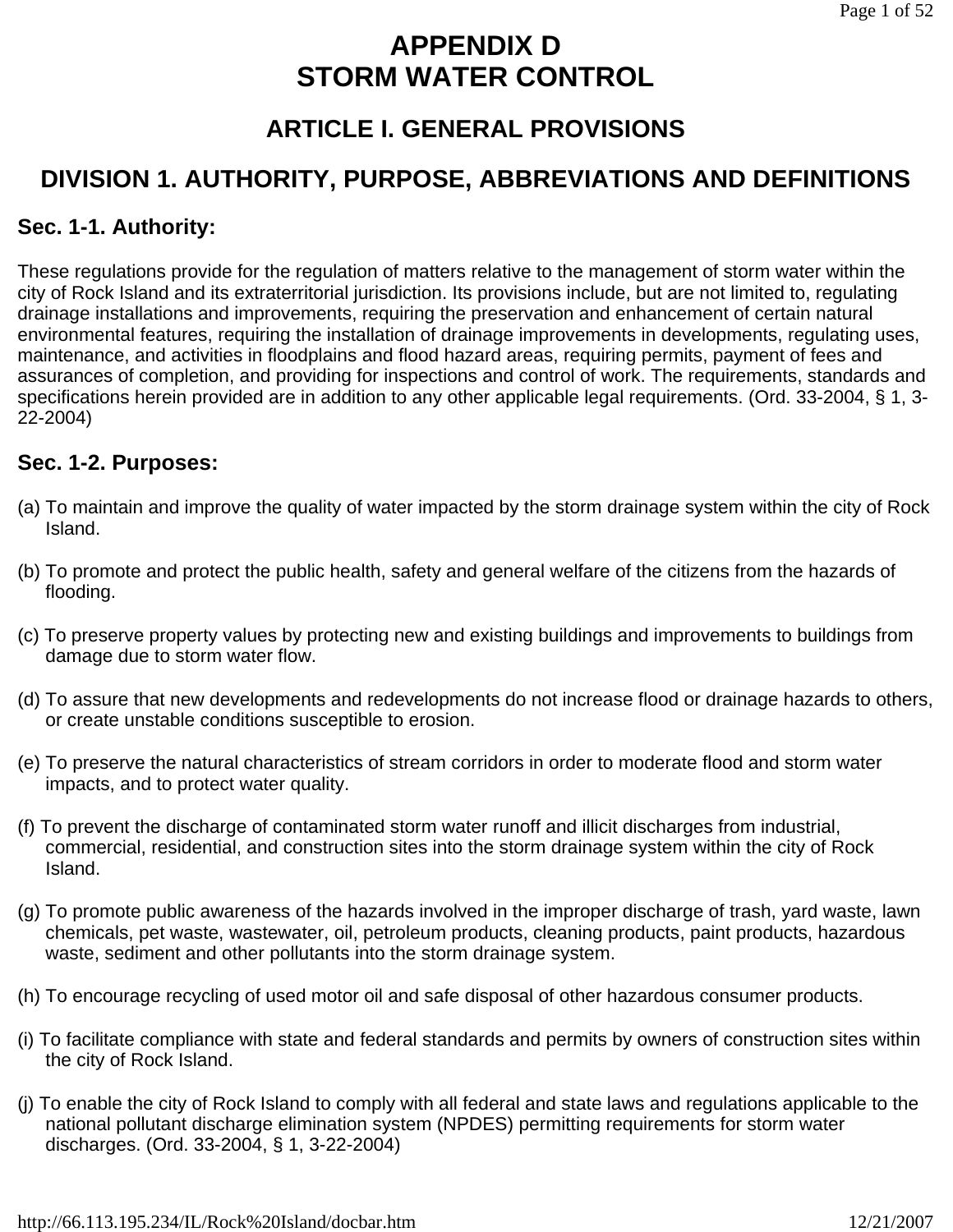# APPENDIX D
# STORM WATER CONTROL

## ARTICLE I. GENERAL PROVISIONS

## DIVISION 1. AUTHORITY, PURPOSE, ABBREVIATIONS AND DEFINITIONS

### Sec. 1-1. Authority:

These regulations provide for the regulation of matters relative to the management of storm water within the city of Rock Island and its extraterritorial jurisdiction. Its provisions include, but are not limited to, regulating drainage installations and improvements, requiring the preservation and enhancement of certain natural environmental features, requiring the installation of drainage improvements in developments, regulating uses, maintenance, and activities in floodplains and flood hazard areas, requiring permits, payment of fees and assurances of completion, and providing for inspections and control of work. The requirements, standards and specifications herein provided are in addition to any other applicable legal requirements. (Ord. 33-2004, § 1, 3-22-2004)

### Sec. 1-2. Purposes:

(a) To maintain and improve the quality of water impacted by the storm drainage system within the city of Rock Island.

(b) To promote and protect the public health, safety and general welfare of the citizens from the hazards of flooding.

(c) To preserve property values by protecting new and existing buildings and improvements to buildings from damage due to storm water flow.

(d) To assure that new developments and redevelopments do not increase flood or drainage hazards to others, or create unstable conditions susceptible to erosion.

(e) To preserve the natural characteristics of stream corridors in order to moderate flood and storm water impacts, and to protect water quality.

(f) To prevent the discharge of contaminated storm water runoff and illicit discharges from industrial, commercial, residential, and construction sites into the storm drainage system within the city of Rock Island.

(g) To promote public awareness of the hazards involved in the improper discharge of trash, yard waste, lawn chemicals, pet waste, wastewater, oil, petroleum products, cleaning products, paint products, hazardous waste, sediment and other pollutants into the storm drainage system.

(h) To encourage recycling of used motor oil and safe disposal of other hazardous consumer products.

(i) To facilitate compliance with state and federal standards and permits by owners of construction sites within the city of Rock Island.

(j) To enable the city of Rock Island to comply with all federal and state laws and regulations applicable to the national pollutant discharge elimination system (NPDES) permitting requirements for storm water discharges. (Ord. 33-2004, § 1, 3-22-2004)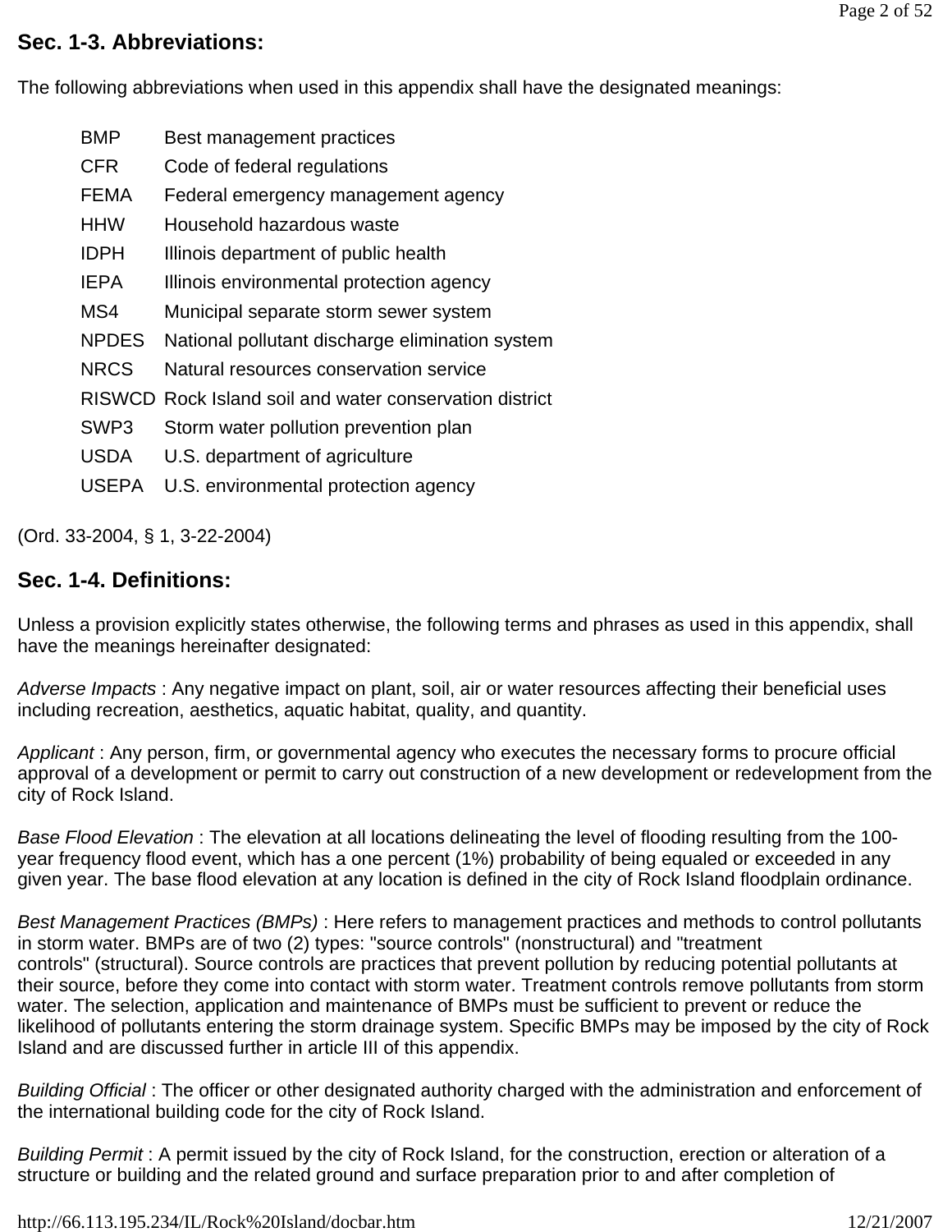## Sec. 1-3. Abbreviations:

The following abbreviations when used in this appendix shall have the designated meanings:

| | |
|---|---|
| BMP | Best management practices |
| CFR | Code of federal regulations |
| FEMA | Federal emergency management agency |
| HHW | Household hazardous waste |
| IDPH | Illinois department of public health |
| IEPA | Illinois environmental protection agency |
| MS4 | Municipal separate storm sewer system |
| NPDES | National pollutant discharge elimination system |
| NRCS | Natural resources conservation service |
| RISWCD | Rock Island soil and water conservation district |
| SWP3 | Storm water pollution prevention plan |
| USDA | U.S. department of agriculture |
| USEPA | U.S. environmental protection agency |

(Ord. 33-2004, § 1, 3-22-2004)

## Sec. 1-4. Definitions:

Unless a provision explicitly states otherwise, the following terms and phrases as used in this appendix, shall have the meanings hereinafter designated:

*Adverse Impacts* : Any negative impact on plant, soil, air or water resources affecting their beneficial uses including recreation, aesthetics, aquatic habitat, quality, and quantity.

*Applicant* : Any person, firm, or governmental agency who executes the necessary forms to procure official approval of a development or permit to carry out construction of a new development or redevelopment from the city of Rock Island.

*Base Flood Elevation* : The elevation at all locations delineating the level of flooding resulting from the 100-year frequency flood event, which has a one percent (1%) probability of being equaled or exceeded in any given year. The base flood elevation at any location is defined in the city of Rock Island floodplain ordinance.

*Best Management Practices (BMPs)* : Here refers to management practices and methods to control pollutants in storm water. BMPs are of two (2) types: "source controls" (nonstructural) and "treatment controls" (structural). Source controls are practices that prevent pollution by reducing potential pollutants at their source, before they come into contact with storm water. Treatment controls remove pollutants from storm water. The selection, application and maintenance of BMPs must be sufficient to prevent or reduce the likelihood of pollutants entering the storm drainage system. Specific BMPs may be imposed by the city of Rock Island and are discussed further in article III of this appendix.

*Building Official* : The officer or other designated authority charged with the administration and enforcement of the international building code for the city of Rock Island.

*Building Permit* : A permit issued by the city of Rock Island, for the construction, erection or alteration of a structure or building and the related ground and surface preparation prior to and after completion of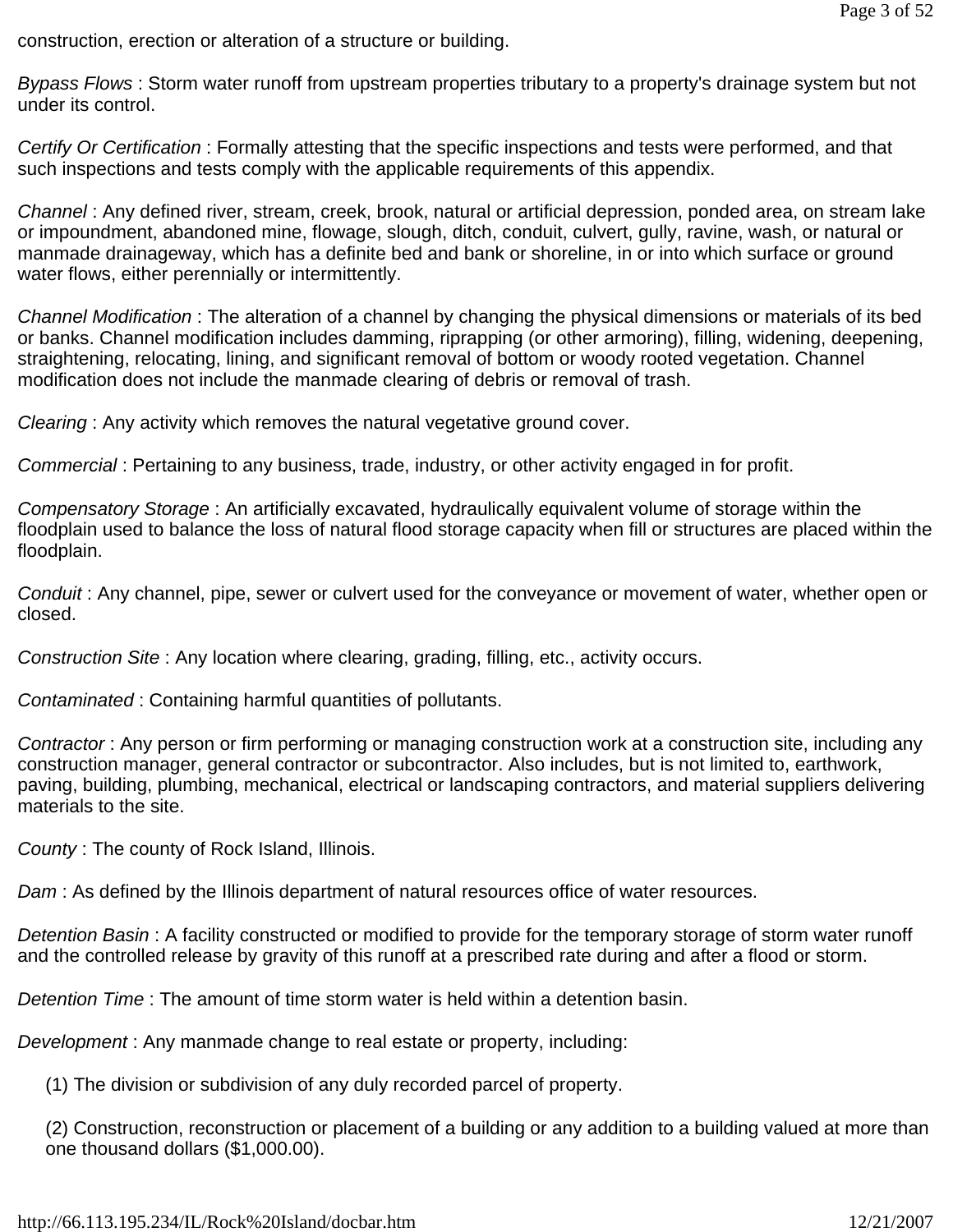construction, erection or alteration of a structure or building.

*Bypass Flows* : Storm water runoff from upstream properties tributary to a property's drainage system but not under its control.

*Certify Or Certification* : Formally attesting that the specific inspections and tests were performed, and that such inspections and tests comply with the applicable requirements of this appendix.

*Channel* : Any defined river, stream, creek, brook, natural or artificial depression, ponded area, on stream lake or impoundment, abandoned mine, flowage, slough, ditch, conduit, culvert, gully, ravine, wash, or natural or manmade drainageway, which has a definite bed and bank or shoreline, in or into which surface or ground water flows, either perennially or intermittently.

*Channel Modification* : The alteration of a channel by changing the physical dimensions or materials of its bed or banks. Channel modification includes damming, riprapping (or other armoring), filling, widening, deepening, straightening, relocating, lining, and significant removal of bottom or woody rooted vegetation. Channel modification does not include the manmade clearing of debris or removal of trash.

*Clearing* : Any activity which removes the natural vegetative ground cover.

*Commercial* : Pertaining to any business, trade, industry, or other activity engaged in for profit.

*Compensatory Storage* : An artificially excavated, hydraulically equivalent volume of storage within the floodplain used to balance the loss of natural flood storage capacity when fill or structures are placed within the floodplain.

*Conduit* : Any channel, pipe, sewer or culvert used for the conveyance or movement of water, whether open or closed.

*Construction Site* : Any location where clearing, grading, filling, etc., activity occurs.

*Contaminated* : Containing harmful quantities of pollutants.

*Contractor* : Any person or firm performing or managing construction work at a construction site, including any construction manager, general contractor or subcontractor. Also includes, but is not limited to, earthwork, paving, building, plumbing, mechanical, electrical or landscaping contractors, and material suppliers delivering materials to the site.

*County* : The county of Rock Island, Illinois.

*Dam* : As defined by the Illinois department of natural resources office of water resources.

*Detention Basin* : A facility constructed or modified to provide for the temporary storage of storm water runoff and the controlled release by gravity of this runoff at a prescribed rate during and after a flood or storm.

*Detention Time* : The amount of time storm water is held within a detention basin.

*Development* : Any manmade change to real estate or property, including:

(1) The division or subdivision of any duly recorded parcel of property.

(2) Construction, reconstruction or placement of a building or any addition to a building valued at more than one thousand dollars ($1,000.00).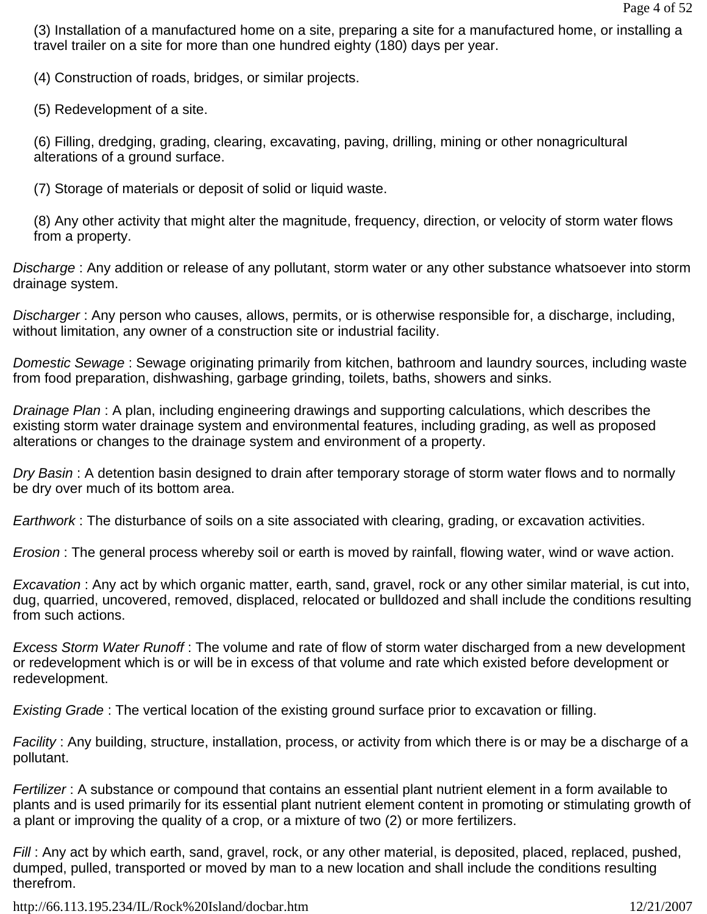(3) Installation of a manufactured home on a site, preparing a site for a manufactured home, or installing a travel trailer on a site for more than one hundred eighty (180) days per year.

(4) Construction of roads, bridges, or similar projects.

(5) Redevelopment of a site.

(6) Filling, dredging, grading, clearing, excavating, paving, drilling, mining or other nonagricultural alterations of a ground surface.

(7) Storage of materials or deposit of solid or liquid waste.

(8) Any other activity that might alter the magnitude, frequency, direction, or velocity of storm water flows from a property.

*Discharge* : Any addition or release of any pollutant, storm water or any other substance whatsoever into storm drainage system.

*Discharger* : Any person who causes, allows, permits, or is otherwise responsible for, a discharge, including, without limitation, any owner of a construction site or industrial facility.

*Domestic Sewage* : Sewage originating primarily from kitchen, bathroom and laundry sources, including waste from food preparation, dishwashing, garbage grinding, toilets, baths, showers and sinks.

*Drainage Plan* : A plan, including engineering drawings and supporting calculations, which describes the existing storm water drainage system and environmental features, including grading, as well as proposed alterations or changes to the drainage system and environment of a property.

*Dry Basin* : A detention basin designed to drain after temporary storage of storm water flows and to normally be dry over much of its bottom area.

*Earthwork* : The disturbance of soils on a site associated with clearing, grading, or excavation activities.

*Erosion* : The general process whereby soil or earth is moved by rainfall, flowing water, wind or wave action.

*Excavation* : Any act by which organic matter, earth, sand, gravel, rock or any other similar material, is cut into, dug, quarried, uncovered, removed, displaced, relocated or bulldozed and shall include the conditions resulting from such actions.

*Excess Storm Water Runoff* : The volume and rate of flow of storm water discharged from a new development or redevelopment which is or will be in excess of that volume and rate which existed before development or redevelopment.

*Existing Grade* : The vertical location of the existing ground surface prior to excavation or filling.

*Facility* : Any building, structure, installation, process, or activity from which there is or may be a discharge of a pollutant.

*Fertilizer* : A substance or compound that contains an essential plant nutrient element in a form available to plants and is used primarily for its essential plant nutrient element content in promoting or stimulating growth of a plant or improving the quality of a crop, or a mixture of two (2) or more fertilizers.

*Fill* : Any act by which earth, sand, gravel, rock, or any other material, is deposited, placed, replaced, pushed, dumped, pulled, transported or moved by man to a new location and shall include the conditions resulting therefrom.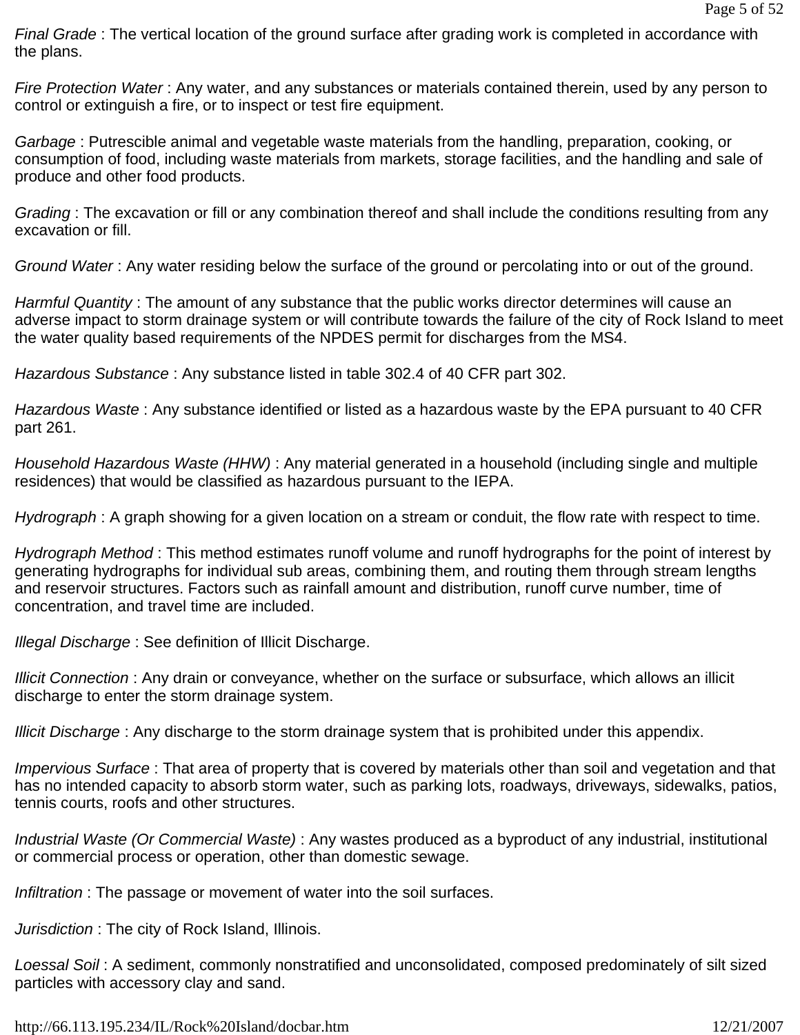*Final Grade* : The vertical location of the ground surface after grading work is completed in accordance with the plans.

*Fire Protection Water* : Any water, and any substances or materials contained therein, used by any person to control or extinguish a fire, or to inspect or test fire equipment.

*Garbage* : Putrescible animal and vegetable waste materials from the handling, preparation, cooking, or consumption of food, including waste materials from markets, storage facilities, and the handling and sale of produce and other food products.

*Grading* : The excavation or fill or any combination thereof and shall include the conditions resulting from any excavation or fill.

*Ground Water* : Any water residing below the surface of the ground or percolating into or out of the ground.

*Harmful Quantity* : The amount of any substance that the public works director determines will cause an adverse impact to storm drainage system or will contribute towards the failure of the city of Rock Island to meet the water quality based requirements of the NPDES permit for discharges from the MS4.

*Hazardous Substance* : Any substance listed in table 302.4 of 40 CFR part 302.

*Hazardous Waste* : Any substance identified or listed as a hazardous waste by the EPA pursuant to 40 CFR part 261.

*Household Hazardous Waste (HHW)* : Any material generated in a household (including single and multiple residences) that would be classified as hazardous pursuant to the IEPA.

*Hydrograph* : A graph showing for a given location on a stream or conduit, the flow rate with respect to time.

*Hydrograph Method* : This method estimates runoff volume and runoff hydrographs for the point of interest by generating hydrographs for individual sub areas, combining them, and routing them through stream lengths and reservoir structures. Factors such as rainfall amount and distribution, runoff curve number, time of concentration, and travel time are included.

*Illegal Discharge* : See definition of Illicit Discharge.

*Illicit Connection* : Any drain or conveyance, whether on the surface or subsurface, which allows an illicit discharge to enter the storm drainage system.

*Illicit Discharge* : Any discharge to the storm drainage system that is prohibited under this appendix.

*Impervious Surface* : That area of property that is covered by materials other than soil and vegetation and that has no intended capacity to absorb storm water, such as parking lots, roadways, driveways, sidewalks, patios, tennis courts, roofs and other structures.

*Industrial Waste (Or Commercial Waste)* : Any wastes produced as a byproduct of any industrial, institutional or commercial process or operation, other than domestic sewage.

*Infiltration* : The passage or movement of water into the soil surfaces.

*Jurisdiction* : The city of Rock Island, Illinois.

*Loessal Soil* : A sediment, commonly nonstratified and unconsolidated, composed predominately of silt sized particles with accessory clay and sand.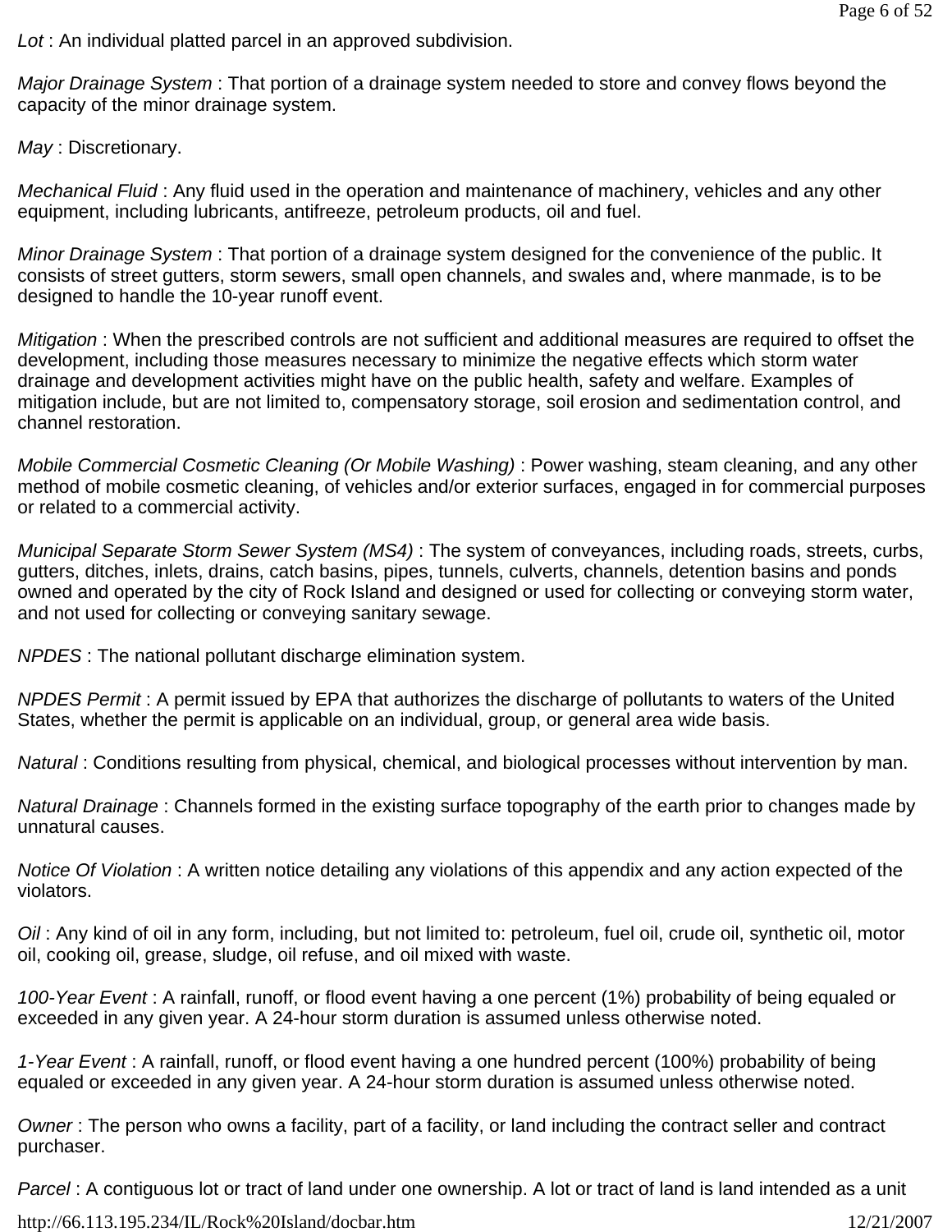*Lot* : An individual platted parcel in an approved subdivision.

*Major Drainage System* : That portion of a drainage system needed to store and convey flows beyond the capacity of the minor drainage system.

*May* : Discretionary.

*Mechanical Fluid* : Any fluid used in the operation and maintenance of machinery, vehicles and any other equipment, including lubricants, antifreeze, petroleum products, oil and fuel.

*Minor Drainage System* : That portion of a drainage system designed for the convenience of the public. It consists of street gutters, storm sewers, small open channels, and swales and, where manmade, is to be designed to handle the 10-year runoff event.

*Mitigation* : When the prescribed controls are not sufficient and additional measures are required to offset the development, including those measures necessary to minimize the negative effects which storm water drainage and development activities might have on the public health, safety and welfare. Examples of mitigation include, but are not limited to, compensatory storage, soil erosion and sedimentation control, and channel restoration.

*Mobile Commercial Cosmetic Cleaning (Or Mobile Washing)* : Power washing, steam cleaning, and any other method of mobile cosmetic cleaning, of vehicles and/or exterior surfaces, engaged in for commercial purposes or related to a commercial activity.

*Municipal Separate Storm Sewer System (MS4)* : The system of conveyances, including roads, streets, curbs, gutters, ditches, inlets, drains, catch basins, pipes, tunnels, culverts, channels, detention basins and ponds owned and operated by the city of Rock Island and designed or used for collecting or conveying storm water, and not used for collecting or conveying sanitary sewage.

*NPDES* : The national pollutant discharge elimination system.

*NPDES Permit* : A permit issued by EPA that authorizes the discharge of pollutants to waters of the United States, whether the permit is applicable on an individual, group, or general area wide basis.

*Natural* : Conditions resulting from physical, chemical, and biological processes without intervention by man.

*Natural Drainage* : Channels formed in the existing surface topography of the earth prior to changes made by unnatural causes.

*Notice Of Violation* : A written notice detailing any violations of this appendix and any action expected of the violators.

*Oil* : Any kind of oil in any form, including, but not limited to: petroleum, fuel oil, crude oil, synthetic oil, motor oil, cooking oil, grease, sludge, oil refuse, and oil mixed with waste.

*100-Year Event* : A rainfall, runoff, or flood event having a one percent (1%) probability of being equaled or exceeded in any given year. A 24-hour storm duration is assumed unless otherwise noted.

*1-Year Event* : A rainfall, runoff, or flood event having a one hundred percent (100%) probability of being equaled or exceeded in any given year. A 24-hour storm duration is assumed unless otherwise noted.

*Owner* : The person who owns a facility, part of a facility, or land including the contract seller and contract purchaser.

*Parcel* : A contiguous lot or tract of land under one ownership. A lot or tract of land is land intended as a unit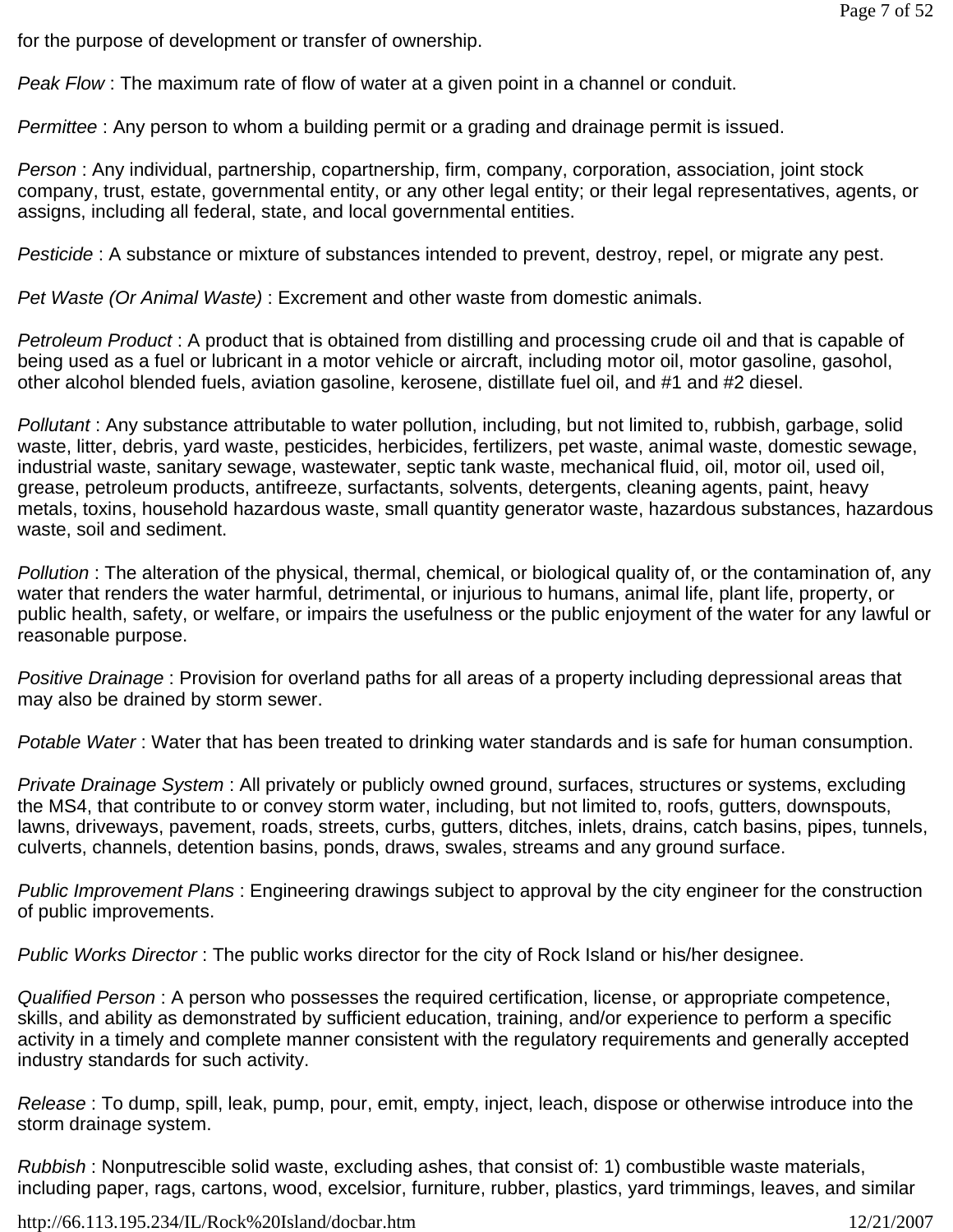for the purpose of development or transfer of ownership.

*Peak Flow* : The maximum rate of flow of water at a given point in a channel or conduit.

*Permittee* : Any person to whom a building permit or a grading and drainage permit is issued.

*Person* : Any individual, partnership, copartnership, firm, company, corporation, association, joint stock company, trust, estate, governmental entity, or any other legal entity; or their legal representatives, agents, or assigns, including all federal, state, and local governmental entities.

*Pesticide* : A substance or mixture of substances intended to prevent, destroy, repel, or migrate any pest.

*Pet Waste (Or Animal Waste)* : Excrement and other waste from domestic animals.

*Petroleum Product* : A product that is obtained from distilling and processing crude oil and that is capable of being used as a fuel or lubricant in a motor vehicle or aircraft, including motor oil, motor gasoline, gasohol, other alcohol blended fuels, aviation gasoline, kerosene, distillate fuel oil, and #1 and #2 diesel.

*Pollutant* : Any substance attributable to water pollution, including, but not limited to, rubbish, garbage, solid waste, litter, debris, yard waste, pesticides, herbicides, fertilizers, pet waste, animal waste, domestic sewage, industrial waste, sanitary sewage, wastewater, septic tank waste, mechanical fluid, oil, motor oil, used oil, grease, petroleum products, antifreeze, surfactants, solvents, detergents, cleaning agents, paint, heavy metals, toxins, household hazardous waste, small quantity generator waste, hazardous substances, hazardous waste, soil and sediment.

*Pollution* : The alteration of the physical, thermal, chemical, or biological quality of, or the contamination of, any water that renders the water harmful, detrimental, or injurious to humans, animal life, plant life, property, or public health, safety, or welfare, or impairs the usefulness or the public enjoyment of the water for any lawful or reasonable purpose.

*Positive Drainage* : Provision for overland paths for all areas of a property including depressional areas that may also be drained by storm sewer.

*Potable Water* : Water that has been treated to drinking water standards and is safe for human consumption.

*Private Drainage System* : All privately or publicly owned ground, surfaces, structures or systems, excluding the MS4, that contribute to or convey storm water, including, but not limited to, roofs, gutters, downspouts, lawns, driveways, pavement, roads, streets, curbs, gutters, ditches, inlets, drains, catch basins, pipes, tunnels, culverts, channels, detention basins, ponds, draws, swales, streams and any ground surface.

*Public Improvement Plans* : Engineering drawings subject to approval by the city engineer for the construction of public improvements.

*Public Works Director* : The public works director for the city of Rock Island or his/her designee.

*Qualified Person* : A person who possesses the required certification, license, or appropriate competence, skills, and ability as demonstrated by sufficient education, training, and/or experience to perform a specific activity in a timely and complete manner consistent with the regulatory requirements and generally accepted industry standards for such activity.

*Release* : To dump, spill, leak, pump, pour, emit, empty, inject, leach, dispose or otherwise introduce into the storm drainage system.

*Rubbish* : Nonputrescible solid waste, excluding ashes, that consist of: 1) combustible waste materials, including paper, rags, cartons, wood, excelsior, furniture, rubber, plastics, yard trimmings, leaves, and similar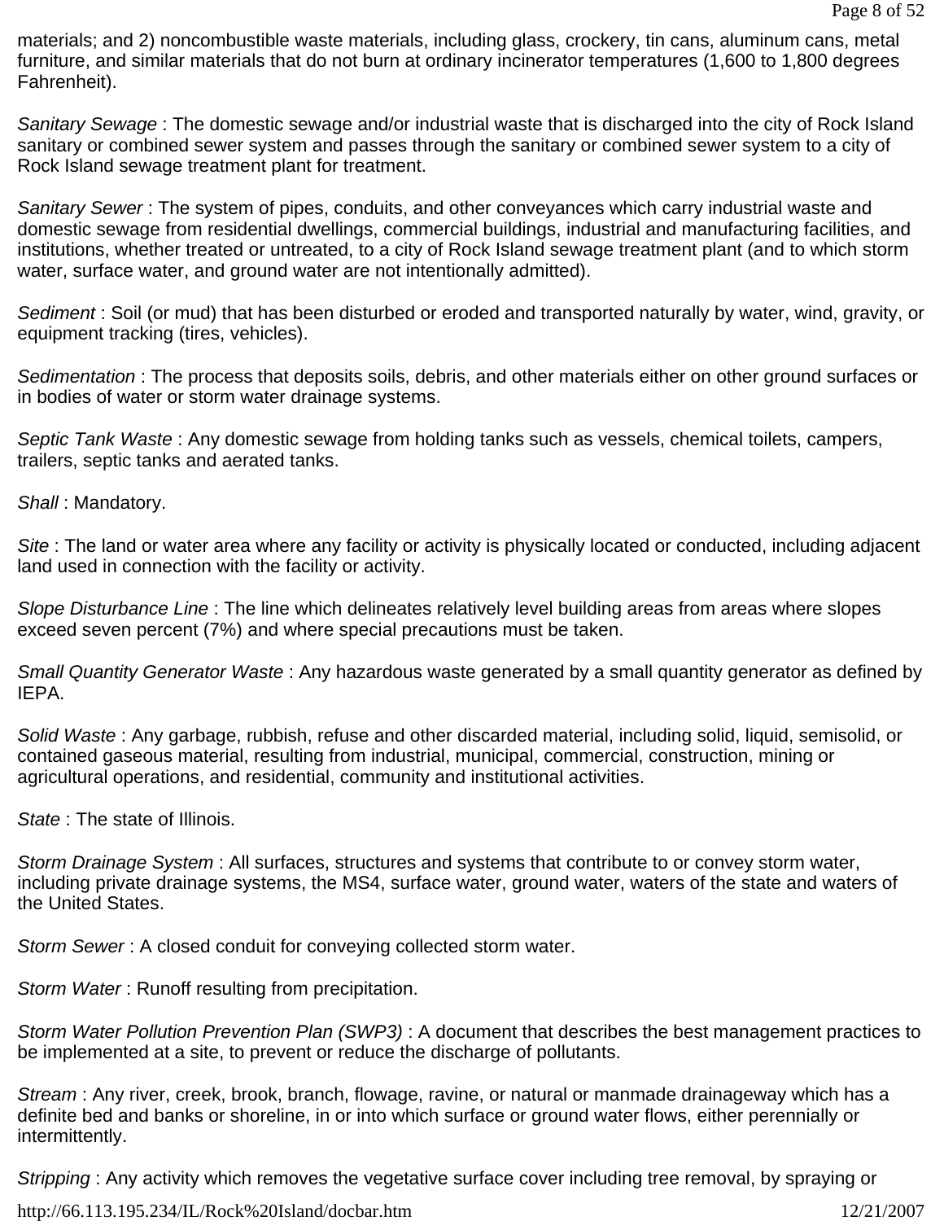materials; and 2) noncombustible waste materials, including glass, crockery, tin cans, aluminum cans, metal furniture, and similar materials that do not burn at ordinary incinerator temperatures (1,600 to 1,800 degrees Fahrenheit).

*Sanitary Sewage* : The domestic sewage and/or industrial waste that is discharged into the city of Rock Island sanitary or combined sewer system and passes through the sanitary or combined sewer system to a city of Rock Island sewage treatment plant for treatment.

*Sanitary Sewer* : The system of pipes, conduits, and other conveyances which carry industrial waste and domestic sewage from residential dwellings, commercial buildings, industrial and manufacturing facilities, and institutions, whether treated or untreated, to a city of Rock Island sewage treatment plant (and to which storm water, surface water, and ground water are not intentionally admitted).

*Sediment* : Soil (or mud) that has been disturbed or eroded and transported naturally by water, wind, gravity, or equipment tracking (tires, vehicles).

*Sedimentation* : The process that deposits soils, debris, and other materials either on other ground surfaces or in bodies of water or storm water drainage systems.

*Septic Tank Waste* : Any domestic sewage from holding tanks such as vessels, chemical toilets, campers, trailers, septic tanks and aerated tanks.

*Shall* : Mandatory.

*Site* : The land or water area where any facility or activity is physically located or conducted, including adjacent land used in connection with the facility or activity.

*Slope Disturbance Line* : The line which delineates relatively level building areas from areas where slopes exceed seven percent (7%) and where special precautions must be taken.

*Small Quantity Generator Waste* : Any hazardous waste generated by a small quantity generator as defined by IEPA.

*Solid Waste* : Any garbage, rubbish, refuse and other discarded material, including solid, liquid, semisolid, or contained gaseous material, resulting from industrial, municipal, commercial, construction, mining or agricultural operations, and residential, community and institutional activities.

*State* : The state of Illinois.

*Storm Drainage System* : All surfaces, structures and systems that contribute to or convey storm water, including private drainage systems, the MS4, surface water, ground water, waters of the state and waters of the United States.

*Storm Sewer* : A closed conduit for conveying collected storm water.

*Storm Water* : Runoff resulting from precipitation.

*Storm Water Pollution Prevention Plan (SWP3)* : A document that describes the best management practices to be implemented at a site, to prevent or reduce the discharge of pollutants.

*Stream* : Any river, creek, brook, branch, flowage, ravine, or natural or manmade drainageway which has a definite bed and banks or shoreline, in or into which surface or ground water flows, either perennially or intermittently.

*Stripping* : Any activity which removes the vegetative surface cover including tree removal, by spraying or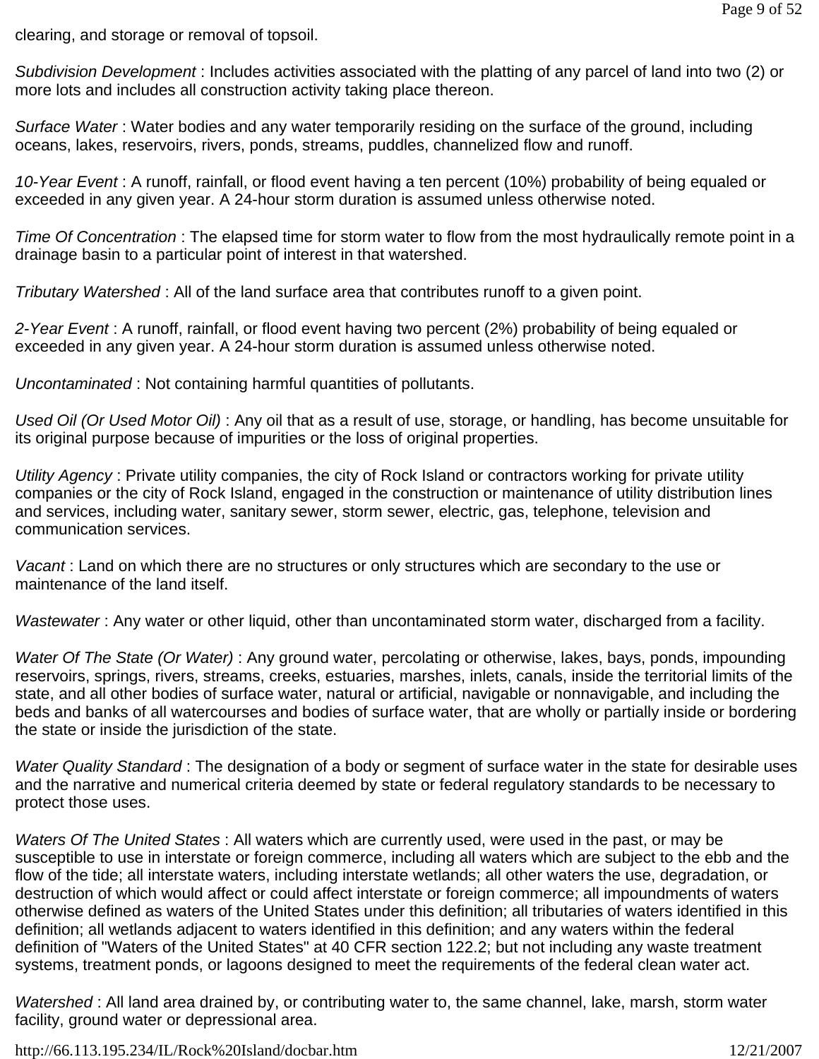clearing, and storage or removal of topsoil.

*Subdivision Development* : Includes activities associated with the platting of any parcel of land into two (2) or more lots and includes all construction activity taking place thereon.

*Surface Water* : Water bodies and any water temporarily residing on the surface of the ground, including oceans, lakes, reservoirs, rivers, ponds, streams, puddles, channelized flow and runoff.

*10-Year Event* : A runoff, rainfall, or flood event having a ten percent (10%) probability of being equaled or exceeded in any given year. A 24-hour storm duration is assumed unless otherwise noted.

*Time Of Concentration* : The elapsed time for storm water to flow from the most hydraulically remote point in a drainage basin to a particular point of interest in that watershed.

*Tributary Watershed* : All of the land surface area that contributes runoff to a given point.

*2-Year Event* : A runoff, rainfall, or flood event having two percent (2%) probability of being equaled or exceeded in any given year. A 24-hour storm duration is assumed unless otherwise noted.

*Uncontaminated* : Not containing harmful quantities of pollutants.

*Used Oil (Or Used Motor Oil)* : Any oil that as a result of use, storage, or handling, has become unsuitable for its original purpose because of impurities or the loss of original properties.

*Utility Agency* : Private utility companies, the city of Rock Island or contractors working for private utility companies or the city of Rock Island, engaged in the construction or maintenance of utility distribution lines and services, including water, sanitary sewer, storm sewer, electric, gas, telephone, television and communication services.

*Vacant* : Land on which there are no structures or only structures which are secondary to the use or maintenance of the land itself.

*Wastewater* : Any water or other liquid, other than uncontaminated storm water, discharged from a facility.

*Water Of The State (Or Water)* : Any ground water, percolating or otherwise, lakes, bays, ponds, impounding reservoirs, springs, rivers, streams, creeks, estuaries, marshes, inlets, canals, inside the territorial limits of the state, and all other bodies of surface water, natural or artificial, navigable or nonnavigable, and including the beds and banks of all watercourses and bodies of surface water, that are wholly or partially inside or bordering the state or inside the jurisdiction of the state.

*Water Quality Standard* : The designation of a body or segment of surface water in the state for desirable uses and the narrative and numerical criteria deemed by state or federal regulatory standards to be necessary to protect those uses.

*Waters Of The United States* : All waters which are currently used, were used in the past, or may be susceptible to use in interstate or foreign commerce, including all waters which are subject to the ebb and the flow of the tide; all interstate waters, including interstate wetlands; all other waters the use, degradation, or destruction of which would affect or could affect interstate or foreign commerce; all impoundments of waters otherwise defined as waters of the United States under this definition; all tributaries of waters identified in this definition; all wetlands adjacent to waters identified in this definition; and any waters within the federal definition of "Waters of the United States" at 40 CFR section 122.2; but not including any waste treatment systems, treatment ponds, or lagoons designed to meet the requirements of the federal clean water act.

*Watershed* : All land area drained by, or contributing water to, the same channel, lake, marsh, storm water facility, ground water or depressional area.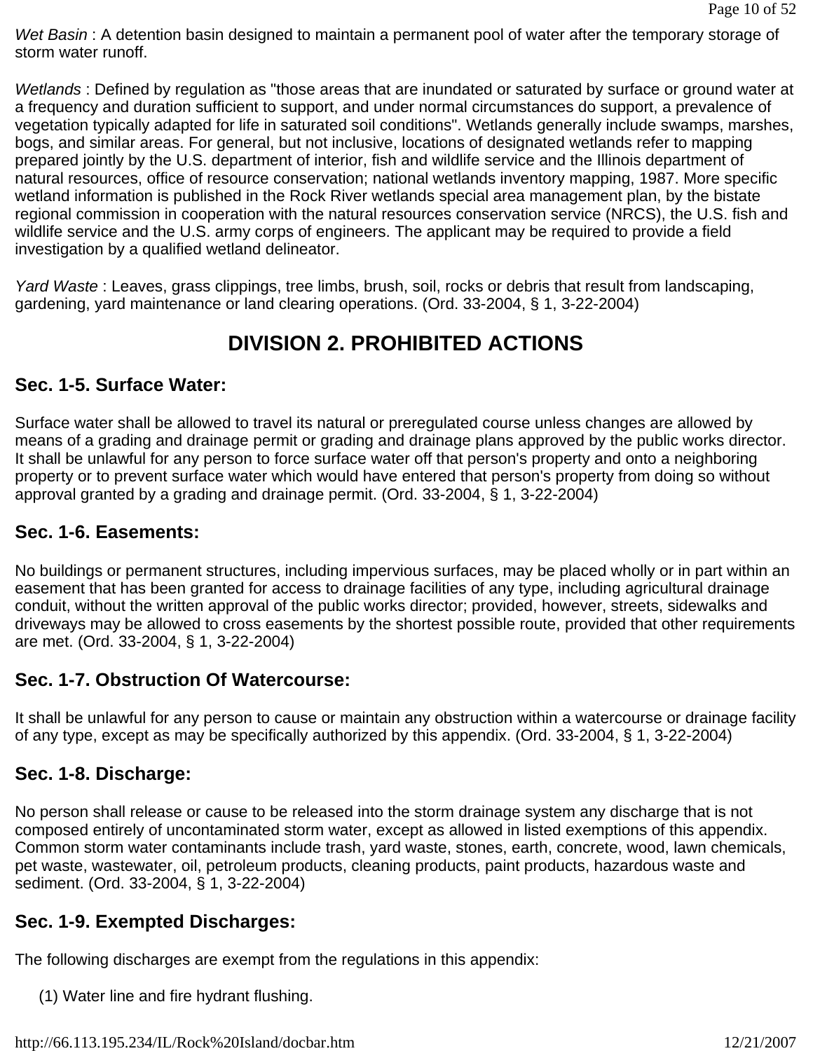*Wet Basin* : A detention basin designed to maintain a permanent pool of water after the temporary storage of storm water runoff.

*Wetlands* : Defined by regulation as "those areas that are inundated or saturated by surface or ground water at a frequency and duration sufficient to support, and under normal circumstances do support, a prevalence of vegetation typically adapted for life in saturated soil conditions". Wetlands generally include swamps, marshes, bogs, and similar areas. For general, but not inclusive, locations of designated wetlands refer to mapping prepared jointly by the U.S. department of interior, fish and wildlife service and the Illinois department of natural resources, office of resource conservation; national wetlands inventory mapping, 1987. More specific wetland information is published in the Rock River wetlands special area management plan, by the bistate regional commission in cooperation with the natural resources conservation service (NRCS), the U.S. fish and wildlife service and the U.S. army corps of engineers. The applicant may be required to provide a field investigation by a qualified wetland delineator.

*Yard Waste* : Leaves, grass clippings, tree limbs, brush, soil, rocks or debris that result from landscaping, gardening, yard maintenance or land clearing operations. (Ord. 33-2004, § 1, 3-22-2004)

# DIVISION 2. PROHIBITED ACTIONS

## Sec. 1-5. Surface Water:

Surface water shall be allowed to travel its natural or preregulated course unless changes are allowed by means of a grading and drainage permit or grading and drainage plans approved by the public works director. It shall be unlawful for any person to force surface water off that person's property and onto a neighboring property or to prevent surface water which would have entered that person's property from doing so without approval granted by a grading and drainage permit. (Ord. 33-2004, § 1, 3-22-2004)

## Sec. 1-6. Easements:

No buildings or permanent structures, including impervious surfaces, may be placed wholly or in part within an easement that has been granted for access to drainage facilities of any type, including agricultural drainage conduit, without the written approval of the public works director; provided, however, streets, sidewalks and driveways may be allowed to cross easements by the shortest possible route, provided that other requirements are met. (Ord. 33-2004, § 1, 3-22-2004)

## Sec. 1-7. Obstruction Of Watercourse:

It shall be unlawful for any person to cause or maintain any obstruction within a watercourse or drainage facility of any type, except as may be specifically authorized by this appendix. (Ord. 33-2004, § 1, 3-22-2004)

## Sec. 1-8. Discharge:

No person shall release or cause to be released into the storm drainage system any discharge that is not composed entirely of uncontaminated storm water, except as allowed in listed exemptions of this appendix. Common storm water contaminants include trash, yard waste, stones, earth, concrete, wood, lawn chemicals, pet waste, wastewater, oil, petroleum products, cleaning products, paint products, hazardous waste and sediment. (Ord. 33-2004, § 1, 3-22-2004)

## Sec. 1-9. Exempted Discharges:

The following discharges are exempt from the regulations in this appendix:

(1) Water line and fire hydrant flushing.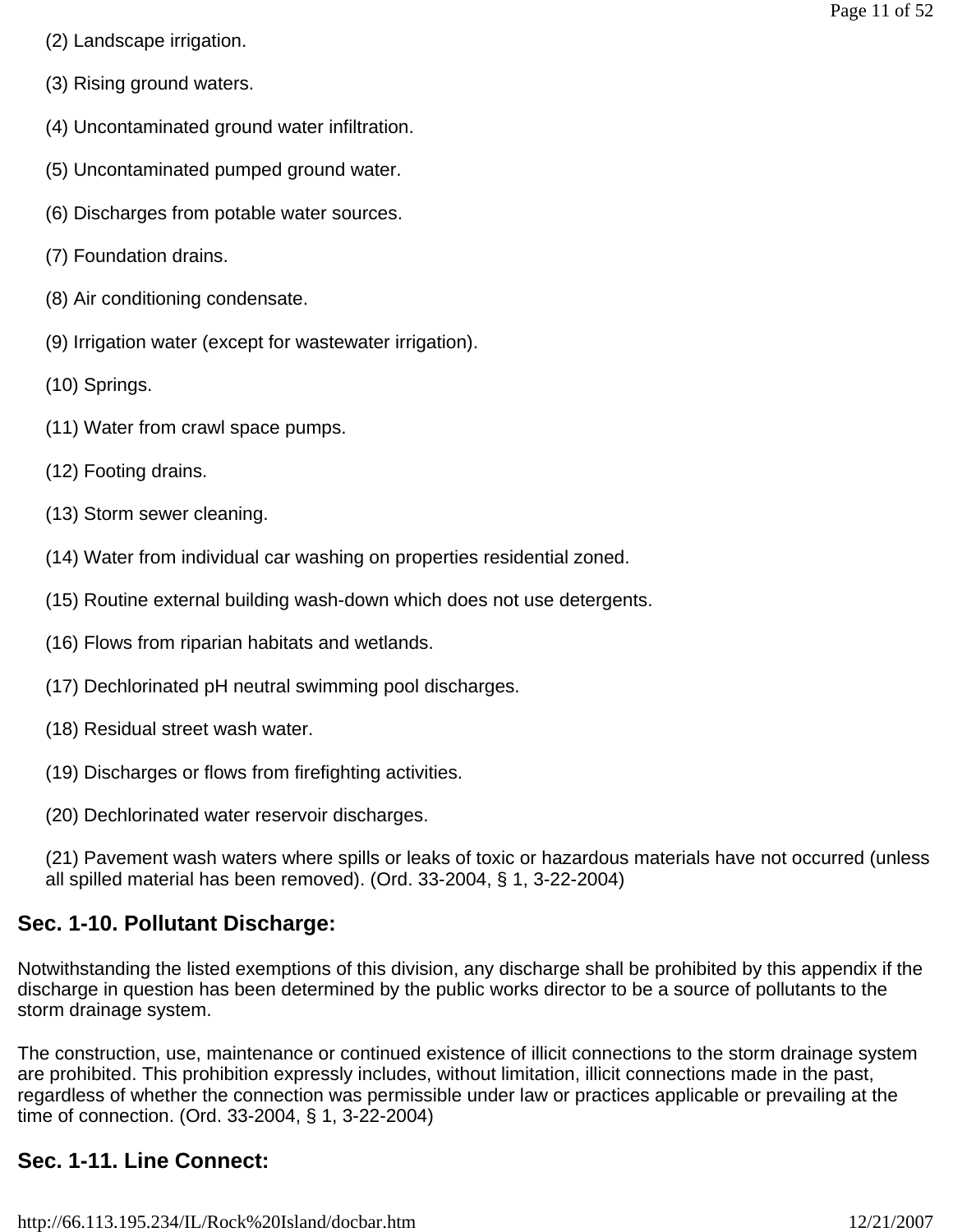(2) Landscape irrigation.

(3) Rising ground waters.

(4) Uncontaminated ground water infiltration.

(5) Uncontaminated pumped ground water.

(6) Discharges from potable water sources.

(7) Foundation drains.

(8) Air conditioning condensate.

(9) Irrigation water (except for wastewater irrigation).

(10) Springs.

(11) Water from crawl space pumps.

(12) Footing drains.

(13) Storm sewer cleaning.

(14) Water from individual car washing on properties residential zoned.

(15) Routine external building wash-down which does not use detergents.

(16) Flows from riparian habitats and wetlands.

(17) Dechlorinated pH neutral swimming pool discharges.

(18) Residual street wash water.

(19) Discharges or flows from firefighting activities.

(20) Dechlorinated water reservoir discharges.

(21) Pavement wash waters where spills or leaks of toxic or hazardous materials have not occurred (unless all spilled material has been removed). (Ord. 33-2004, § 1, 3-22-2004)

## Sec. 1-10. Pollutant Discharge:

Notwithstanding the listed exemptions of this division, any discharge shall be prohibited by this appendix if the discharge in question has been determined by the public works director to be a source of pollutants to the storm drainage system.

The construction, use, maintenance or continued existence of illicit connections to the storm drainage system are prohibited. This prohibition expressly includes, without limitation, illicit connections made in the past, regardless of whether the connection was permissible under law or practices applicable or prevailing at the time of connection. (Ord. 33-2004, § 1, 3-22-2004)

## Sec. 1-11. Line Connect: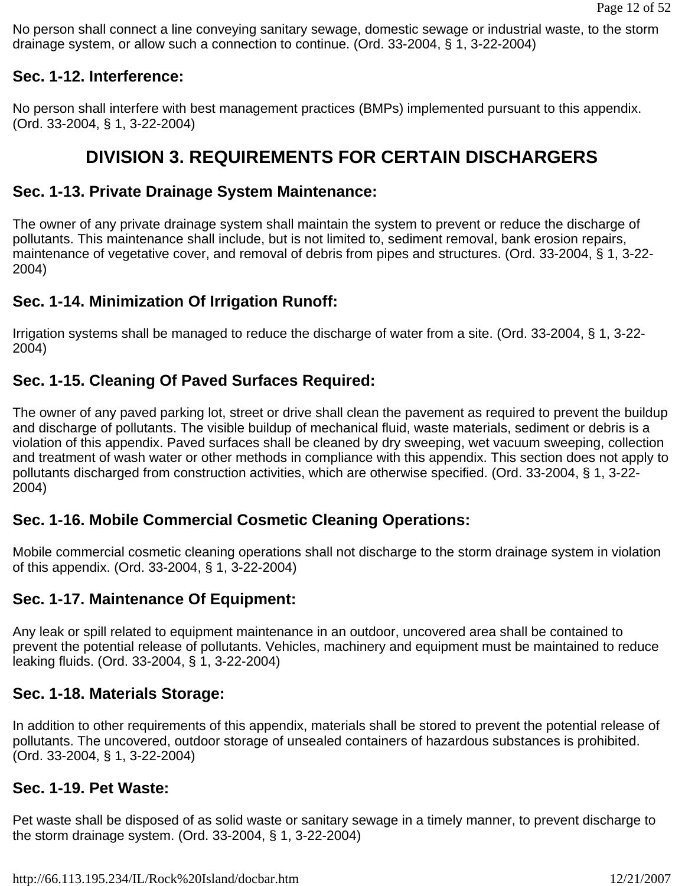No person shall connect a line conveying sanitary sewage, domestic sewage or industrial waste, to the storm drainage system, or allow such a connection to continue. (Ord. 33-2004, § 1, 3-22-2004)

### Sec. 1-12. Interference:

No person shall interfere with best management practices (BMPs) implemented pursuant to this appendix. (Ord. 33-2004, § 1, 3-22-2004)

## DIVISION 3. REQUIREMENTS FOR CERTAIN DISCHARGERS

### Sec. 1-13. Private Drainage System Maintenance:

The owner of any private drainage system shall maintain the system to prevent or reduce the discharge of pollutants. This maintenance shall include, but is not limited to, sediment removal, bank erosion repairs, maintenance of vegetative cover, and removal of debris from pipes and structures. (Ord. 33-2004, § 1, 3-22-2004)

### Sec. 1-14. Minimization Of Irrigation Runoff:

Irrigation systems shall be managed to reduce the discharge of water from a site. (Ord. 33-2004, § 1, 3-22-2004)

### Sec. 1-15. Cleaning Of Paved Surfaces Required:

The owner of any paved parking lot, street or drive shall clean the pavement as required to prevent the buildup and discharge of pollutants. The visible buildup of mechanical fluid, waste materials, sediment or debris is a violation of this appendix. Paved surfaces shall be cleaned by dry sweeping, wet vacuum sweeping, collection and treatment of wash water or other methods in compliance with this appendix. This section does not apply to pollutants discharged from construction activities, which are otherwise specified. (Ord. 33-2004, § 1, 3-22-2004)

### Sec. 1-16. Mobile Commercial Cosmetic Cleaning Operations:

Mobile commercial cosmetic cleaning operations shall not discharge to the storm drainage system in violation of this appendix. (Ord. 33-2004, § 1, 3-22-2004)

### Sec. 1-17. Maintenance Of Equipment:

Any leak or spill related to equipment maintenance in an outdoor, uncovered area shall be contained to prevent the potential release of pollutants. Vehicles, machinery and equipment must be maintained to reduce leaking fluids. (Ord. 33-2004, § 1, 3-22-2004)

### Sec. 1-18. Materials Storage:

In addition to other requirements of this appendix, materials shall be stored to prevent the potential release of pollutants. The uncovered, outdoor storage of unsealed containers of hazardous substances is prohibited. (Ord. 33-2004, § 1, 3-22-2004)

### Sec. 1-19. Pet Waste:

Pet waste shall be disposed of as solid waste or sanitary sewage in a timely manner, to prevent discharge to the storm drainage system. (Ord. 33-2004, § 1, 3-22-2004)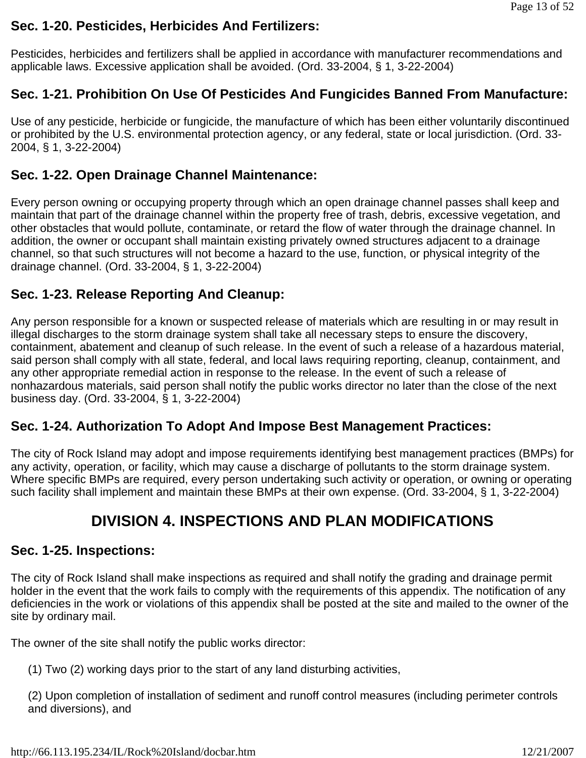### Sec. 1-20. Pesticides, Herbicides And Fertilizers:

Pesticides, herbicides and fertilizers shall be applied in accordance with manufacturer recommendations and applicable laws. Excessive application shall be avoided. (Ord. 33-2004, § 1, 3-22-2004)

### Sec. 1-21. Prohibition On Use Of Pesticides And Fungicides Banned From Manufacture:

Use of any pesticide, herbicide or fungicide, the manufacture of which has been either voluntarily discontinued or prohibited by the U.S. environmental protection agency, or any federal, state or local jurisdiction. (Ord. 33-2004, § 1, 3-22-2004)

### Sec. 1-22. Open Drainage Channel Maintenance:

Every person owning or occupying property through which an open drainage channel passes shall keep and maintain that part of the drainage channel within the property free of trash, debris, excessive vegetation, and other obstacles that would pollute, contaminate, or retard the flow of water through the drainage channel. In addition, the owner or occupant shall maintain existing privately owned structures adjacent to a drainage channel, so that such structures will not become a hazard to the use, function, or physical integrity of the drainage channel. (Ord. 33-2004, § 1, 3-22-2004)

### Sec. 1-23. Release Reporting And Cleanup:

Any person responsible for a known or suspected release of materials which are resulting in or may result in illegal discharges to the storm drainage system shall take all necessary steps to ensure the discovery, containment, abatement and cleanup of such release. In the event of such a release of a hazardous material, said person shall comply with all state, federal, and local laws requiring reporting, cleanup, containment, and any other appropriate remedial action in response to the release. In the event of such a release of nonhazardous materials, said person shall notify the public works director no later than the close of the next business day. (Ord. 33-2004, § 1, 3-22-2004)

### Sec. 1-24. Authorization To Adopt And Impose Best Management Practices:

The city of Rock Island may adopt and impose requirements identifying best management practices (BMPs) for any activity, operation, or facility, which may cause a discharge of pollutants to the storm drainage system. Where specific BMPs are required, every person undertaking such activity or operation, or owning or operating such facility shall implement and maintain these BMPs at their own expense. (Ord. 33-2004, § 1, 3-22-2004)

## DIVISION 4. INSPECTIONS AND PLAN MODIFICATIONS

### Sec. 1-25. Inspections:

The city of Rock Island shall make inspections as required and shall notify the grading and drainage permit holder in the event that the work fails to comply with the requirements of this appendix. The notification of any deficiencies in the work or violations of this appendix shall be posted at the site and mailed to the owner of the site by ordinary mail.

The owner of the site shall notify the public works director:

(1) Two (2) working days prior to the start of any land disturbing activities,

(2) Upon completion of installation of sediment and runoff control measures (including perimeter controls and diversions), and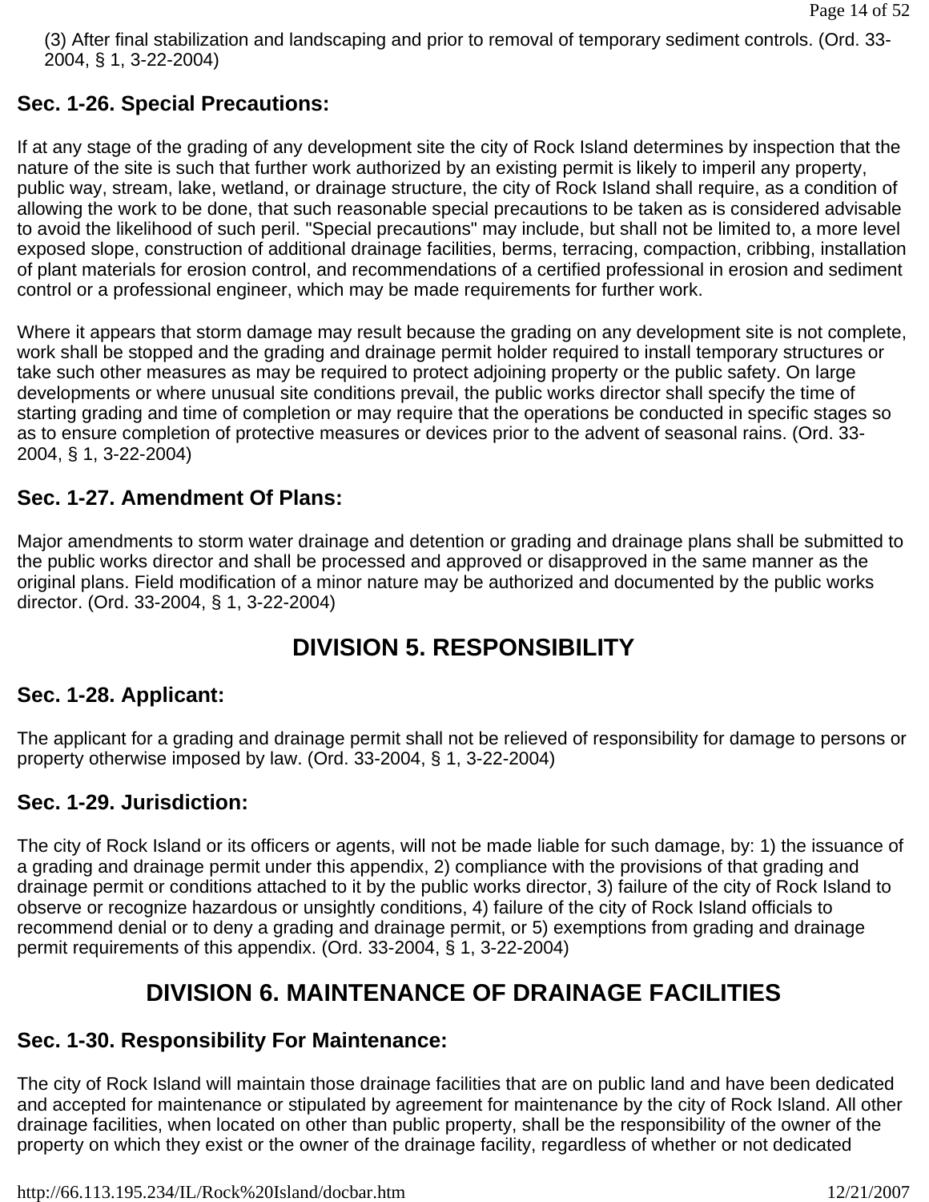(3) After final stabilization and landscaping and prior to removal of temporary sediment controls. (Ord. 33-2004, § 1, 3-22-2004)

### Sec. 1-26. Special Precautions:

If at any stage of the grading of any development site the city of Rock Island determines by inspection that the nature of the site is such that further work authorized by an existing permit is likely to imperil any property, public way, stream, lake, wetland, or drainage structure, the city of Rock Island shall require, as a condition of allowing the work to be done, that such reasonable special precautions to be taken as is considered advisable to avoid the likelihood of such peril. "Special precautions" may include, but shall not be limited to, a more level exposed slope, construction of additional drainage facilities, berms, terracing, compaction, cribbing, installation of plant materials for erosion control, and recommendations of a certified professional in erosion and sediment control or a professional engineer, which may be made requirements for further work.

Where it appears that storm damage may result because the grading on any development site is not complete, work shall be stopped and the grading and drainage permit holder required to install temporary structures or take such other measures as may be required to protect adjoining property or the public safety. On large developments or where unusual site conditions prevail, the public works director shall specify the time of starting grading and time of completion or may require that the operations be conducted in specific stages so as to ensure completion of protective measures or devices prior to the advent of seasonal rains. (Ord. 33-2004, § 1, 3-22-2004)

### Sec. 1-27. Amendment Of Plans:

Major amendments to storm water drainage and detention or grading and drainage plans shall be submitted to the public works director and shall be processed and approved or disapproved in the same manner as the original plans. Field modification of a minor nature may be authorized and documented by the public works director. (Ord. 33-2004, § 1, 3-22-2004)

## DIVISION 5. RESPONSIBILITY

### Sec. 1-28. Applicant:

The applicant for a grading and drainage permit shall not be relieved of responsibility for damage to persons or property otherwise imposed by law. (Ord. 33-2004, § 1, 3-22-2004)

### Sec. 1-29. Jurisdiction:

The city of Rock Island or its officers or agents, will not be made liable for such damage, by: 1) the issuance of a grading and drainage permit under this appendix, 2) compliance with the provisions of that grading and drainage permit or conditions attached to it by the public works director, 3) failure of the city of Rock Island to observe or recognize hazardous or unsightly conditions, 4) failure of the city of Rock Island officials to recommend denial or to deny a grading and drainage permit, or 5) exemptions from grading and drainage permit requirements of this appendix. (Ord. 33-2004, § 1, 3-22-2004)

## DIVISION 6. MAINTENANCE OF DRAINAGE FACILITIES

### Sec. 1-30. Responsibility For Maintenance:

The city of Rock Island will maintain those drainage facilities that are on public land and have been dedicated and accepted for maintenance or stipulated by agreement for maintenance by the city of Rock Island. All other drainage facilities, when located on other than public property, shall be the responsibility of the owner of the property on which they exist or the owner of the drainage facility, regardless of whether or not dedicated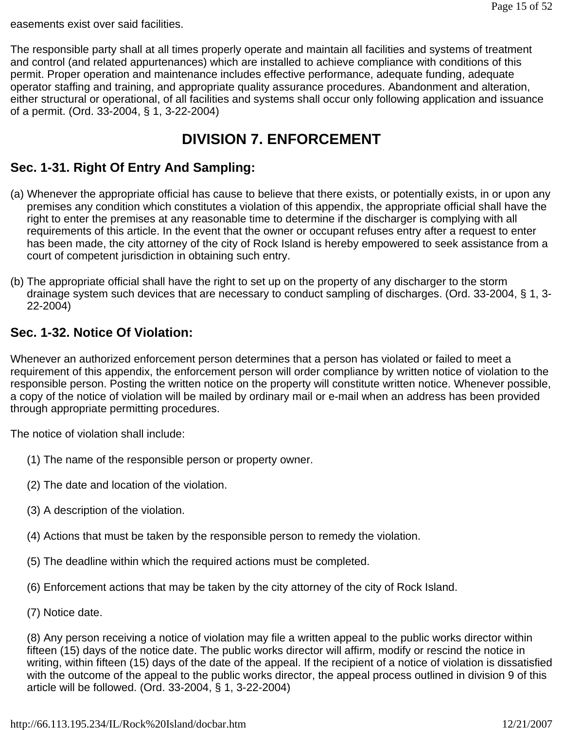easements exist over said facilities.

The responsible party shall at all times properly operate and maintain all facilities and systems of treatment and control (and related appurtenances) which are installed to achieve compliance with conditions of this permit. Proper operation and maintenance includes effective performance, adequate funding, adequate operator staffing and training, and appropriate quality assurance procedures. Abandonment and alteration, either structural or operational, of all facilities and systems shall occur only following application and issuance of a permit. (Ord. 33-2004, § 1, 3-22-2004)

# DIVISION 7. ENFORCEMENT

## Sec. 1-31. Right Of Entry And Sampling:

(a) Whenever the appropriate official has cause to believe that there exists, or potentially exists, in or upon any premises any condition which constitutes a violation of this appendix, the appropriate official shall have the right to enter the premises at any reasonable time to determine if the discharger is complying with all requirements of this article. In the event that the owner or occupant refuses entry after a request to enter has been made, the city attorney of the city of Rock Island is hereby empowered to seek assistance from a court of competent jurisdiction in obtaining such entry.

(b) The appropriate official shall have the right to set up on the property of any discharger to the storm drainage system such devices that are necessary to conduct sampling of discharges. (Ord. 33-2004, § 1, 3-22-2004)

## Sec. 1-32. Notice Of Violation:

Whenever an authorized enforcement person determines that a person has violated or failed to meet a requirement of this appendix, the enforcement person will order compliance by written notice of violation to the responsible person. Posting the written notice on the property will constitute written notice. Whenever possible, a copy of the notice of violation will be mailed by ordinary mail or e-mail when an address has been provided through appropriate permitting procedures.

The notice of violation shall include:

(1) The name of the responsible person or property owner.

(2) The date and location of the violation.

(3) A description of the violation.

(4) Actions that must be taken by the responsible person to remedy the violation.

(5) The deadline within which the required actions must be completed.

(6) Enforcement actions that may be taken by the city attorney of the city of Rock Island.

(7) Notice date.

(8) Any person receiving a notice of violation may file a written appeal to the public works director within fifteen (15) days of the notice date. The public works director will affirm, modify or rescind the notice in writing, within fifteen (15) days of the date of the appeal. If the recipient of a notice of violation is dissatisfied with the outcome of the appeal to the public works director, the appeal process outlined in division 9 of this article will be followed. (Ord. 33-2004, § 1, 3-22-2004)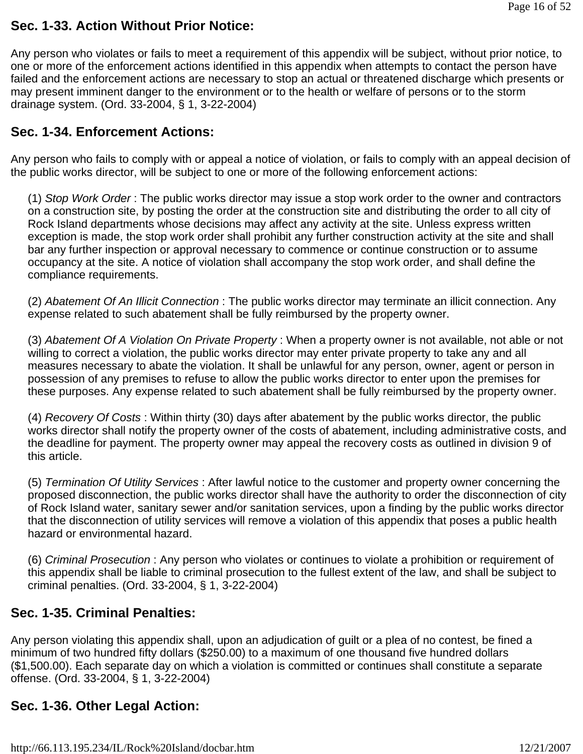### Sec. 1-33. Action Without Prior Notice:

Any person who violates or fails to meet a requirement of this appendix will be subject, without prior notice, to one or more of the enforcement actions identified in this appendix when attempts to contact the person have failed and the enforcement actions are necessary to stop an actual or threatened discharge which presents or may present imminent danger to the environment or to the health or welfare of persons or to the storm drainage system. (Ord. 33-2004, § 1, 3-22-2004)

### Sec. 1-34. Enforcement Actions:

Any person who fails to comply with or appeal a notice of violation, or fails to comply with an appeal decision of the public works director, will be subject to one or more of the following enforcement actions:

(1) *Stop Work Order* : The public works director may issue a stop work order to the owner and contractors on a construction site, by posting the order at the construction site and distributing the order to all city of Rock Island departments whose decisions may affect any activity at the site. Unless express written exception is made, the stop work order shall prohibit any further construction activity at the site and shall bar any further inspection or approval necessary to commence or continue construction or to assume occupancy at the site. A notice of violation shall accompany the stop work order, and shall define the compliance requirements.

(2) *Abatement Of An Illicit Connection* : The public works director may terminate an illicit connection. Any expense related to such abatement shall be fully reimbursed by the property owner.

(3) *Abatement Of A Violation On Private Property* : When a property owner is not available, not able or not willing to correct a violation, the public works director may enter private property to take any and all measures necessary to abate the violation. It shall be unlawful for any person, owner, agent or person in possession of any premises to refuse to allow the public works director to enter upon the premises for these purposes. Any expense related to such abatement shall be fully reimbursed by the property owner.

(4) *Recovery Of Costs* : Within thirty (30) days after abatement by the public works director, the public works director shall notify the property owner of the costs of abatement, including administrative costs, and the deadline for payment. The property owner may appeal the recovery costs as outlined in division 9 of this article.

(5) *Termination Of Utility Services* : After lawful notice to the customer and property owner concerning the proposed disconnection, the public works director shall have the authority to order the disconnection of city of Rock Island water, sanitary sewer and/or sanitation services, upon a finding by the public works director that the disconnection of utility services will remove a violation of this appendix that poses a public health hazard or environmental hazard.

(6) *Criminal Prosecution* : Any person who violates or continues to violate a prohibition or requirement of this appendix shall be liable to criminal prosecution to the fullest extent of the law, and shall be subject to criminal penalties. (Ord. 33-2004, § 1, 3-22-2004)

### Sec. 1-35. Criminal Penalties:

Any person violating this appendix shall, upon an adjudication of guilt or a plea of no contest, be fined a minimum of two hundred fifty dollars ($250.00) to a maximum of one thousand five hundred dollars ($1,500.00). Each separate day on which a violation is committed or continues shall constitute a separate offense. (Ord. 33-2004, § 1, 3-22-2004)

### Sec. 1-36. Other Legal Action: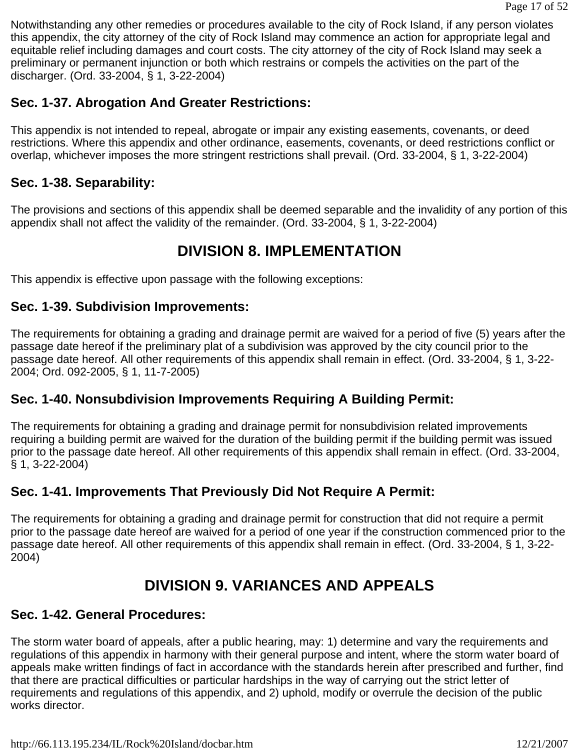Notwithstanding any other remedies or procedures available to the city of Rock Island, if any person violates this appendix, the city attorney of the city of Rock Island may commence an action for appropriate legal and equitable relief including damages and court costs. The city attorney of the city of Rock Island may seek a preliminary or permanent injunction or both which restrains or compels the activities on the part of the discharger. (Ord. 33-2004, § 1, 3-22-2004)

### Sec. 1-37. Abrogation And Greater Restrictions:

This appendix is not intended to repeal, abrogate or impair any existing easements, covenants, or deed restrictions. Where this appendix and other ordinance, easements, covenants, or deed restrictions conflict or overlap, whichever imposes the more stringent restrictions shall prevail. (Ord. 33-2004, § 1, 3-22-2004)

### Sec. 1-38. Separability:

The provisions and sections of this appendix shall be deemed separable and the invalidity of any portion of this appendix shall not affect the validity of the remainder. (Ord. 33-2004, § 1, 3-22-2004)

## DIVISION 8. IMPLEMENTATION

This appendix is effective upon passage with the following exceptions:

### Sec. 1-39. Subdivision Improvements:

The requirements for obtaining a grading and drainage permit are waived for a period of five (5) years after the passage date hereof if the preliminary plat of a subdivision was approved by the city council prior to the passage date hereof. All other requirements of this appendix shall remain in effect. (Ord. 33-2004, § 1, 3-22-2004; Ord. 092-2005, § 1, 11-7-2005)

### Sec. 1-40. Nonsubdivision Improvements Requiring A Building Permit:

The requirements for obtaining a grading and drainage permit for nonsubdivision related improvements requiring a building permit are waived for the duration of the building permit if the building permit was issued prior to the passage date hereof. All other requirements of this appendix shall remain in effect. (Ord. 33-2004, § 1, 3-22-2004)

### Sec. 1-41. Improvements That Previously Did Not Require A Permit:

The requirements for obtaining a grading and drainage permit for construction that did not require a permit prior to the passage date hereof are waived for a period of one year if the construction commenced prior to the passage date hereof. All other requirements of this appendix shall remain in effect. (Ord. 33-2004, § 1, 3-22-2004)

## DIVISION 9. VARIANCES AND APPEALS

### Sec. 1-42. General Procedures:

The storm water board of appeals, after a public hearing, may: 1) determine and vary the requirements and regulations of this appendix in harmony with their general purpose and intent, where the storm water board of appeals make written findings of fact in accordance with the standards herein after prescribed and further, find that there are practical difficulties or particular hardships in the way of carrying out the strict letter of requirements and regulations of this appendix, and 2) uphold, modify or overrule the decision of the public works director.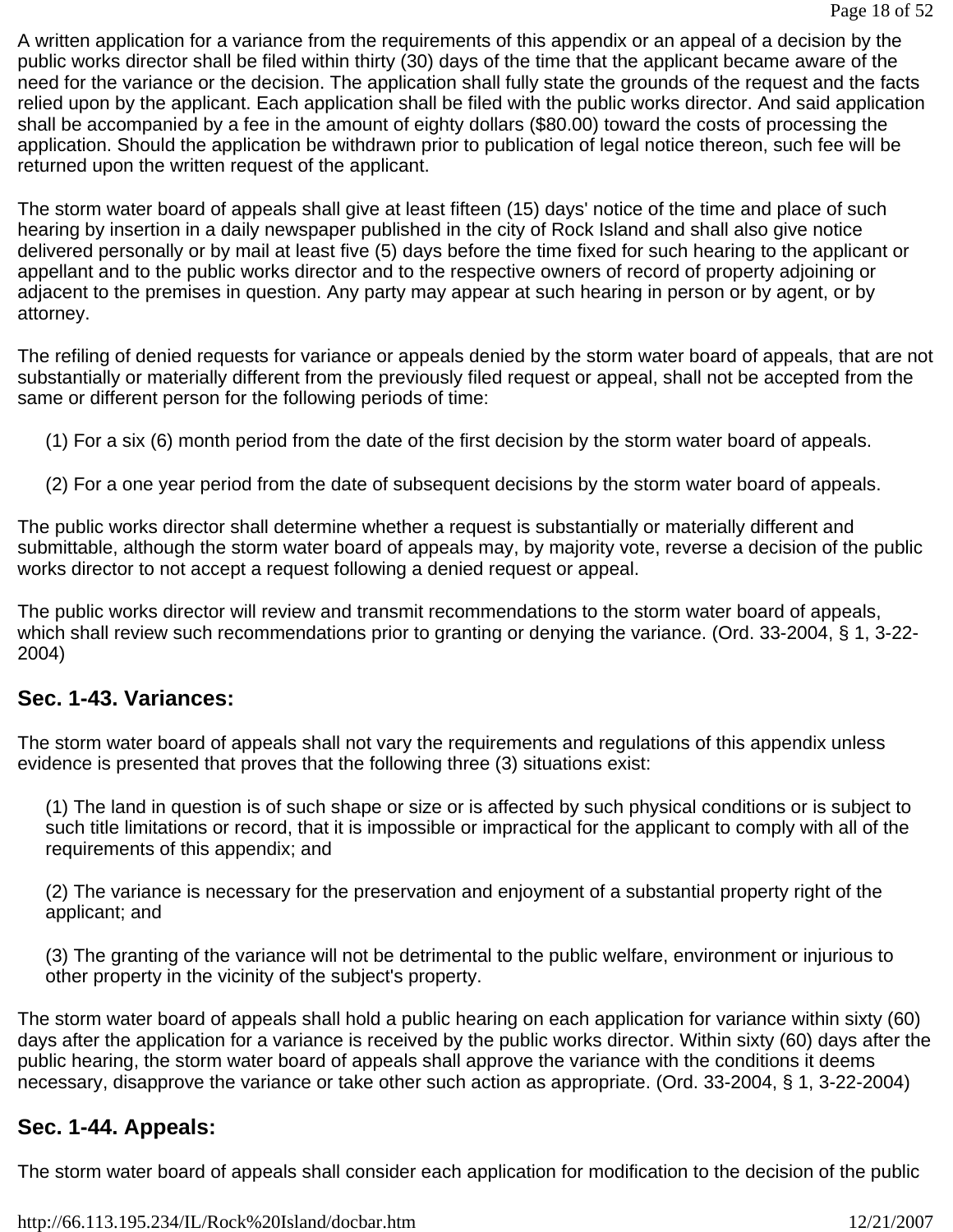A written application for a variance from the requirements of this appendix or an appeal of a decision by the public works director shall be filed within thirty (30) days of the time that the applicant became aware of the need for the variance or the decision. The application shall fully state the grounds of the request and the facts relied upon by the applicant. Each application shall be filed with the public works director. And said application shall be accompanied by a fee in the amount of eighty dollars ($80.00) toward the costs of processing the application. Should the application be withdrawn prior to publication of legal notice thereon, such fee will be returned upon the written request of the applicant.

The storm water board of appeals shall give at least fifteen (15) days' notice of the time and place of such hearing by insertion in a daily newspaper published in the city of Rock Island and shall also give notice delivered personally or by mail at least five (5) days before the time fixed for such hearing to the applicant or appellant and to the public works director and to the respective owners of record of property adjoining or adjacent to the premises in question. Any party may appear at such hearing in person or by agent, or by attorney.

The refiling of denied requests for variance or appeals denied by the storm water board of appeals, that are not substantially or materially different from the previously filed request or appeal, shall not be accepted from the same or different person for the following periods of time:

(1) For a six (6) month period from the date of the first decision by the storm water board of appeals.

(2) For a one year period from the date of subsequent decisions by the storm water board of appeals.

The public works director shall determine whether a request is substantially or materially different and submittable, although the storm water board of appeals may, by majority vote, reverse a decision of the public works director to not accept a request following a denied request or appeal.

The public works director will review and transmit recommendations to the storm water board of appeals, which shall review such recommendations prior to granting or denying the variance. (Ord. 33-2004, § 1, 3-22-2004)

## Sec. 1-43. Variances:

The storm water board of appeals shall not vary the requirements and regulations of this appendix unless evidence is presented that proves that the following three (3) situations exist:

(1) The land in question is of such shape or size or is affected by such physical conditions or is subject to such title limitations or record, that it is impossible or impractical for the applicant to comply with all of the requirements of this appendix; and

(2) The variance is necessary for the preservation and enjoyment of a substantial property right of the applicant; and

(3) The granting of the variance will not be detrimental to the public welfare, environment or injurious to other property in the vicinity of the subject's property.

The storm water board of appeals shall hold a public hearing on each application for variance within sixty (60) days after the application for a variance is received by the public works director. Within sixty (60) days after the public hearing, the storm water board of appeals shall approve the variance with the conditions it deems necessary, disapprove the variance or take other such action as appropriate. (Ord. 33-2004, § 1, 3-22-2004)

## Sec. 1-44. Appeals:

The storm water board of appeals shall consider each application for modification to the decision of the public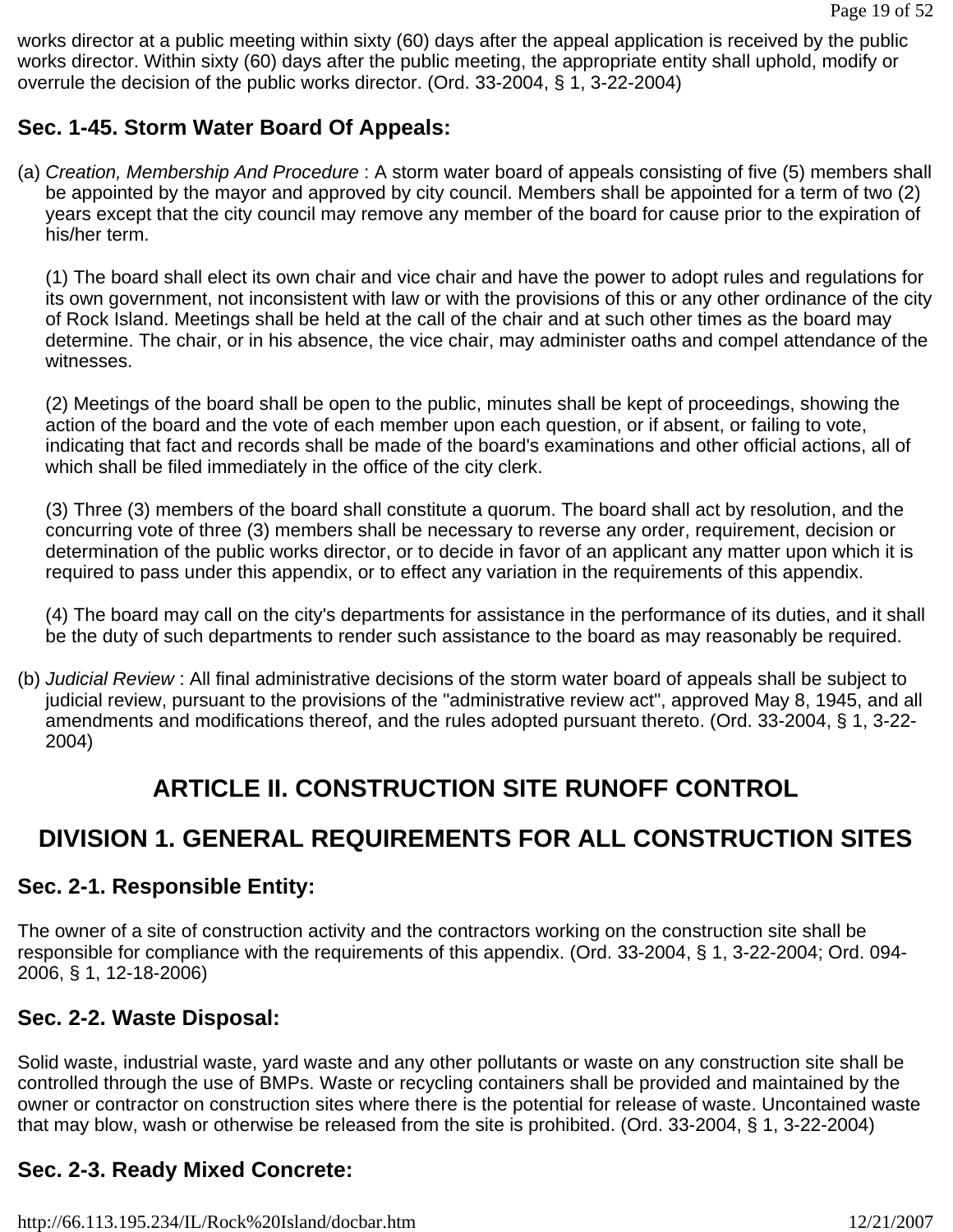works director at a public meeting within sixty (60) days after the appeal application is received by the public works director. Within sixty (60) days after the public meeting, the appropriate entity shall uphold, modify or overrule the decision of the public works director. (Ord. 33-2004, § 1, 3-22-2004)

### Sec. 1-45. Storm Water Board Of Appeals:

(a) *Creation, Membership And Procedure* : A storm water board of appeals consisting of five (5) members shall be appointed by the mayor and approved by city council. Members shall be appointed for a term of two (2) years except that the city council may remove any member of the board for cause prior to the expiration of his/her term.

(1) The board shall elect its own chair and vice chair and have the power to adopt rules and regulations for its own government, not inconsistent with law or with the provisions of this or any other ordinance of the city of Rock Island. Meetings shall be held at the call of the chair and at such other times as the board may determine. The chair, or in his absence, the vice chair, may administer oaths and compel attendance of the witnesses.

(2) Meetings of the board shall be open to the public, minutes shall be kept of proceedings, showing the action of the board and the vote of each member upon each question, or if absent, or failing to vote, indicating that fact and records shall be made of the board's examinations and other official actions, all of which shall be filed immediately in the office of the city clerk.

(3) Three (3) members of the board shall constitute a quorum. The board shall act by resolution, and the concurring vote of three (3) members shall be necessary to reverse any order, requirement, decision or determination of the public works director, or to decide in favor of an applicant any matter upon which it is required to pass under this appendix, or to effect any variation in the requirements of this appendix.

(4) The board may call on the city's departments for assistance in the performance of its duties, and it shall be the duty of such departments to render such assistance to the board as may reasonably be required.

(b) *Judicial Review* : All final administrative decisions of the storm water board of appeals shall be subject to judicial review, pursuant to the provisions of the "administrative review act", approved May 8, 1945, and all amendments and modifications thereof, and the rules adopted pursuant thereto. (Ord. 33-2004, § 1, 3-22-2004)

## ARTICLE II. CONSTRUCTION SITE RUNOFF CONTROL

## DIVISION 1. GENERAL REQUIREMENTS FOR ALL CONSTRUCTION SITES

### Sec. 2-1. Responsible Entity:

The owner of a site of construction activity and the contractors working on the construction site shall be responsible for compliance with the requirements of this appendix. (Ord. 33-2004, § 1, 3-22-2004; Ord. 094-2006, § 1, 12-18-2006)

### Sec. 2-2. Waste Disposal:

Solid waste, industrial waste, yard waste and any other pollutants or waste on any construction site shall be controlled through the use of BMPs. Waste or recycling containers shall be provided and maintained by the owner or contractor on construction sites where there is the potential for release of waste. Uncontained waste that may blow, wash or otherwise be released from the site is prohibited. (Ord. 33-2004, § 1, 3-22-2004)

### Sec. 2-3. Ready Mixed Concrete: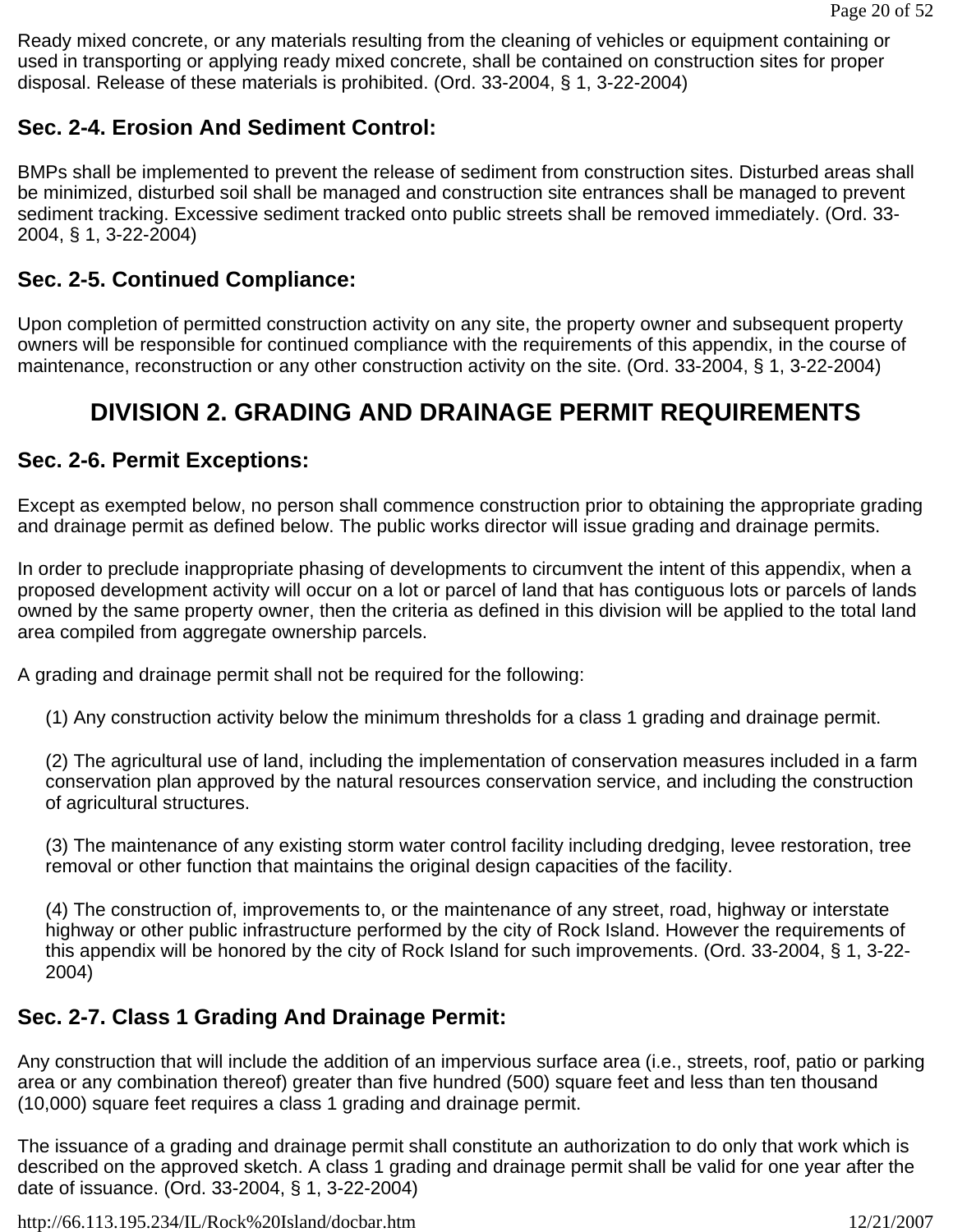Ready mixed concrete, or any materials resulting from the cleaning of vehicles or equipment containing or used in transporting or applying ready mixed concrete, shall be contained on construction sites for proper disposal. Release of these materials is prohibited. (Ord. 33-2004, § 1, 3-22-2004)

### Sec. 2-4. Erosion And Sediment Control:

BMPs shall be implemented to prevent the release of sediment from construction sites. Disturbed areas shall be minimized, disturbed soil shall be managed and construction site entrances shall be managed to prevent sediment tracking. Excessive sediment tracked onto public streets shall be removed immediately. (Ord. 33-2004, § 1, 3-22-2004)

### Sec. 2-5. Continued Compliance:

Upon completion of permitted construction activity on any site, the property owner and subsequent property owners will be responsible for continued compliance with the requirements of this appendix, in the course of maintenance, reconstruction or any other construction activity on the site. (Ord. 33-2004, § 1, 3-22-2004)

## DIVISION 2. GRADING AND DRAINAGE PERMIT REQUIREMENTS

### Sec. 2-6. Permit Exceptions:

Except as exempted below, no person shall commence construction prior to obtaining the appropriate grading and drainage permit as defined below. The public works director will issue grading and drainage permits.

In order to preclude inappropriate phasing of developments to circumvent the intent of this appendix, when a proposed development activity will occur on a lot or parcel of land that has contiguous lots or parcels of lands owned by the same property owner, then the criteria as defined in this division will be applied to the total land area compiled from aggregate ownership parcels.

A grading and drainage permit shall not be required for the following:

(1) Any construction activity below the minimum thresholds for a class 1 grading and drainage permit.

(2) The agricultural use of land, including the implementation of conservation measures included in a farm conservation plan approved by the natural resources conservation service, and including the construction of agricultural structures.

(3) The maintenance of any existing storm water control facility including dredging, levee restoration, tree removal or other function that maintains the original design capacities of the facility.

(4) The construction of, improvements to, or the maintenance of any street, road, highway or interstate highway or other public infrastructure performed by the city of Rock Island. However the requirements of this appendix will be honored by the city of Rock Island for such improvements. (Ord. 33-2004, § 1, 3-22-2004)

### Sec. 2-7. Class 1 Grading And Drainage Permit:

Any construction that will include the addition of an impervious surface area (i.e., streets, roof, patio or parking area or any combination thereof) greater than five hundred (500) square feet and less than ten thousand (10,000) square feet requires a class 1 grading and drainage permit.

The issuance of a grading and drainage permit shall constitute an authorization to do only that work which is described on the approved sketch. A class 1 grading and drainage permit shall be valid for one year after the date of issuance. (Ord. 33-2004, § 1, 3-22-2004)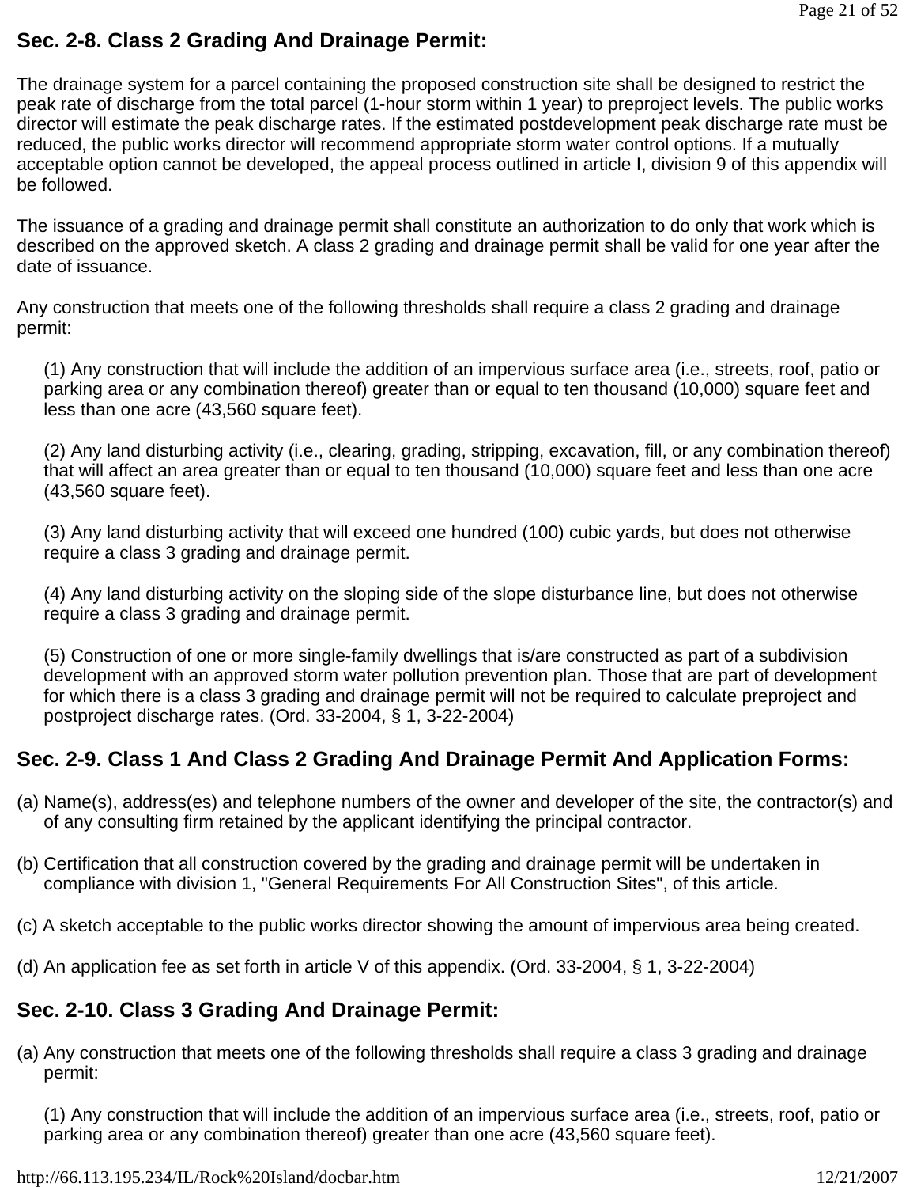## Sec. 2-8. Class 2 Grading And Drainage Permit:

The drainage system for a parcel containing the proposed construction site shall be designed to restrict the peak rate of discharge from the total parcel (1-hour storm within 1 year) to preproject levels. The public works director will estimate the peak discharge rates. If the estimated postdevelopment peak discharge rate must be reduced, the public works director will recommend appropriate storm water control options. If a mutually acceptable option cannot be developed, the appeal process outlined in article I, division 9 of this appendix will be followed.

The issuance of a grading and drainage permit shall constitute an authorization to do only that work which is described on the approved sketch. A class 2 grading and drainage permit shall be valid for one year after the date of issuance.

Any construction that meets one of the following thresholds shall require a class 2 grading and drainage permit:

(1) Any construction that will include the addition of an impervious surface area (i.e., streets, roof, patio or parking area or any combination thereof) greater than or equal to ten thousand (10,000) square feet and less than one acre (43,560 square feet).

(2) Any land disturbing activity (i.e., clearing, grading, stripping, excavation, fill, or any combination thereof) that will affect an area greater than or equal to ten thousand (10,000) square feet and less than one acre (43,560 square feet).

(3) Any land disturbing activity that will exceed one hundred (100) cubic yards, but does not otherwise require a class 3 grading and drainage permit.

(4) Any land disturbing activity on the sloping side of the slope disturbance line, but does not otherwise require a class 3 grading and drainage permit.

(5) Construction of one or more single-family dwellings that is/are constructed as part of a subdivision development with an approved storm water pollution prevention plan. Those that are part of development for which there is a class 3 grading and drainage permit will not be required to calculate preproject and postproject discharge rates. (Ord. 33-2004, § 1, 3-22-2004)

## Sec. 2-9. Class 1 And Class 2 Grading And Drainage Permit And Application Forms:

(a) Name(s), address(es) and telephone numbers of the owner and developer of the site, the contractor(s) and of any consulting firm retained by the applicant identifying the principal contractor.

(b) Certification that all construction covered by the grading and drainage permit will be undertaken in compliance with division 1, "General Requirements For All Construction Sites", of this article.

(c) A sketch acceptable to the public works director showing the amount of impervious area being created.

(d) An application fee as set forth in article V of this appendix. (Ord. 33-2004, § 1, 3-22-2004)

## Sec. 2-10. Class 3 Grading And Drainage Permit:

(a) Any construction that meets one of the following thresholds shall require a class 3 grading and drainage permit:

(1) Any construction that will include the addition of an impervious surface area (i.e., streets, roof, patio or parking area or any combination thereof) greater than one acre (43,560 square feet).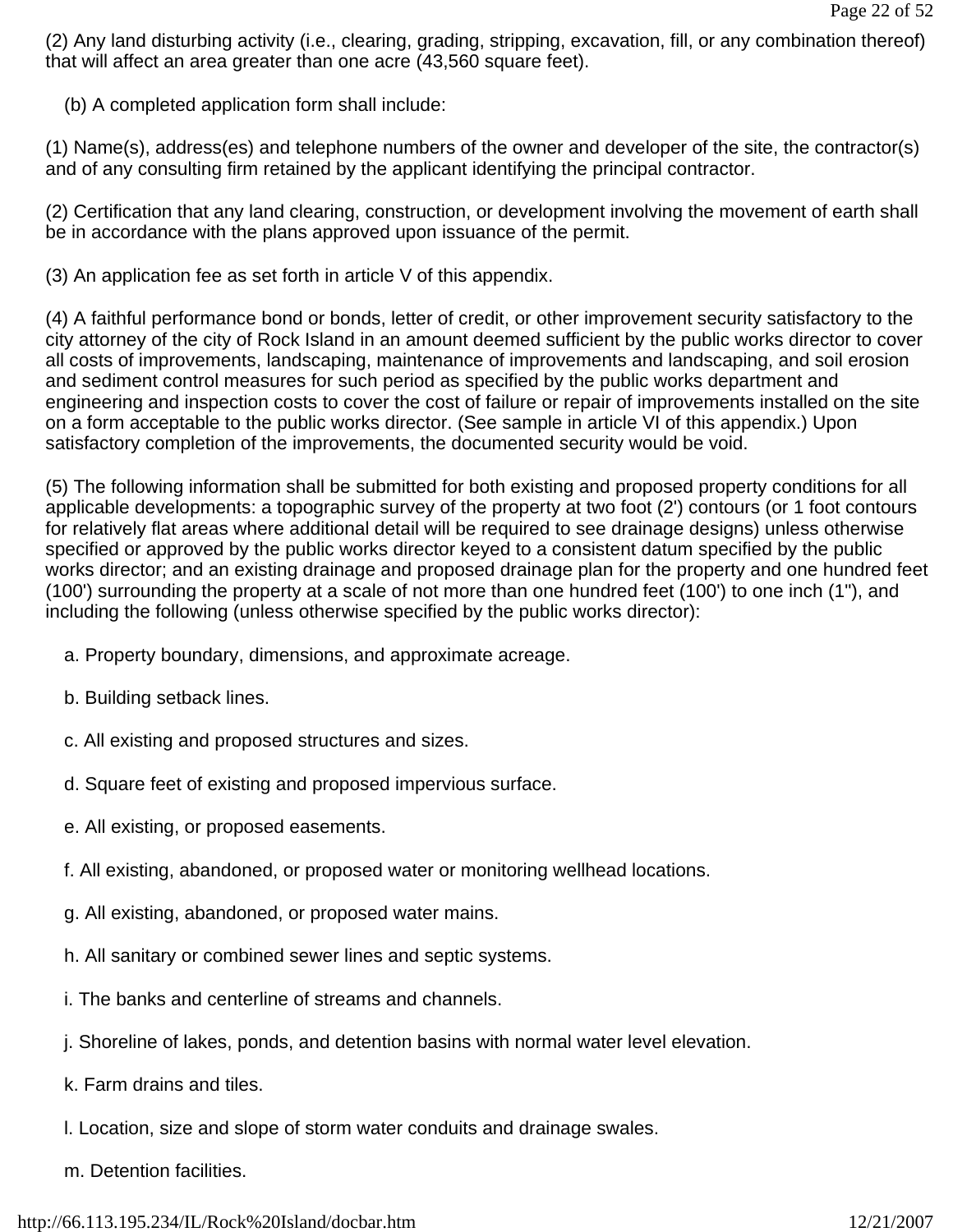(2) Any land disturbing activity (i.e., clearing, grading, stripping, excavation, fill, or any combination thereof) that will affect an area greater than one acre (43,560 square feet).

(b) A completed application form shall include:

(1) Name(s), address(es) and telephone numbers of the owner and developer of the site, the contractor(s) and of any consulting firm retained by the applicant identifying the principal contractor.

(2) Certification that any land clearing, construction, or development involving the movement of earth shall be in accordance with the plans approved upon issuance of the permit.

(3) An application fee as set forth in article V of this appendix.

(4) A faithful performance bond or bonds, letter of credit, or other improvement security satisfactory to the city attorney of the city of Rock Island in an amount deemed sufficient by the public works director to cover all costs of improvements, landscaping, maintenance of improvements and landscaping, and soil erosion and sediment control measures for such period as specified by the public works department and engineering and inspection costs to cover the cost of failure or repair of improvements installed on the site on a form acceptable to the public works director. (See sample in article VI of this appendix.) Upon satisfactory completion of the improvements, the documented security would be void.

(5) The following information shall be submitted for both existing and proposed property conditions for all applicable developments: a topographic survey of the property at two foot (2') contours (or 1 foot contours for relatively flat areas where additional detail will be required to see drainage designs) unless otherwise specified or approved by the public works director keyed to a consistent datum specified by the public works director; and an existing drainage and proposed drainage plan for the property and one hundred feet (100') surrounding the property at a scale of not more than one hundred feet (100') to one inch (1"), and including the following (unless otherwise specified by the public works director):

a. Property boundary, dimensions, and approximate acreage.

b. Building setback lines.

c. All existing and proposed structures and sizes.

d. Square feet of existing and proposed impervious surface.

e. All existing, or proposed easements.

f. All existing, abandoned, or proposed water or monitoring wellhead locations.

g. All existing, abandoned, or proposed water mains.

h. All sanitary or combined sewer lines and septic systems.

i. The banks and centerline of streams and channels.

j. Shoreline of lakes, ponds, and detention basins with normal water level elevation.

k. Farm drains and tiles.

l. Location, size and slope of storm water conduits and drainage swales.

m. Detention facilities.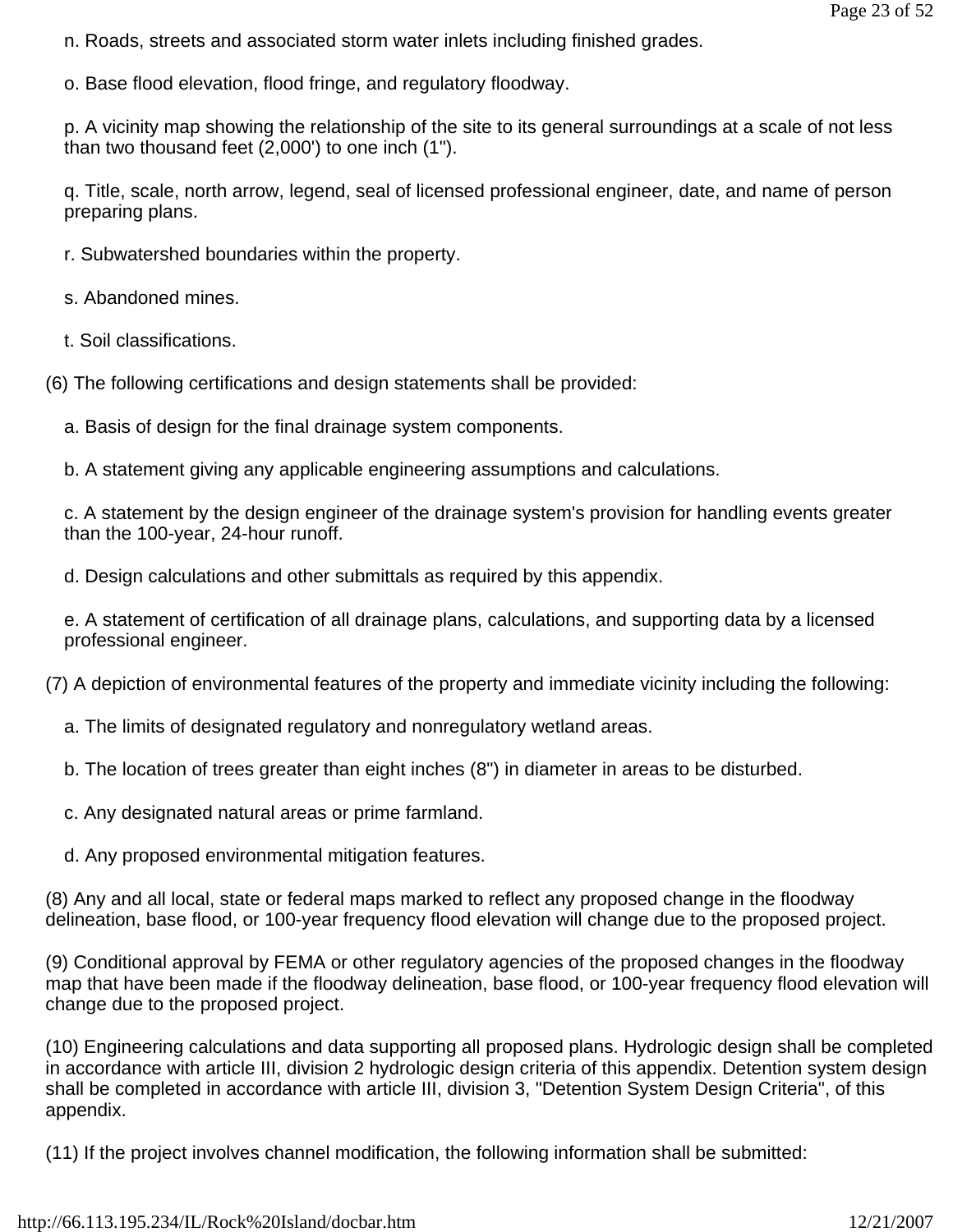n. Roads, streets and associated storm water inlets including finished grades.

o. Base flood elevation, flood fringe, and regulatory floodway.

p. A vicinity map showing the relationship of the site to its general surroundings at a scale of not less than two thousand feet (2,000') to one inch (1").

q. Title, scale, north arrow, legend, seal of licensed professional engineer, date, and name of person preparing plans.

r. Subwatershed boundaries within the property.

s. Abandoned mines.

t. Soil classifications.

(6) The following certifications and design statements shall be provided:

a. Basis of design for the final drainage system components.

b. A statement giving any applicable engineering assumptions and calculations.

c. A statement by the design engineer of the drainage system's provision for handling events greater than the 100-year, 24-hour runoff.

d. Design calculations and other submittals as required by this appendix.

e. A statement of certification of all drainage plans, calculations, and supporting data by a licensed professional engineer.

(7) A depiction of environmental features of the property and immediate vicinity including the following:

a. The limits of designated regulatory and nonregulatory wetland areas.

b. The location of trees greater than eight inches (8") in diameter in areas to be disturbed.

c. Any designated natural areas or prime farmland.

d. Any proposed environmental mitigation features.

(8) Any and all local, state or federal maps marked to reflect any proposed change in the floodway delineation, base flood, or 100-year frequency flood elevation will change due to the proposed project.

(9) Conditional approval by FEMA or other regulatory agencies of the proposed changes in the floodway map that have been made if the floodway delineation, base flood, or 100-year frequency flood elevation will change due to the proposed project.

(10) Engineering calculations and data supporting all proposed plans. Hydrologic design shall be completed in accordance with article III, division 2 hydrologic design criteria of this appendix. Detention system design shall be completed in accordance with article III, division 3, "Detention System Design Criteria", of this appendix.

(11) If the project involves channel modification, the following information shall be submitted: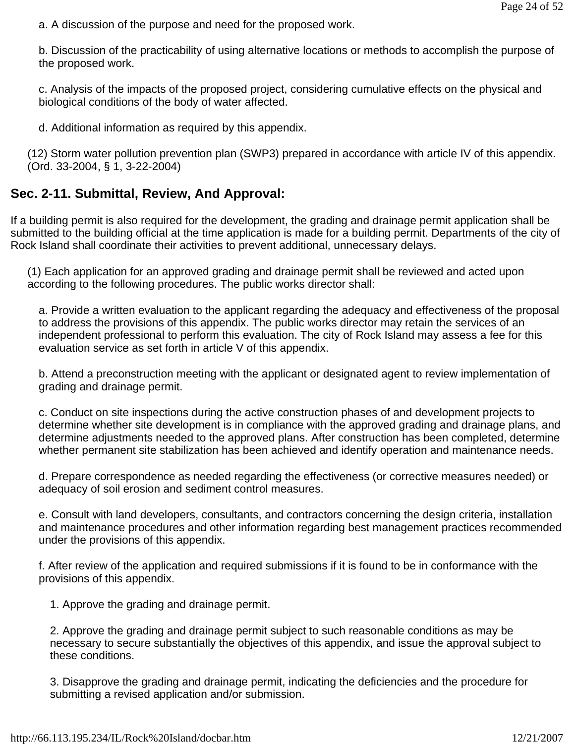a. A discussion of the purpose and need for the proposed work.

b. Discussion of the practicability of using alternative locations or methods to accomplish the purpose of the proposed work.

c. Analysis of the impacts of the proposed project, considering cumulative effects on the physical and biological conditions of the body of water affected.

d. Additional information as required by this appendix.

(12) Storm water pollution prevention plan (SWP3) prepared in accordance with article IV of this appendix. (Ord. 33-2004, § 1, 3-22-2004)

## Sec. 2-11. Submittal, Review, And Approval:

If a building permit is also required for the development, the grading and drainage permit application shall be submitted to the building official at the time application is made for a building permit. Departments of the city of Rock Island shall coordinate their activities to prevent additional, unnecessary delays.

(1) Each application for an approved grading and drainage permit shall be reviewed and acted upon according to the following procedures. The public works director shall:

a. Provide a written evaluation to the applicant regarding the adequacy and effectiveness of the proposal to address the provisions of this appendix. The public works director may retain the services of an independent professional to perform this evaluation. The city of Rock Island may assess a fee for this evaluation service as set forth in article V of this appendix.

b. Attend a preconstruction meeting with the applicant or designated agent to review implementation of grading and drainage permit.

c. Conduct on site inspections during the active construction phases of and development projects to determine whether site development is in compliance with the approved grading and drainage plans, and determine adjustments needed to the approved plans. After construction has been completed, determine whether permanent site stabilization has been achieved and identify operation and maintenance needs.

d. Prepare correspondence as needed regarding the effectiveness (or corrective measures needed) or adequacy of soil erosion and sediment control measures.

e. Consult with land developers, consultants, and contractors concerning the design criteria, installation and maintenance procedures and other information regarding best management practices recommended under the provisions of this appendix.

f. After review of the application and required submissions if it is found to be in conformance with the provisions of this appendix.

1. Approve the grading and drainage permit.

2. Approve the grading and drainage permit subject to such reasonable conditions as may be necessary to secure substantially the objectives of this appendix, and issue the approval subject to these conditions.

3. Disapprove the grading and drainage permit, indicating the deficiencies and the procedure for submitting a revised application and/or submission.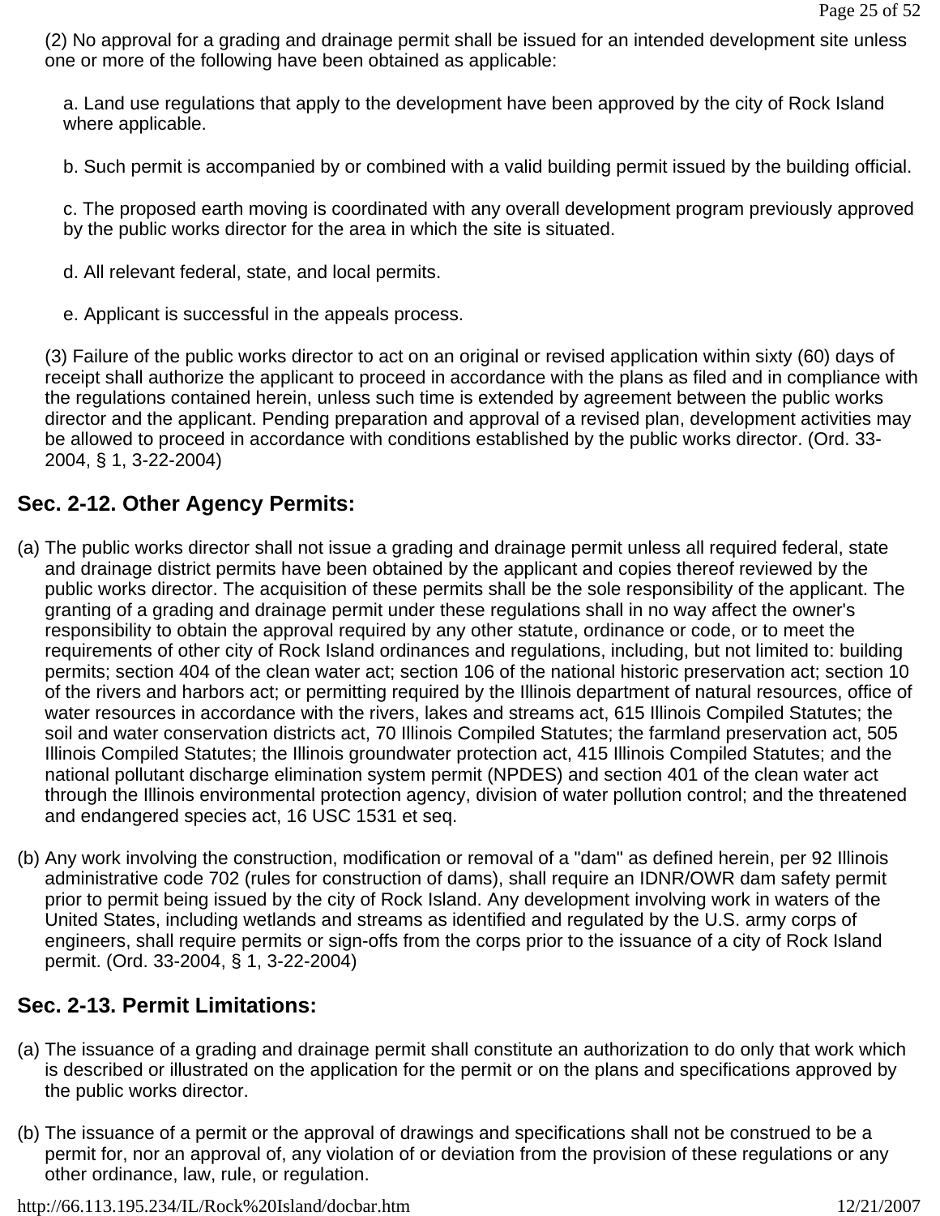(2) No approval for a grading and drainage permit shall be issued for an intended development site unless one or more of the following have been obtained as applicable:

a. Land use regulations that apply to the development have been approved by the city of Rock Island where applicable.

b. Such permit is accompanied by or combined with a valid building permit issued by the building official.

c. The proposed earth moving is coordinated with any overall development program previously approved by the public works director for the area in which the site is situated.

d. All relevant federal, state, and local permits.

e. Applicant is successful in the appeals process.

(3) Failure of the public works director to act on an original or revised application within sixty (60) days of receipt shall authorize the applicant to proceed in accordance with the plans as filed and in compliance with the regulations contained herein, unless such time is extended by agreement between the public works director and the applicant. Pending preparation and approval of a revised plan, development activities may be allowed to proceed in accordance with conditions established by the public works director. (Ord. 33-2004, § 1, 3-22-2004)

## Sec. 2-12. Other Agency Permits:

(a) The public works director shall not issue a grading and drainage permit unless all required federal, state and drainage district permits have been obtained by the applicant and copies thereof reviewed by the public works director. The acquisition of these permits shall be the sole responsibility of the applicant. The granting of a grading and drainage permit under these regulations shall in no way affect the owner's responsibility to obtain the approval required by any other statute, ordinance or code, or to meet the requirements of other city of Rock Island ordinances and regulations, including, but not limited to: building permits; section 404 of the clean water act; section 106 of the national historic preservation act; section 10 of the rivers and harbors act; or permitting required by the Illinois department of natural resources, office of water resources in accordance with the rivers, lakes and streams act, 615 Illinois Compiled Statutes; the soil and water conservation districts act, 70 Illinois Compiled Statutes; the farmland preservation act, 505 Illinois Compiled Statutes; the Illinois groundwater protection act, 415 Illinois Compiled Statutes; and the national pollutant discharge elimination system permit (NPDES) and section 401 of the clean water act through the Illinois environmental protection agency, division of water pollution control; and the threatened and endangered species act, 16 USC 1531 et seq.

(b) Any work involving the construction, modification or removal of a "dam" as defined herein, per 92 Illinois administrative code 702 (rules for construction of dams), shall require an IDNR/OWR dam safety permit prior to permit being issued by the city of Rock Island. Any development involving work in waters of the United States, including wetlands and streams as identified and regulated by the U.S. army corps of engineers, shall require permits or sign-offs from the corps prior to the issuance of a city of Rock Island permit. (Ord. 33-2004, § 1, 3-22-2004)

## Sec. 2-13. Permit Limitations:

(a) The issuance of a grading and drainage permit shall constitute an authorization to do only that work which is described or illustrated on the application for the permit or on the plans and specifications approved by the public works director.

(b) The issuance of a permit or the approval of drawings and specifications shall not be construed to be a permit for, nor an approval of, any violation of or deviation from the provision of these regulations or any other ordinance, law, rule, or regulation.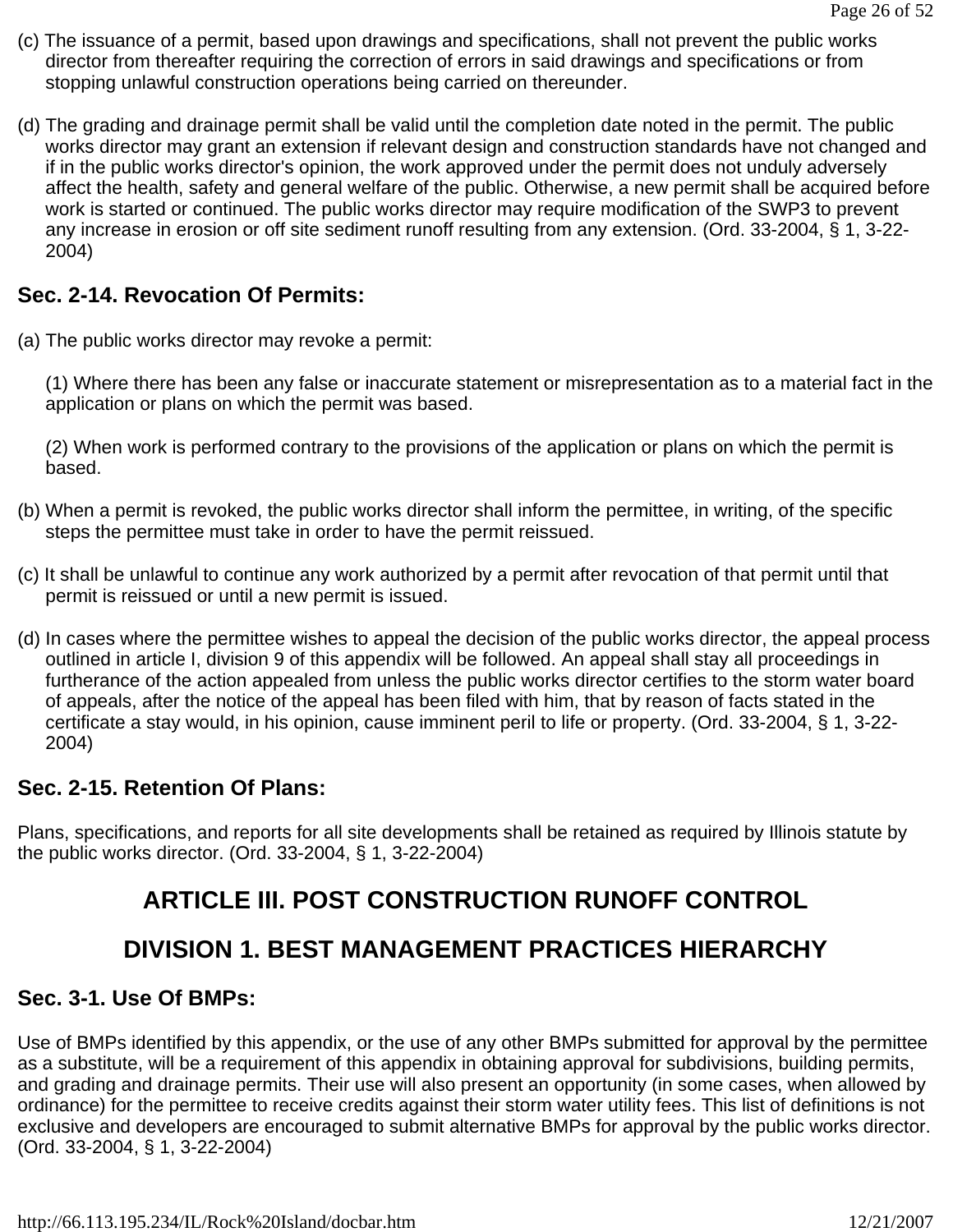(c) The issuance of a permit, based upon drawings and specifications, shall not prevent the public works director from thereafter requiring the correction of errors in said drawings and specifications or from stopping unlawful construction operations being carried on thereunder.

(d) The grading and drainage permit shall be valid until the completion date noted in the permit. The public works director may grant an extension if relevant design and construction standards have not changed and if in the public works director's opinion, the work approved under the permit does not unduly adversely affect the health, safety and general welfare of the public. Otherwise, a new permit shall be acquired before work is started or continued. The public works director may require modification of the SWP3 to prevent any increase in erosion or off site sediment runoff resulting from any extension. (Ord. 33-2004, § 1, 3-22-2004)

### Sec. 2-14. Revocation Of Permits:

(a) The public works director may revoke a permit:

(1) Where there has been any false or inaccurate statement or misrepresentation as to a material fact in the application or plans on which the permit was based.

(2) When work is performed contrary to the provisions of the application or plans on which the permit is based.

(b) When a permit is revoked, the public works director shall inform the permittee, in writing, of the specific steps the permittee must take in order to have the permit reissued.

(c) It shall be unlawful to continue any work authorized by a permit after revocation of that permit until that permit is reissued or until a new permit is issued.

(d) In cases where the permittee wishes to appeal the decision of the public works director, the appeal process outlined in article I, division 9 of this appendix will be followed. An appeal shall stay all proceedings in furtherance of the action appealed from unless the public works director certifies to the storm water board of appeals, after the notice of the appeal has been filed with him, that by reason of facts stated in the certificate a stay would, in his opinion, cause imminent peril to life or property. (Ord. 33-2004, § 1, 3-22-2004)

### Sec. 2-15. Retention Of Plans:

Plans, specifications, and reports for all site developments shall be retained as required by Illinois statute by the public works director. (Ord. 33-2004, § 1, 3-22-2004)

## ARTICLE III. POST CONSTRUCTION RUNOFF CONTROL

## DIVISION 1. BEST MANAGEMENT PRACTICES HIERARCHY

### Sec. 3-1. Use Of BMPs:

Use of BMPs identified by this appendix, or the use of any other BMPs submitted for approval by the permittee as a substitute, will be a requirement of this appendix in obtaining approval for subdivisions, building permits, and grading and drainage permits. Their use will also present an opportunity (in some cases, when allowed by ordinance) for the permittee to receive credits against their storm water utility fees. This list of definitions is not exclusive and developers are encouraged to submit alternative BMPs for approval by the public works director. (Ord. 33-2004, § 1, 3-22-2004)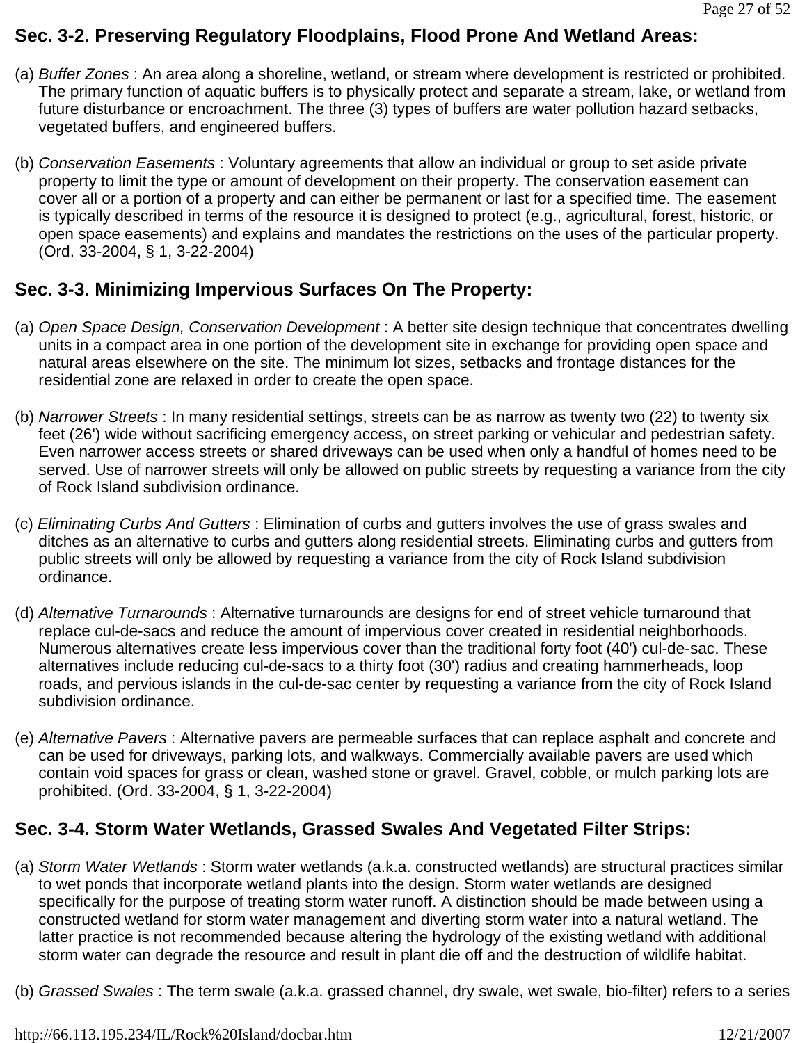## Sec. 3-2. Preserving Regulatory Floodplains, Flood Prone And Wetland Areas:

(a) *Buffer Zones* : An area along a shoreline, wetland, or stream where development is restricted or prohibited. The primary function of aquatic buffers is to physically protect and separate a stream, lake, or wetland from future disturbance or encroachment. The three (3) types of buffers are water pollution hazard setbacks, vegetated buffers, and engineered buffers.

(b) *Conservation Easements* : Voluntary agreements that allow an individual or group to set aside private property to limit the type or amount of development on their property. The conservation easement can cover all or a portion of a property and can either be permanent or last for a specified time. The easement is typically described in terms of the resource it is designed to protect (e.g., agricultural, forest, historic, or open space easements) and explains and mandates the restrictions on the uses of the particular property. (Ord. 33-2004, § 1, 3-22-2004)

## Sec. 3-3. Minimizing Impervious Surfaces On The Property:

(a) *Open Space Design, Conservation Development* : A better site design technique that concentrates dwelling units in a compact area in one portion of the development site in exchange for providing open space and natural areas elsewhere on the site. The minimum lot sizes, setbacks and frontage distances for the residential zone are relaxed in order to create the open space.

(b) *Narrower Streets* : In many residential settings, streets can be as narrow as twenty two (22) to twenty six feet (26') wide without sacrificing emergency access, on street parking or vehicular and pedestrian safety. Even narrower access streets or shared driveways can be used when only a handful of homes need to be served. Use of narrower streets will only be allowed on public streets by requesting a variance from the city of Rock Island subdivision ordinance.

(c) *Eliminating Curbs And Gutters* : Elimination of curbs and gutters involves the use of grass swales and ditches as an alternative to curbs and gutters along residential streets. Eliminating curbs and gutters from public streets will only be allowed by requesting a variance from the city of Rock Island subdivision ordinance.

(d) *Alternative Turnarounds* : Alternative turnarounds are designs for end of street vehicle turnaround that replace cul-de-sacs and reduce the amount of impervious cover created in residential neighborhoods. Numerous alternatives create less impervious cover than the traditional forty foot (40') cul-de-sac. These alternatives include reducing cul-de-sacs to a thirty foot (30') radius and creating hammerheads, loop roads, and pervious islands in the cul-de-sac center by requesting a variance from the city of Rock Island subdivision ordinance.

(e) *Alternative Pavers* : Alternative pavers are permeable surfaces that can replace asphalt and concrete and can be used for driveways, parking lots, and walkways. Commercially available pavers are used which contain void spaces for grass or clean, washed stone or gravel. Gravel, cobble, or mulch parking lots are prohibited. (Ord. 33-2004, § 1, 3-22-2004)

## Sec. 3-4. Storm Water Wetlands, Grassed Swales And Vegetated Filter Strips:

(a) *Storm Water Wetlands* : Storm water wetlands (a.k.a. constructed wetlands) are structural practices similar to wet ponds that incorporate wetland plants into the design. Storm water wetlands are designed specifically for the purpose of treating storm water runoff. A distinction should be made between using a constructed wetland for storm water management and diverting storm water into a natural wetland. The latter practice is not recommended because altering the hydrology of the existing wetland with additional storm water can degrade the resource and result in plant die off and the destruction of wildlife habitat.

(b) *Grassed Swales* : The term swale (a.k.a. grassed channel, dry swale, wet swale, bio-filter) refers to a series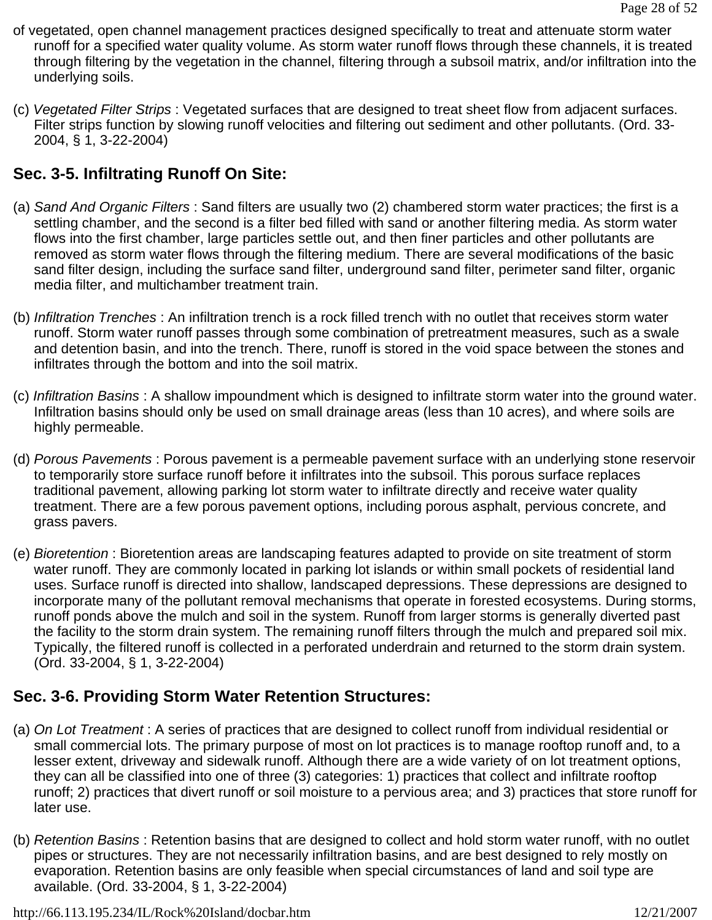of vegetated, open channel management practices designed specifically to treat and attenuate storm water runoff for a specified water quality volume. As storm water runoff flows through these channels, it is treated through filtering by the vegetation in the channel, filtering through a subsoil matrix, and/or infiltration into the underlying soils.

(c) *Vegetated Filter Strips* : Vegetated surfaces that are designed to treat sheet flow from adjacent surfaces. Filter strips function by slowing runoff velocities and filtering out sediment and other pollutants. (Ord. 33-2004, § 1, 3-22-2004)

## Sec. 3-5. Infiltrating Runoff On Site:

(a) *Sand And Organic Filters* : Sand filters are usually two (2) chambered storm water practices; the first is a settling chamber, and the second is a filter bed filled with sand or another filtering media. As storm water flows into the first chamber, large particles settle out, and then finer particles and other pollutants are removed as storm water flows through the filtering medium. There are several modifications of the basic sand filter design, including the surface sand filter, underground sand filter, perimeter sand filter, organic media filter, and multichamber treatment train.

(b) *Infiltration Trenches* : An infiltration trench is a rock filled trench with no outlet that receives storm water runoff. Storm water runoff passes through some combination of pretreatment measures, such as a swale and detention basin, and into the trench. There, runoff is stored in the void space between the stones and infiltrates through the bottom and into the soil matrix.

(c) *Infiltration Basins* : A shallow impoundment which is designed to infiltrate storm water into the ground water. Infiltration basins should only be used on small drainage areas (less than 10 acres), and where soils are highly permeable.

(d) *Porous Pavements* : Porous pavement is a permeable pavement surface with an underlying stone reservoir to temporarily store surface runoff before it infiltrates into the subsoil. This porous surface replaces traditional pavement, allowing parking lot storm water to infiltrate directly and receive water quality treatment. There are a few porous pavement options, including porous asphalt, pervious concrete, and grass pavers.

(e) *Bioretention* : Bioretention areas are landscaping features adapted to provide on site treatment of storm water runoff. They are commonly located in parking lot islands or within small pockets of residential land uses. Surface runoff is directed into shallow, landscaped depressions. These depressions are designed to incorporate many of the pollutant removal mechanisms that operate in forested ecosystems. During storms, runoff ponds above the mulch and soil in the system. Runoff from larger storms is generally diverted past the facility to the storm drain system. The remaining runoff filters through the mulch and prepared soil mix. Typically, the filtered runoff is collected in a perforated underdrain and returned to the storm drain system. (Ord. 33-2004, § 1, 3-22-2004)

## Sec. 3-6. Providing Storm Water Retention Structures:

(a) *On Lot Treatment* : A series of practices that are designed to collect runoff from individual residential or small commercial lots. The primary purpose of most on lot practices is to manage rooftop runoff and, to a lesser extent, driveway and sidewalk runoff. Although there are a wide variety of on lot treatment options, they can all be classified into one of three (3) categories: 1) practices that collect and infiltrate rooftop runoff; 2) practices that divert runoff or soil moisture to a pervious area; and 3) practices that store runoff for later use.

(b) *Retention Basins* : Retention basins that are designed to collect and hold storm water runoff, with no outlet pipes or structures. They are not necessarily infiltration basins, and are best designed to rely mostly on evaporation. Retention basins are only feasible when special circumstances of land and soil type are available. (Ord. 33-2004, § 1, 3-22-2004)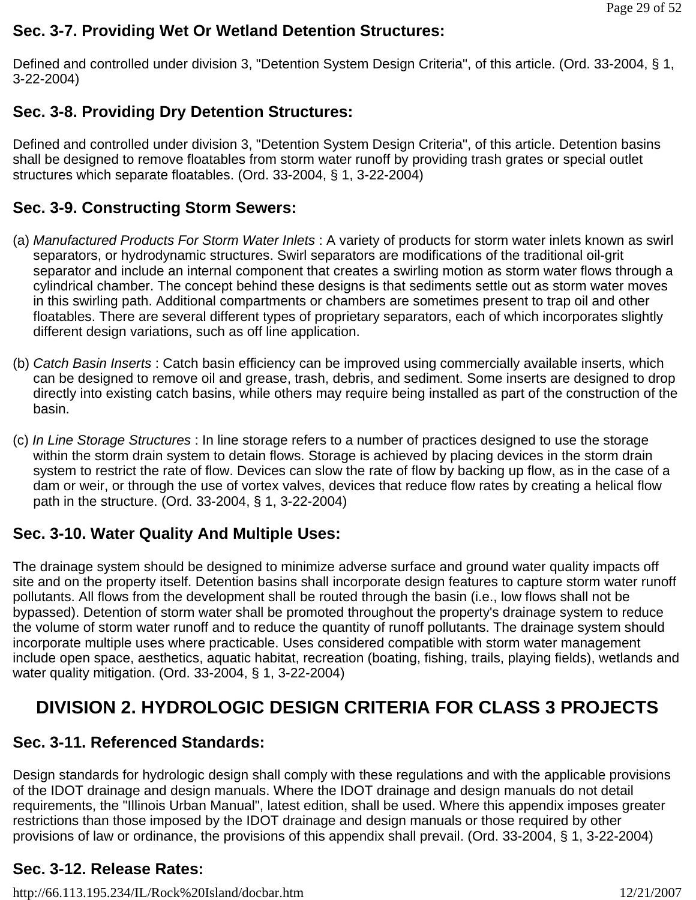### Sec. 3-7. Providing Wet Or Wetland Detention Structures:

Defined and controlled under division 3, "Detention System Design Criteria", of this article. (Ord. 33-2004, § 1, 3-22-2004)

### Sec. 3-8. Providing Dry Detention Structures:

Defined and controlled under division 3, "Detention System Design Criteria", of this article. Detention basins shall be designed to remove floatables from storm water runoff by providing trash grates or special outlet structures which separate floatables. (Ord. 33-2004, § 1, 3-22-2004)

### Sec. 3-9. Constructing Storm Sewers:

(a) *Manufactured Products For Storm Water Inlets* : A variety of products for storm water inlets known as swirl separators, or hydrodynamic structures. Swirl separators are modifications of the traditional oil-grit separator and include an internal component that creates a swirling motion as storm water flows through a cylindrical chamber. The concept behind these designs is that sediments settle out as storm water moves in this swirling path. Additional compartments or chambers are sometimes present to trap oil and other floatables. There are several different types of proprietary separators, each of which incorporates slightly different design variations, such as off line application.

(b) *Catch Basin Inserts* : Catch basin efficiency can be improved using commercially available inserts, which can be designed to remove oil and grease, trash, debris, and sediment. Some inserts are designed to drop directly into existing catch basins, while others may require being installed as part of the construction of the basin.

(c) *In Line Storage Structures* : In line storage refers to a number of practices designed to use the storage within the storm drain system to detain flows. Storage is achieved by placing devices in the storm drain system to restrict the rate of flow. Devices can slow the rate of flow by backing up flow, as in the case of a dam or weir, or through the use of vortex valves, devices that reduce flow rates by creating a helical flow path in the structure. (Ord. 33-2004, § 1, 3-22-2004)

### Sec. 3-10. Water Quality And Multiple Uses:

The drainage system should be designed to minimize adverse surface and ground water quality impacts off site and on the property itself. Detention basins shall incorporate design features to capture storm water runoff pollutants. All flows from the development shall be routed through the basin (i.e., low flows shall not be bypassed). Detention of storm water shall be promoted throughout the property's drainage system to reduce the volume of storm water runoff and to reduce the quantity of runoff pollutants. The drainage system should incorporate multiple uses where practicable. Uses considered compatible with storm water management include open space, aesthetics, aquatic habitat, recreation (boating, fishing, trails, playing fields), wetlands and water quality mitigation. (Ord. 33-2004, § 1, 3-22-2004)

## DIVISION 2. HYDROLOGIC DESIGN CRITERIA FOR CLASS 3 PROJECTS

### Sec. 3-11. Referenced Standards:

Design standards for hydrologic design shall comply with these regulations and with the applicable provisions of the IDOT drainage and design manuals. Where the IDOT drainage and design manuals do not detail requirements, the "Illinois Urban Manual", latest edition, shall be used. Where this appendix imposes greater restrictions than those imposed by the IDOT drainage and design manuals or those required by other provisions of law or ordinance, the provisions of this appendix shall prevail. (Ord. 33-2004, § 1, 3-22-2004)

### Sec. 3-12. Release Rates: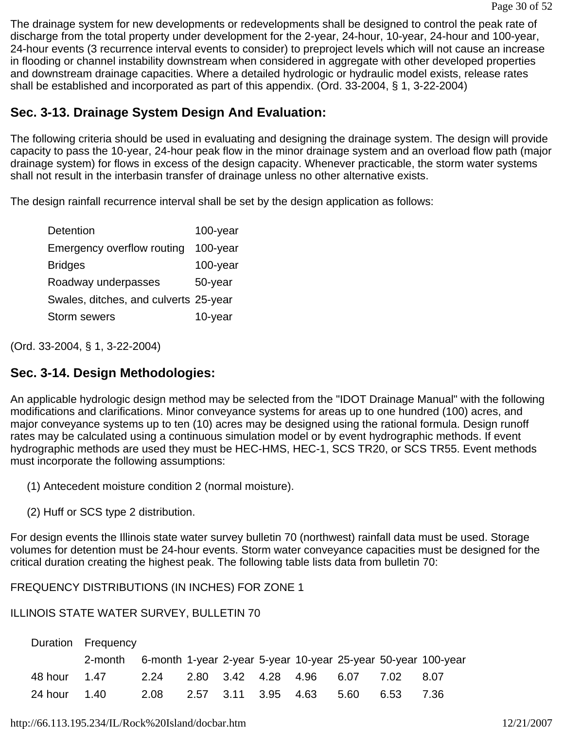The drainage system for new developments or redevelopments shall be designed to control the peak rate of discharge from the total property under development for the 2-year, 24-hour, 10-year, 24-hour and 100-year, 24-hour events (3 recurrence interval events to consider) to preproject levels which will not cause an increase in flooding or channel instability downstream when considered in aggregate with other developed properties and downstream drainage capacities. Where a detailed hydrologic or hydraulic model exists, release rates shall be established and incorporated as part of this appendix. (Ord. 33-2004, § 1, 3-22-2004)

## Sec. 3-13. Drainage System Design And Evaluation:

The following criteria should be used in evaluating and designing the drainage system. The design will provide capacity to pass the 10-year, 24-hour peak flow in the minor drainage system and an overload flow path (major drainage system) for flows in excess of the design capacity. Whenever practicable, the storm water systems shall not result in the interbasin transfer of drainage unless no other alternative exists.

The design rainfall recurrence interval shall be set by the design application as follows:

| | |
|---|---|
| Detention | 100-year |
| Emergency overflow routing | 100-year |
| Bridges | 100-year |
| Roadway underpasses | 50-year |
| Swales, ditches, and culverts | 25-year |
| Storm sewers | 10-year |

(Ord. 33-2004, § 1, 3-22-2004)

## Sec. 3-14. Design Methodologies:

An applicable hydrologic design method may be selected from the "IDOT Drainage Manual" with the following modifications and clarifications. Minor conveyance systems for areas up to one hundred (100) acres, and major conveyance systems up to ten (10) acres may be designed using the rational formula. Design runoff rates may be calculated using a continuous simulation model or by event hydrographic methods. If event hydrographic methods are used they must be HEC-HMS, HEC-1, SCS TR20, or SCS TR55. Event methods must incorporate the following assumptions:

(1) Antecedent moisture condition 2 (normal moisture).

(2) Huff or SCS type 2 distribution.

For design events the Illinois state water survey bulletin 70 (northwest) rainfall data must be used. Storage volumes for detention must be 24-hour events. Storm water conveyance capacities must be designed for the critical duration creating the highest peak. The following table lists data from bulletin 70:

FREQUENCY DISTRIBUTIONS (IN INCHES) FOR ZONE 1

ILLINOIS STATE WATER SURVEY, BULLETIN 70

| Duration | Frequency | | | | | | | | |
|---|---|---|---|---|---|---|---|---|---|
| | 2-month | 6-month | 1-year | 2-year | 5-year | 10-year | 25-year | 50-year | 100-year |
| 48 hour | 1.47 | 2.24 | 2.80 | 3.42 | 4.28 | 4.96 | 6.07 | 7.02 | 8.07 |
| 24 hour | 1.40 | 2.08 | 2.57 | 3.11 | 3.95 | 4.63 | 5.60 | 6.53 | 7.36 |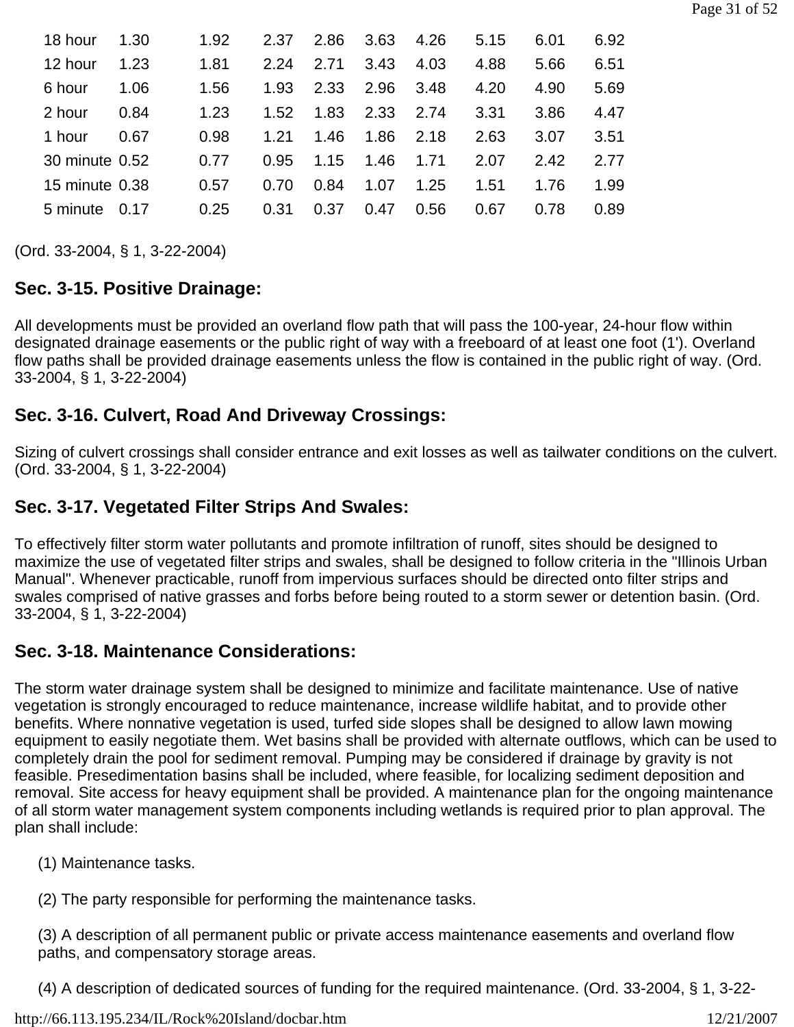| | | | | | | | | | |
|---|---|---|---|---|---|---|---|---|---|
| 18 hour | 1.30 | 1.92 | 2.37 | 2.86 | 3.63 | 4.26 | 5.15 | 6.01 | 6.92 |
| 12 hour | 1.23 | 1.81 | 2.24 | 2.71 | 3.43 | 4.03 | 4.88 | 5.66 | 6.51 |
| 6 hour | 1.06 | 1.56 | 1.93 | 2.33 | 2.96 | 3.48 | 4.20 | 4.90 | 5.69 |
| 2 hour | 0.84 | 1.23 | 1.52 | 1.83 | 2.33 | 2.74 | 3.31 | 3.86 | 4.47 |
| 1 hour | 0.67 | 0.98 | 1.21 | 1.46 | 1.86 | 2.18 | 2.63 | 3.07 | 3.51 |
| 30 minute | 0.52 | 0.77 | 0.95 | 1.15 | 1.46 | 1.71 | 2.07 | 2.42 | 2.77 |
| 15 minute | 0.38 | 0.57 | 0.70 | 0.84 | 1.07 | 1.25 | 1.51 | 1.76 | 1.99 |
| 5 minute | 0.17 | 0.25 | 0.31 | 0.37 | 0.47 | 0.56 | 0.67 | 0.78 | 0.89 |

(Ord. 33-2004, § 1, 3-22-2004)

## Sec. 3-15. Positive Drainage:

All developments must be provided an overland flow path that will pass the 100-year, 24-hour flow within designated drainage easements or the public right of way with a freeboard of at least one foot (1'). Overland flow paths shall be provided drainage easements unless the flow is contained in the public right of way. (Ord. 33-2004, § 1, 3-22-2004)

## Sec. 3-16. Culvert, Road And Driveway Crossings:

Sizing of culvert crossings shall consider entrance and exit losses as well as tailwater conditions on the culvert. (Ord. 33-2004, § 1, 3-22-2004)

## Sec. 3-17. Vegetated Filter Strips And Swales:

To effectively filter storm water pollutants and promote infiltration of runoff, sites should be designed to maximize the use of vegetated filter strips and swales, shall be designed to follow criteria in the "Illinois Urban Manual". Whenever practicable, runoff from impervious surfaces should be directed onto filter strips and swales comprised of native grasses and forbs before being routed to a storm sewer or detention basin. (Ord. 33-2004, § 1, 3-22-2004)

## Sec. 3-18. Maintenance Considerations:

The storm water drainage system shall be designed to minimize and facilitate maintenance. Use of native vegetation is strongly encouraged to reduce maintenance, increase wildlife habitat, and to provide other benefits. Where nonnative vegetation is used, turfed side slopes shall be designed to allow lawn mowing equipment to easily negotiate them. Wet basins shall be provided with alternate outflows, which can be used to completely drain the pool for sediment removal. Pumping may be considered if drainage by gravity is not feasible. Presedimentation basins shall be included, where feasible, for localizing sediment deposition and removal. Site access for heavy equipment shall be provided. A maintenance plan for the ongoing maintenance of all storm water management system components including wetlands is required prior to plan approval. The plan shall include:

(1) Maintenance tasks.

(2) The party responsible for performing the maintenance tasks.

(3) A description of all permanent public or private access maintenance easements and overland flow paths, and compensatory storage areas.

(4) A description of dedicated sources of funding for the required maintenance. (Ord. 33-2004, § 1, 3-22-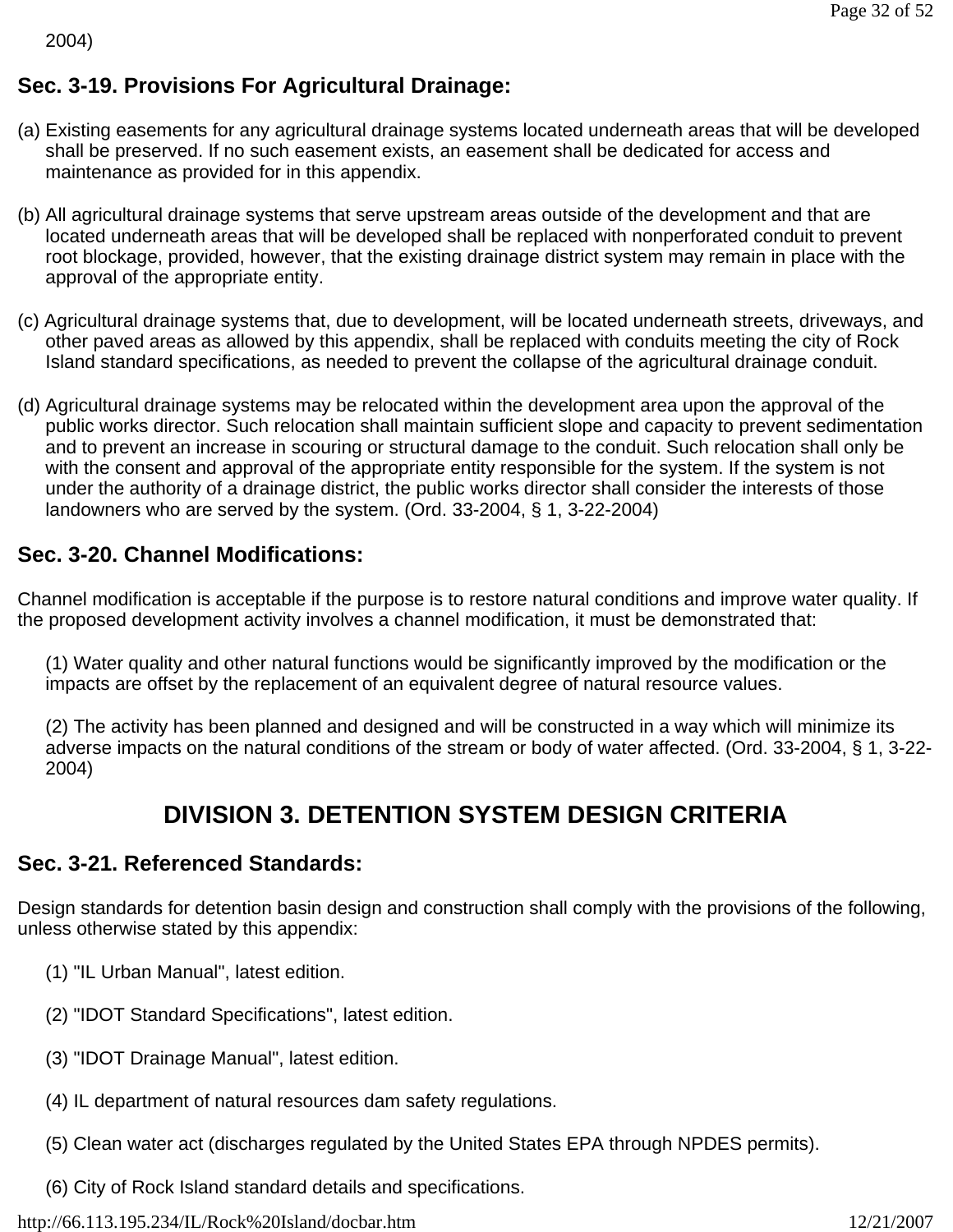2004)

## Sec. 3-19. Provisions For Agricultural Drainage:

(a) Existing easements for any agricultural drainage systems located underneath areas that will be developed shall be preserved. If no such easement exists, an easement shall be dedicated for access and maintenance as provided for in this appendix.

(b) All agricultural drainage systems that serve upstream areas outside of the development and that are located underneath areas that will be developed shall be replaced with nonperforated conduit to prevent root blockage, provided, however, that the existing drainage district system may remain in place with the approval of the appropriate entity.

(c) Agricultural drainage systems that, due to development, will be located underneath streets, driveways, and other paved areas as allowed by this appendix, shall be replaced with conduits meeting the city of Rock Island standard specifications, as needed to prevent the collapse of the agricultural drainage conduit.

(d) Agricultural drainage systems may be relocated within the development area upon the approval of the public works director. Such relocation shall maintain sufficient slope and capacity to prevent sedimentation and to prevent an increase in scouring or structural damage to the conduit. Such relocation shall only be with the consent and approval of the appropriate entity responsible for the system. If the system is not under the authority of a drainage district, the public works director shall consider the interests of those landowners who are served by the system. (Ord. 33-2004, § 1, 3-22-2004)

## Sec. 3-20. Channel Modifications:

Channel modification is acceptable if the purpose is to restore natural conditions and improve water quality. If the proposed development activity involves a channel modification, it must be demonstrated that:

(1) Water quality and other natural functions would be significantly improved by the modification or the impacts are offset by the replacement of an equivalent degree of natural resource values.

(2) The activity has been planned and designed and will be constructed in a way which will minimize its adverse impacts on the natural conditions of the stream or body of water affected. (Ord. 33-2004, § 1, 3-22-2004)

# DIVISION 3. DETENTION SYSTEM DESIGN CRITERIA

## Sec. 3-21. Referenced Standards:

Design standards for detention basin design and construction shall comply with the provisions of the following, unless otherwise stated by this appendix:

(1) "IL Urban Manual", latest edition.

(2) "IDOT Standard Specifications", latest edition.

(3) "IDOT Drainage Manual", latest edition.

(4) IL department of natural resources dam safety regulations.

(5) Clean water act (discharges regulated by the United States EPA through NPDES permits).

(6) City of Rock Island standard details and specifications.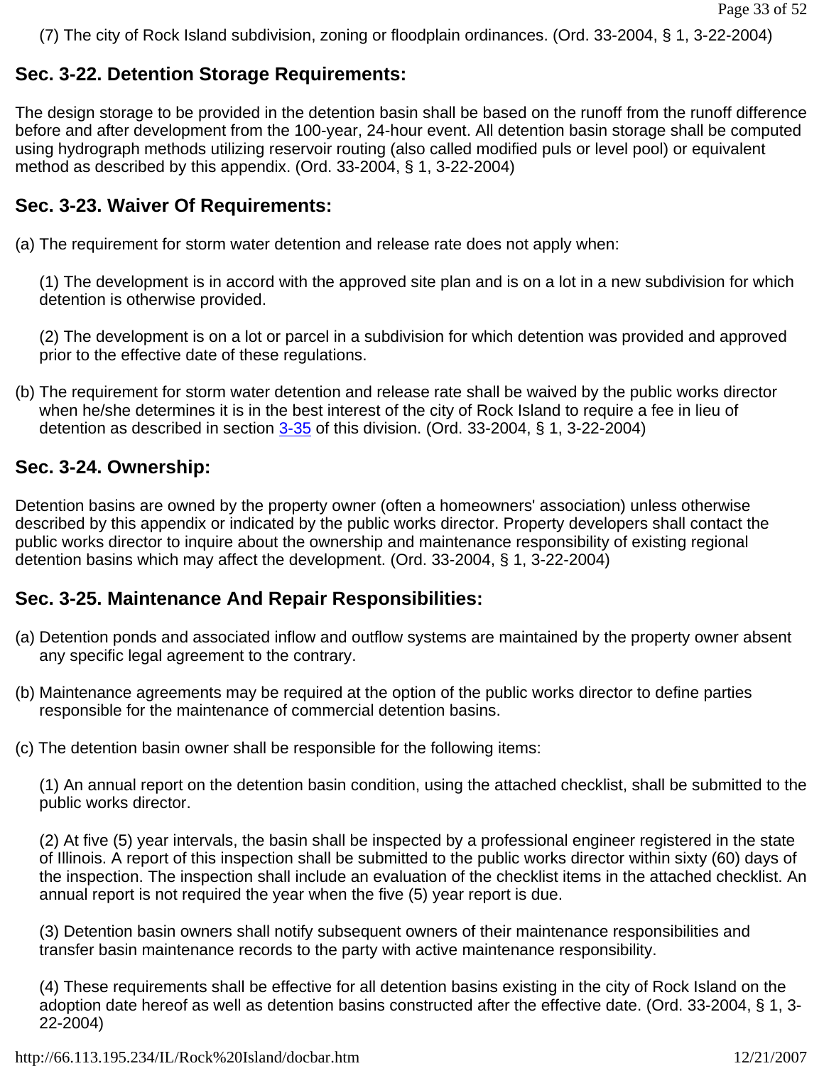(7) The city of Rock Island subdivision, zoning or floodplain ordinances. (Ord. 33-2004, § 1, 3-22-2004)

## Sec. 3-22. Detention Storage Requirements:

The design storage to be provided in the detention basin shall be based on the runoff from the runoff difference before and after development from the 100-year, 24-hour event. All detention basin storage shall be computed using hydrograph methods utilizing reservoir routing (also called modified puls or level pool) or equivalent method as described by this appendix. (Ord. 33-2004, § 1, 3-22-2004)

## Sec. 3-23. Waiver Of Requirements:

(a) The requirement for storm water detention and release rate does not apply when:

(1) The development is in accord with the approved site plan and is on a lot in a new subdivision for which detention is otherwise provided.

(2) The development is on a lot or parcel in a subdivision for which detention was provided and approved prior to the effective date of these regulations.

(b) The requirement for storm water detention and release rate shall be waived by the public works director when he/she determines it is in the best interest of the city of Rock Island to require a fee in lieu of detention as described in section 3-35 of this division. (Ord. 33-2004, § 1, 3-22-2004)

## Sec. 3-24. Ownership:

Detention basins are owned by the property owner (often a homeowners' association) unless otherwise described by this appendix or indicated by the public works director. Property developers shall contact the public works director to inquire about the ownership and maintenance responsibility of existing regional detention basins which may affect the development. (Ord. 33-2004, § 1, 3-22-2004)

## Sec. 3-25. Maintenance And Repair Responsibilities:

(a) Detention ponds and associated inflow and outflow systems are maintained by the property owner absent any specific legal agreement to the contrary.

(b) Maintenance agreements may be required at the option of the public works director to define parties responsible for the maintenance of commercial detention basins.

(c) The detention basin owner shall be responsible for the following items:

(1) An annual report on the detention basin condition, using the attached checklist, shall be submitted to the public works director.

(2) At five (5) year intervals, the basin shall be inspected by a professional engineer registered in the state of Illinois. A report of this inspection shall be submitted to the public works director within sixty (60) days of the inspection. The inspection shall include an evaluation of the checklist items in the attached checklist. An annual report is not required the year when the five (5) year report is due.

(3) Detention basin owners shall notify subsequent owners of their maintenance responsibilities and transfer basin maintenance records to the party with active maintenance responsibility.

(4) These requirements shall be effective for all detention basins existing in the city of Rock Island on the adoption date hereof as well as detention basins constructed after the effective date. (Ord. 33-2004, § 1, 3-22-2004)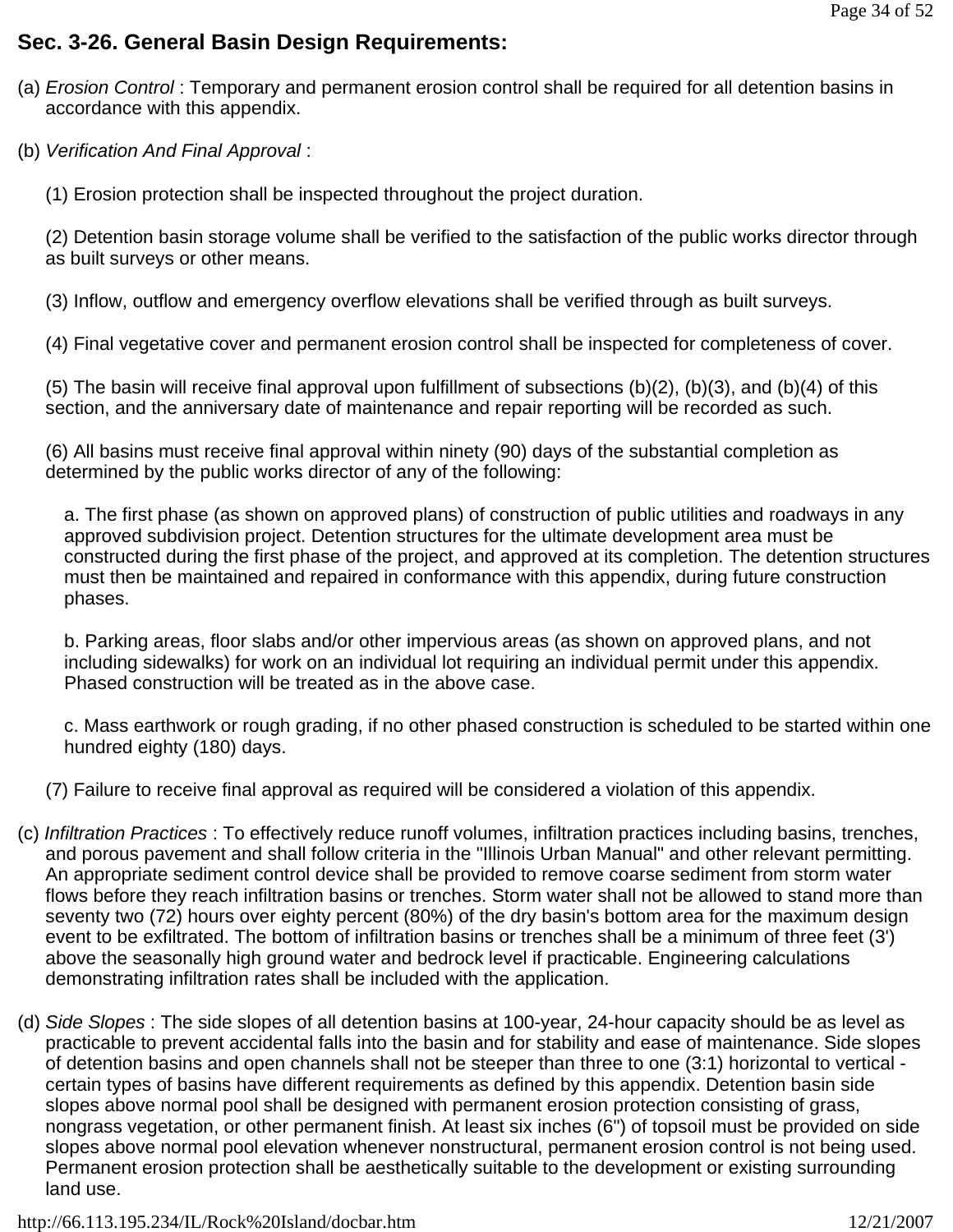## Sec. 3-26. General Basin Design Requirements:

(a) *Erosion Control* : Temporary and permanent erosion control shall be required for all detention basins in accordance with this appendix.

(b) *Verification And Final Approval* :

(1) Erosion protection shall be inspected throughout the project duration.

(2) Detention basin storage volume shall be verified to the satisfaction of the public works director through as built surveys or other means.

(3) Inflow, outflow and emergency overflow elevations shall be verified through as built surveys.

(4) Final vegetative cover and permanent erosion control shall be inspected for completeness of cover.

(5) The basin will receive final approval upon fulfillment of subsections (b)(2), (b)(3), and (b)(4) of this section, and the anniversary date of maintenance and repair reporting will be recorded as such.

(6) All basins must receive final approval within ninety (90) days of the substantial completion as determined by the public works director of any of the following:

a. The first phase (as shown on approved plans) of construction of public utilities and roadways in any approved subdivision project. Detention structures for the ultimate development area must be constructed during the first phase of the project, and approved at its completion. The detention structures must then be maintained and repaired in conformance with this appendix, during future construction phases.

b. Parking areas, floor slabs and/or other impervious areas (as shown on approved plans, and not including sidewalks) for work on an individual lot requiring an individual permit under this appendix. Phased construction will be treated as in the above case.

c. Mass earthwork or rough grading, if no other phased construction is scheduled to be started within one hundred eighty (180) days.

(7) Failure to receive final approval as required will be considered a violation of this appendix.

(c) *Infiltration Practices* : To effectively reduce runoff volumes, infiltration practices including basins, trenches, and porous pavement and shall follow criteria in the "Illinois Urban Manual" and other relevant permitting. An appropriate sediment control device shall be provided to remove coarse sediment from storm water flows before they reach infiltration basins or trenches. Storm water shall not be allowed to stand more than seventy two (72) hours over eighty percent (80%) of the dry basin's bottom area for the maximum design event to be exfiltrated. The bottom of infiltration basins or trenches shall be a minimum of three feet (3') above the seasonally high ground water and bedrock level if practicable. Engineering calculations demonstrating infiltration rates shall be included with the application.

(d) *Side Slopes* : The side slopes of all detention basins at 100-year, 24-hour capacity should be as level as practicable to prevent accidental falls into the basin and for stability and ease of maintenance. Side slopes of detention basins and open channels shall not be steeper than three to one (3:1) horizontal to vertical - certain types of basins have different requirements as defined by this appendix. Detention basin side slopes above normal pool shall be designed with permanent erosion protection consisting of grass, nongrass vegetation, or other permanent finish. At least six inches (6") of topsoil must be provided on side slopes above normal pool elevation whenever nonstructural, permanent erosion control is not being used. Permanent erosion protection shall be aesthetically suitable to the development or existing surrounding land use.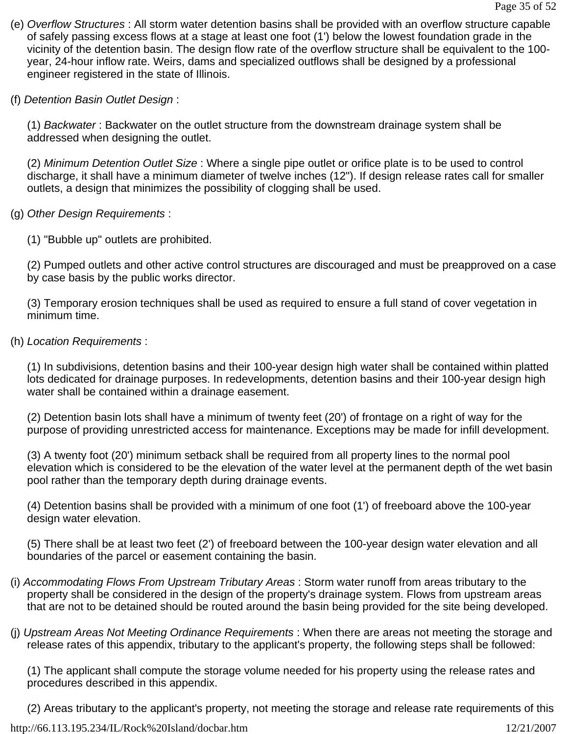(e) *Overflow Structures* : All storm water detention basins shall be provided with an overflow structure capable of safely passing excess flows at a stage at least one foot (1') below the lowest foundation grade in the vicinity of the detention basin. The design flow rate of the overflow structure shall be equivalent to the 100-year, 24-hour inflow rate. Weirs, dams and specialized outflows shall be designed by a professional engineer registered in the state of Illinois.

(f) *Detention Basin Outlet Design* :

(1) *Backwater* : Backwater on the outlet structure from the downstream drainage system shall be addressed when designing the outlet.

(2) *Minimum Detention Outlet Size* : Where a single pipe outlet or orifice plate is to be used to control discharge, it shall have a minimum diameter of twelve inches (12"). If design release rates call for smaller outlets, a design that minimizes the possibility of clogging shall be used.

(g) *Other Design Requirements* :

(1) "Bubble up" outlets are prohibited.

(2) Pumped outlets and other active control structures are discouraged and must be preapproved on a case by case basis by the public works director.

(3) Temporary erosion techniques shall be used as required to ensure a full stand of cover vegetation in minimum time.

(h) *Location Requirements* :

(1) In subdivisions, detention basins and their 100-year design high water shall be contained within platted lots dedicated for drainage purposes. In redevelopments, detention basins and their 100-year design high water shall be contained within a drainage easement.

(2) Detention basin lots shall have a minimum of twenty feet (20') of frontage on a right of way for the purpose of providing unrestricted access for maintenance. Exceptions may be made for infill development.

(3) A twenty foot (20') minimum setback shall be required from all property lines to the normal pool elevation which is considered to be the elevation of the water level at the permanent depth of the wet basin pool rather than the temporary depth during drainage events.

(4) Detention basins shall be provided with a minimum of one foot (1') of freeboard above the 100-year design water elevation.

(5) There shall be at least two feet (2') of freeboard between the 100-year design water elevation and all boundaries of the parcel or easement containing the basin.

(i) *Accommodating Flows From Upstream Tributary Areas* : Storm water runoff from areas tributary to the property shall be considered in the design of the property's drainage system. Flows from upstream areas that are not to be detained should be routed around the basin being provided for the site being developed.

(j) *Upstream Areas Not Meeting Ordinance Requirements* : When there are areas not meeting the storage and release rates of this appendix, tributary to the applicant's property, the following steps shall be followed:

(1) The applicant shall compute the storage volume needed for his property using the release rates and procedures described in this appendix.

(2) Areas tributary to the applicant's property, not meeting the storage and release rate requirements of this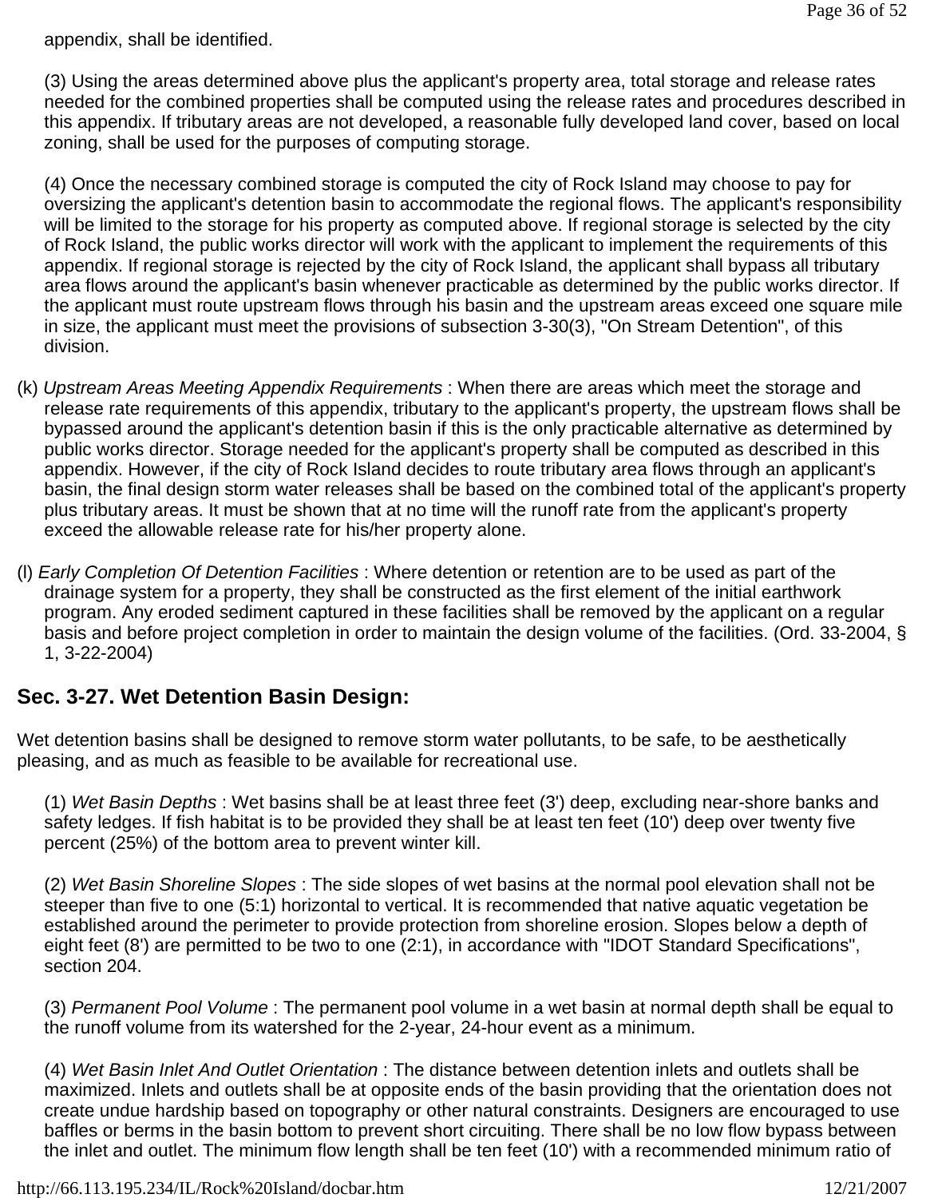appendix, shall be identified.

(3) Using the areas determined above plus the applicant's property area, total storage and release rates needed for the combined properties shall be computed using the release rates and procedures described in this appendix. If tributary areas are not developed, a reasonable fully developed land cover, based on local zoning, shall be used for the purposes of computing storage.

(4) Once the necessary combined storage is computed the city of Rock Island may choose to pay for oversizing the applicant's detention basin to accommodate the regional flows. The applicant's responsibility will be limited to the storage for his property as computed above. If regional storage is selected by the city of Rock Island, the public works director will work with the applicant to implement the requirements of this appendix. If regional storage is rejected by the city of Rock Island, the applicant shall bypass all tributary area flows around the applicant's basin whenever practicable as determined by the public works director. If the applicant must route upstream flows through his basin and the upstream areas exceed one square mile in size, the applicant must meet the provisions of subsection 3-30(3), "On Stream Detention", of this division.

(k) *Upstream Areas Meeting Appendix Requirements* : When there are areas which meet the storage and release rate requirements of this appendix, tributary to the applicant's property, the upstream flows shall be bypassed around the applicant's detention basin if this is the only practicable alternative as determined by public works director. Storage needed for the applicant's property shall be computed as described in this appendix. However, if the city of Rock Island decides to route tributary area flows through an applicant's basin, the final design storm water releases shall be based on the combined total of the applicant's property plus tributary areas. It must be shown that at no time will the runoff rate from the applicant's property exceed the allowable release rate for his/her property alone.

(l) *Early Completion Of Detention Facilities* : Where detention or retention are to be used as part of the drainage system for a property, they shall be constructed as the first element of the initial earthwork program. Any eroded sediment captured in these facilities shall be removed by the applicant on a regular basis and before project completion in order to maintain the design volume of the facilities. (Ord. 33-2004, § 1, 3-22-2004)

## Sec. 3-27. Wet Detention Basin Design:

Wet detention basins shall be designed to remove storm water pollutants, to be safe, to be aesthetically pleasing, and as much as feasible to be available for recreational use.

(1) *Wet Basin Depths* : Wet basins shall be at least three feet (3') deep, excluding near-shore banks and safety ledges. If fish habitat is to be provided they shall be at least ten feet (10') deep over twenty five percent (25%) of the bottom area to prevent winter kill.

(2) *Wet Basin Shoreline Slopes* : The side slopes of wet basins at the normal pool elevation shall not be steeper than five to one (5:1) horizontal to vertical. It is recommended that native aquatic vegetation be established around the perimeter to provide protection from shoreline erosion. Slopes below a depth of eight feet (8') are permitted to be two to one (2:1), in accordance with "IDOT Standard Specifications", section 204.

(3) *Permanent Pool Volume* : The permanent pool volume in a wet basin at normal depth shall be equal to the runoff volume from its watershed for the 2-year, 24-hour event as a minimum.

(4) *Wet Basin Inlet And Outlet Orientation* : The distance between detention inlets and outlets shall be maximized. Inlets and outlets shall be at opposite ends of the basin providing that the orientation does not create undue hardship based on topography or other natural constraints. Designers are encouraged to use baffles or berms in the basin bottom to prevent short circuiting. There shall be no low flow bypass between the inlet and outlet. The minimum flow length shall be ten feet (10') with a recommended minimum ratio of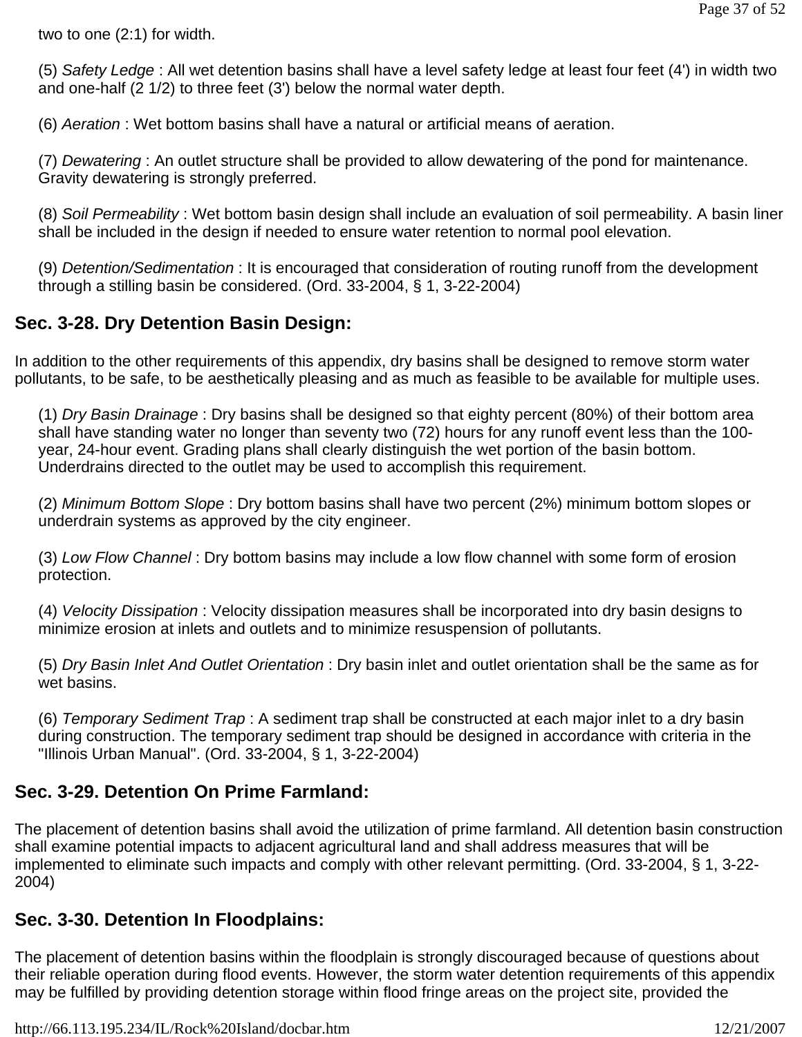two to one (2:1) for width.

(5) *Safety Ledge* : All wet detention basins shall have a level safety ledge at least four feet (4') in width two and one-half (2 1/2) to three feet (3') below the normal water depth.

(6) *Aeration* : Wet bottom basins shall have a natural or artificial means of aeration.

(7) *Dewatering* : An outlet structure shall be provided to allow dewatering of the pond for maintenance. Gravity dewatering is strongly preferred.

(8) *Soil Permeability* : Wet bottom basin design shall include an evaluation of soil permeability. A basin liner shall be included in the design if needed to ensure water retention to normal pool elevation.

(9) *Detention/Sedimentation* : It is encouraged that consideration of routing runoff from the development through a stilling basin be considered. (Ord. 33-2004, § 1, 3-22-2004)

## Sec. 3-28. Dry Detention Basin Design:

In addition to the other requirements of this appendix, dry basins shall be designed to remove storm water pollutants, to be safe, to be aesthetically pleasing and as much as feasible to be available for multiple uses.

(1) *Dry Basin Drainage* : Dry basins shall be designed so that eighty percent (80%) of their bottom area shall have standing water no longer than seventy two (72) hours for any runoff event less than the 100-year, 24-hour event. Grading plans shall clearly distinguish the wet portion of the basin bottom. Underdrains directed to the outlet may be used to accomplish this requirement.

(2) *Minimum Bottom Slope* : Dry bottom basins shall have two percent (2%) minimum bottom slopes or underdrain systems as approved by the city engineer.

(3) *Low Flow Channel* : Dry bottom basins may include a low flow channel with some form of erosion protection.

(4) *Velocity Dissipation* : Velocity dissipation measures shall be incorporated into dry basin designs to minimize erosion at inlets and outlets and to minimize resuspension of pollutants.

(5) *Dry Basin Inlet And Outlet Orientation* : Dry basin inlet and outlet orientation shall be the same as for wet basins.

(6) *Temporary Sediment Trap* : A sediment trap shall be constructed at each major inlet to a dry basin during construction. The temporary sediment trap should be designed in accordance with criteria in the "Illinois Urban Manual". (Ord. 33-2004, § 1, 3-22-2004)

## Sec. 3-29. Detention On Prime Farmland:

The placement of detention basins shall avoid the utilization of prime farmland. All detention basin construction shall examine potential impacts to adjacent agricultural land and shall address measures that will be implemented to eliminate such impacts and comply with other relevant permitting. (Ord. 33-2004, § 1, 3-22-2004)

## Sec. 3-30. Detention In Floodplains:

The placement of detention basins within the floodplain is strongly discouraged because of questions about their reliable operation during flood events. However, the storm water detention requirements of this appendix may be fulfilled by providing detention storage within flood fringe areas on the project site, provided the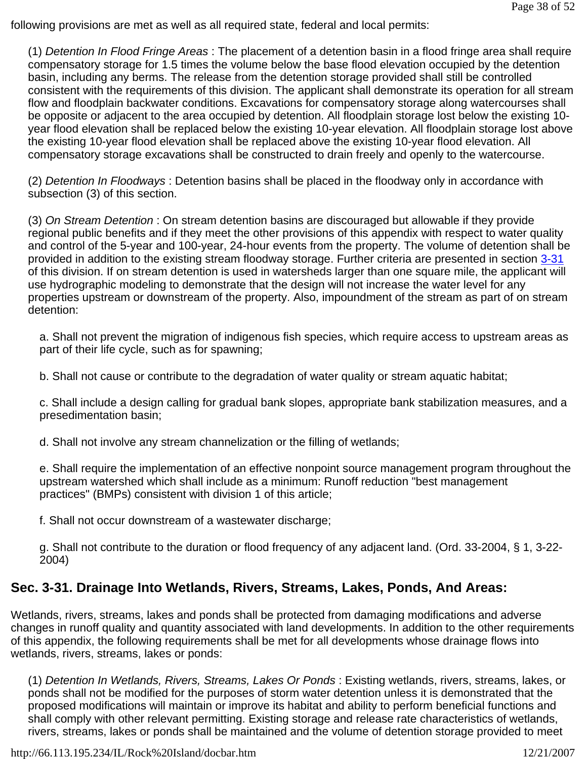following provisions are met as well as all required state, federal and local permits:

(1) *Detention In Flood Fringe Areas* : The placement of a detention basin in a flood fringe area shall require compensatory storage for 1.5 times the volume below the base flood elevation occupied by the detention basin, including any berms. The release from the detention storage provided shall still be controlled consistent with the requirements of this division. The applicant shall demonstrate its operation for all stream flow and floodplain backwater conditions. Excavations for compensatory storage along watercourses shall be opposite or adjacent to the area occupied by detention. All floodplain storage lost below the existing 10-year flood elevation shall be replaced below the existing 10-year elevation. All floodplain storage lost above the existing 10-year flood elevation shall be replaced above the existing 10-year flood elevation. All compensatory storage excavations shall be constructed to drain freely and openly to the watercourse.

(2) *Detention In Floodways* : Detention basins shall be placed in the floodway only in accordance with subsection (3) of this section.

(3) *On Stream Detention* : On stream detention basins are discouraged but allowable if they provide regional public benefits and if they meet the other provisions of this appendix with respect to water quality and control of the 5-year and 100-year, 24-hour events from the property. The volume of detention shall be provided in addition to the existing stream floodway storage. Further criteria are presented in section 3-31 of this division. If on stream detention is used in watersheds larger than one square mile, the applicant will use hydrographic modeling to demonstrate that the design will not increase the water level for any properties upstream or downstream of the property. Also, impoundment of the stream as part of on stream detention:

a. Shall not prevent the migration of indigenous fish species, which require access to upstream areas as part of their life cycle, such as for spawning;

b. Shall not cause or contribute to the degradation of water quality or stream aquatic habitat;

c. Shall include a design calling for gradual bank slopes, appropriate bank stabilization measures, and a presedimentation basin;

d. Shall not involve any stream channelization or the filling of wetlands;

e. Shall require the implementation of an effective nonpoint source management program throughout the upstream watershed which shall include as a minimum: Runoff reduction "best management practices" (BMPs) consistent with division 1 of this article;

f. Shall not occur downstream of a wastewater discharge;

g. Shall not contribute to the duration or flood frequency of any adjacent land. (Ord. 33-2004, § 1, 3-22-2004)

## Sec. 3-31. Drainage Into Wetlands, Rivers, Streams, Lakes, Ponds, And Areas:

Wetlands, rivers, streams, lakes and ponds shall be protected from damaging modifications and adverse changes in runoff quality and quantity associated with land developments. In addition to the other requirements of this appendix, the following requirements shall be met for all developments whose drainage flows into wetlands, rivers, streams, lakes or ponds:

(1) *Detention In Wetlands, Rivers, Streams, Lakes Or Ponds* : Existing wetlands, rivers, streams, lakes, or ponds shall not be modified for the purposes of storm water detention unless it is demonstrated that the proposed modifications will maintain or improve its habitat and ability to perform beneficial functions and shall comply with other relevant permitting. Existing storage and release rate characteristics of wetlands, rivers, streams, lakes or ponds shall be maintained and the volume of detention storage provided to meet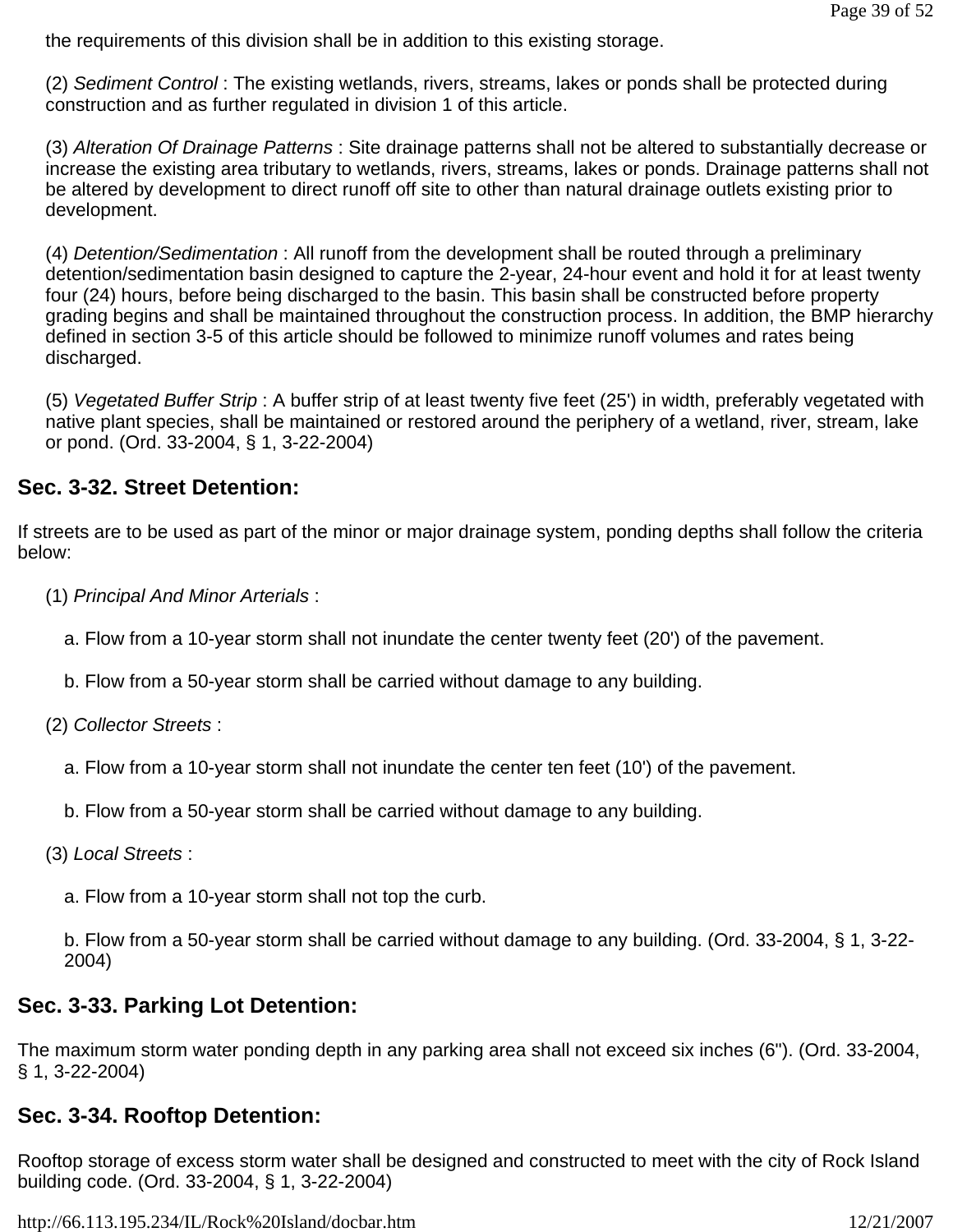the requirements of this division shall be in addition to this existing storage.

(2) *Sediment Control* : The existing wetlands, rivers, streams, lakes or ponds shall be protected during construction and as further regulated in division 1 of this article.

(3) *Alteration Of Drainage Patterns* : Site drainage patterns shall not be altered to substantially decrease or increase the existing area tributary to wetlands, rivers, streams, lakes or ponds. Drainage patterns shall not be altered by development to direct runoff off site to other than natural drainage outlets existing prior to development.

(4) *Detention/Sedimentation* : All runoff from the development shall be routed through a preliminary detention/sedimentation basin designed to capture the 2-year, 24-hour event and hold it for at least twenty four (24) hours, before being discharged to the basin. This basin shall be constructed before property grading begins and shall be maintained throughout the construction process. In addition, the BMP hierarchy defined in section 3-5 of this article should be followed to minimize runoff volumes and rates being discharged.

(5) *Vegetated Buffer Strip* : A buffer strip of at least twenty five feet (25') in width, preferably vegetated with native plant species, shall be maintained or restored around the periphery of a wetland, river, stream, lake or pond. (Ord. 33-2004, § 1, 3-22-2004)

## Sec. 3-32. Street Detention:

If streets are to be used as part of the minor or major drainage system, ponding depths shall follow the criteria below:

(1) *Principal And Minor Arterials* :

a. Flow from a 10-year storm shall not inundate the center twenty feet (20') of the pavement.

b. Flow from a 50-year storm shall be carried without damage to any building.

(2) *Collector Streets* :

a. Flow from a 10-year storm shall not inundate the center ten feet (10') of the pavement.

b. Flow from a 50-year storm shall be carried without damage to any building.

(3) *Local Streets* :

a. Flow from a 10-year storm shall not top the curb.

b. Flow from a 50-year storm shall be carried without damage to any building. (Ord. 33-2004, § 1, 3-22-2004)

## Sec. 3-33. Parking Lot Detention:

The maximum storm water ponding depth in any parking area shall not exceed six inches (6"). (Ord. 33-2004, § 1, 3-22-2004)

## Sec. 3-34. Rooftop Detention:

Rooftop storage of excess storm water shall be designed and constructed to meet with the city of Rock Island building code. (Ord. 33-2004, § 1, 3-22-2004)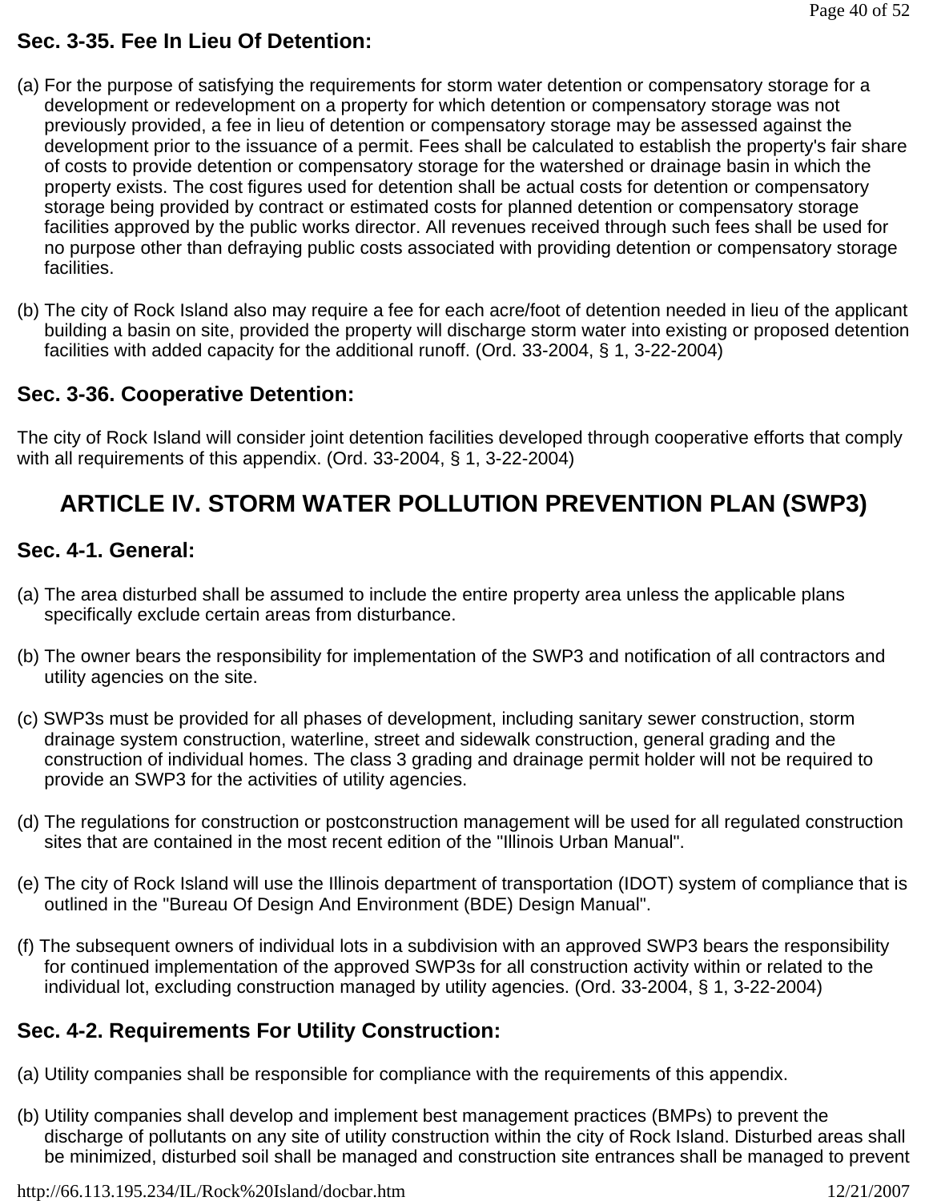### Sec. 3-35. Fee In Lieu Of Detention:

(a) For the purpose of satisfying the requirements for storm water detention or compensatory storage for a development or redevelopment on a property for which detention or compensatory storage was not previously provided, a fee in lieu of detention or compensatory storage may be assessed against the development prior to the issuance of a permit. Fees shall be calculated to establish the property's fair share of costs to provide detention or compensatory storage for the watershed or drainage basin in which the property exists. The cost figures used for detention shall be actual costs for detention or compensatory storage being provided by contract or estimated costs for planned detention or compensatory storage facilities approved by the public works director. All revenues received through such fees shall be used for no purpose other than defraying public costs associated with providing detention or compensatory storage facilities.

(b) The city of Rock Island also may require a fee for each acre/foot of detention needed in lieu of the applicant building a basin on site, provided the property will discharge storm water into existing or proposed detention facilities with added capacity for the additional runoff. (Ord. 33-2004, § 1, 3-22-2004)

### Sec. 3-36. Cooperative Detention:

The city of Rock Island will consider joint detention facilities developed through cooperative efforts that comply with all requirements of this appendix. (Ord. 33-2004, § 1, 3-22-2004)

## ARTICLE IV. STORM WATER POLLUTION PREVENTION PLAN (SWP3)

### Sec. 4-1. General:

(a) The area disturbed shall be assumed to include the entire property area unless the applicable plans specifically exclude certain areas from disturbance.

(b) The owner bears the responsibility for implementation of the SWP3 and notification of all contractors and utility agencies on the site.

(c) SWP3s must be provided for all phases of development, including sanitary sewer construction, storm drainage system construction, waterline, street and sidewalk construction, general grading and the construction of individual homes. The class 3 grading and drainage permit holder will not be required to provide an SWP3 for the activities of utility agencies.

(d) The regulations for construction or postconstruction management will be used for all regulated construction sites that are contained in the most recent edition of the "Illinois Urban Manual".

(e) The city of Rock Island will use the Illinois department of transportation (IDOT) system of compliance that is outlined in the "Bureau Of Design And Environment (BDE) Design Manual".

(f) The subsequent owners of individual lots in a subdivision with an approved SWP3 bears the responsibility for continued implementation of the approved SWP3s for all construction activity within or related to the individual lot, excluding construction managed by utility agencies. (Ord. 33-2004, § 1, 3-22-2004)

### Sec. 4-2. Requirements For Utility Construction:

(a) Utility companies shall be responsible for compliance with the requirements of this appendix.

(b) Utility companies shall develop and implement best management practices (BMPs) to prevent the discharge of pollutants on any site of utility construction within the city of Rock Island. Disturbed areas shall be minimized, disturbed soil shall be managed and construction site entrances shall be managed to prevent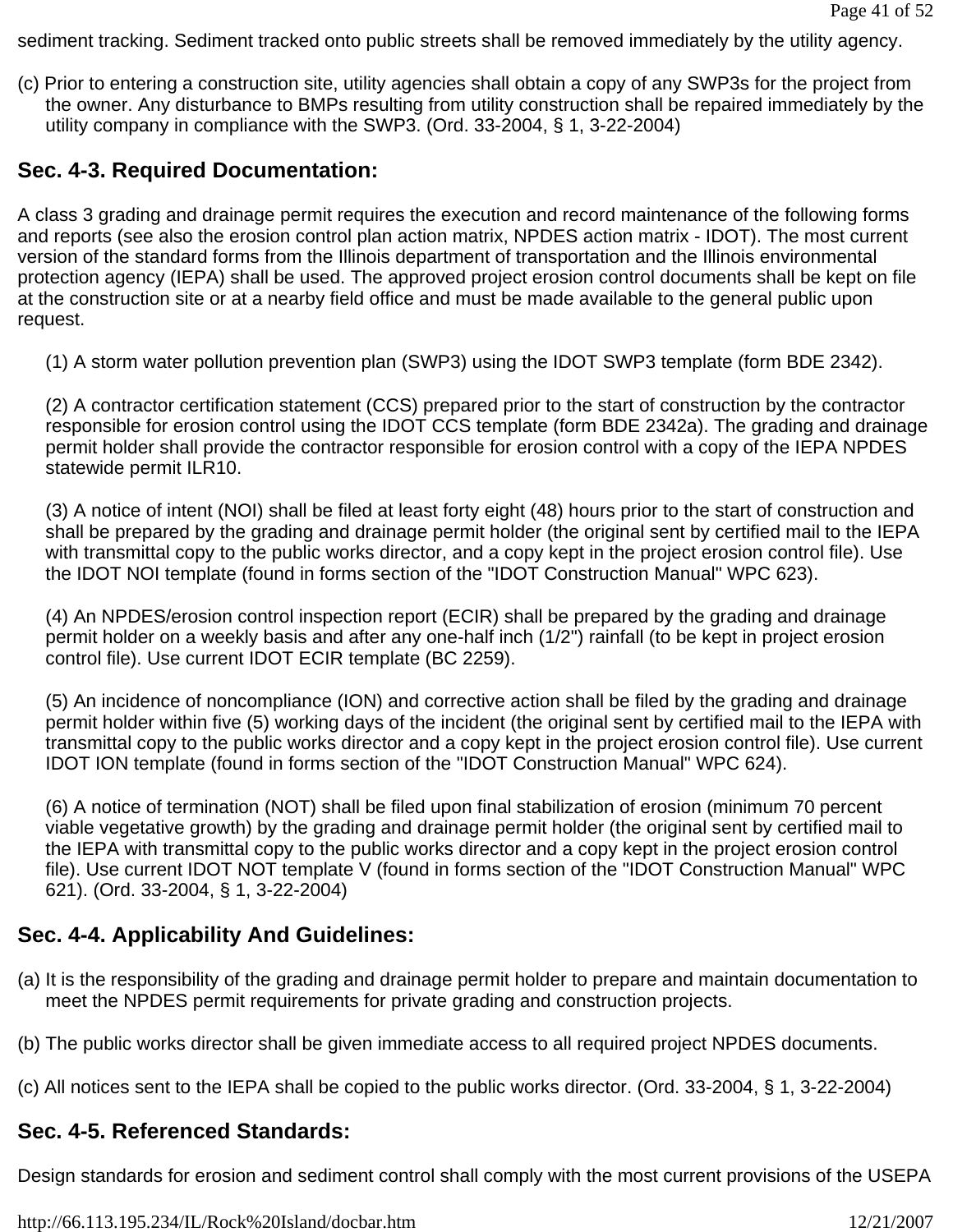sediment tracking. Sediment tracked onto public streets shall be removed immediately by the utility agency.

(c) Prior to entering a construction site, utility agencies shall obtain a copy of any SWP3s for the project from the owner. Any disturbance to BMPs resulting from utility construction shall be repaired immediately by the utility company in compliance with the SWP3. (Ord. 33-2004, § 1, 3-22-2004)

## Sec. 4-3. Required Documentation:

A class 3 grading and drainage permit requires the execution and record maintenance of the following forms and reports (see also the erosion control plan action matrix, NPDES action matrix - IDOT). The most current version of the standard forms from the Illinois department of transportation and the Illinois environmental protection agency (IEPA) shall be used. The approved project erosion control documents shall be kept on file at the construction site or at a nearby field office and must be made available to the general public upon request.

(1) A storm water pollution prevention plan (SWP3) using the IDOT SWP3 template (form BDE 2342).

(2) A contractor certification statement (CCS) prepared prior to the start of construction by the contractor responsible for erosion control using the IDOT CCS template (form BDE 2342a). The grading and drainage permit holder shall provide the contractor responsible for erosion control with a copy of the IEPA NPDES statewide permit ILR10.

(3) A notice of intent (NOI) shall be filed at least forty eight (48) hours prior to the start of construction and shall be prepared by the grading and drainage permit holder (the original sent by certified mail to the IEPA with transmittal copy to the public works director, and a copy kept in the project erosion control file). Use the IDOT NOI template (found in forms section of the "IDOT Construction Manual" WPC 623).

(4) An NPDES/erosion control inspection report (ECIR) shall be prepared by the grading and drainage permit holder on a weekly basis and after any one-half inch (1/2") rainfall (to be kept in project erosion control file). Use current IDOT ECIR template (BC 2259).

(5) An incidence of noncompliance (ION) and corrective action shall be filed by the grading and drainage permit holder within five (5) working days of the incident (the original sent by certified mail to the IEPA with transmittal copy to the public works director and a copy kept in the project erosion control file). Use current IDOT ION template (found in forms section of the "IDOT Construction Manual" WPC 624).

(6) A notice of termination (NOT) shall be filed upon final stabilization of erosion (minimum 70 percent viable vegetative growth) by the grading and drainage permit holder (the original sent by certified mail to the IEPA with transmittal copy to the public works director and a copy kept in the project erosion control file). Use current IDOT NOT template V (found in forms section of the "IDOT Construction Manual" WPC 621). (Ord. 33-2004, § 1, 3-22-2004)

## Sec. 4-4. Applicability And Guidelines:

(a) It is the responsibility of the grading and drainage permit holder to prepare and maintain documentation to meet the NPDES permit requirements for private grading and construction projects.

(b) The public works director shall be given immediate access to all required project NPDES documents.

(c) All notices sent to the IEPA shall be copied to the public works director. (Ord. 33-2004, § 1, 3-22-2004)

## Sec. 4-5. Referenced Standards:

Design standards for erosion and sediment control shall comply with the most current provisions of the USEPA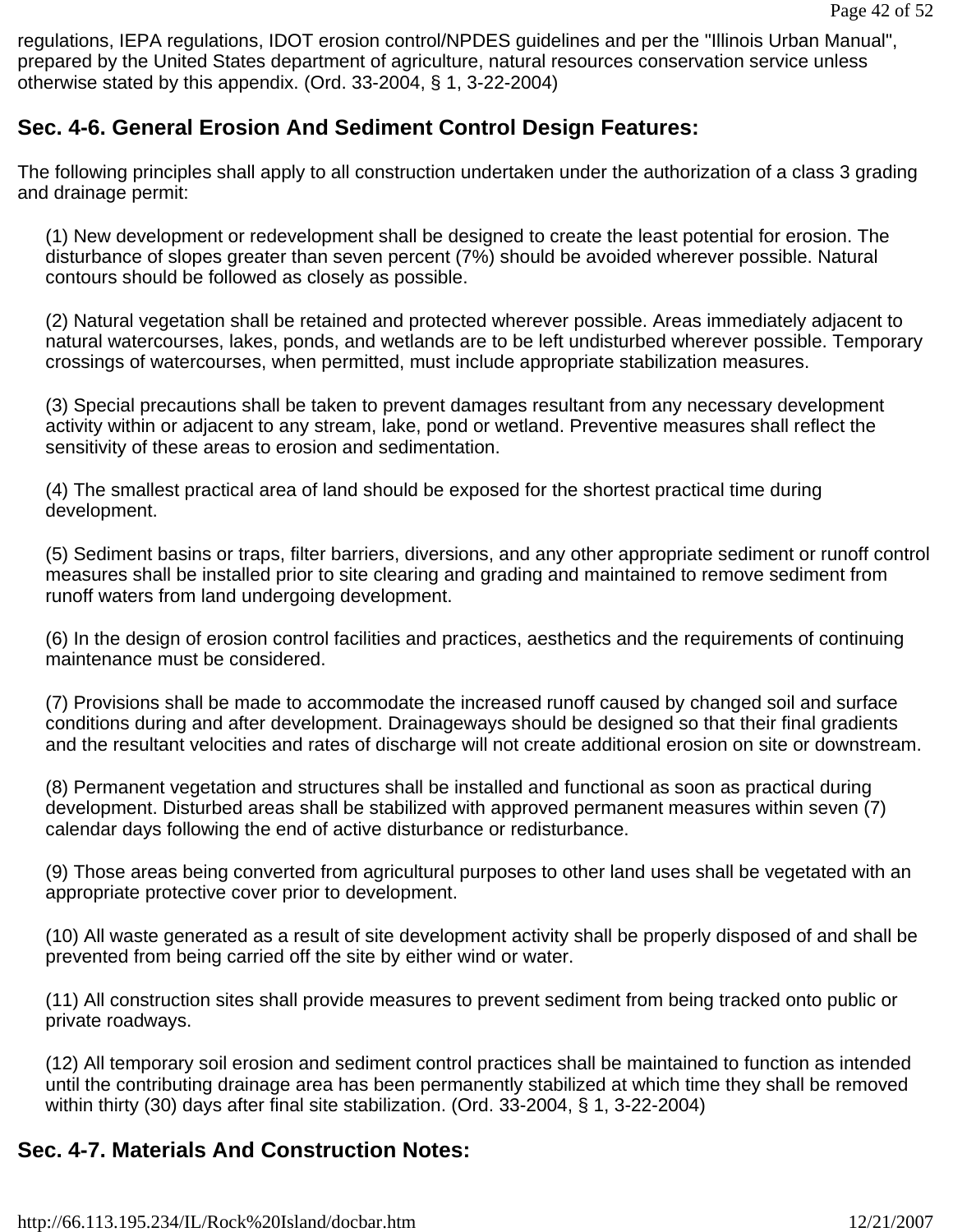regulations, IEPA regulations, IDOT erosion control/NPDES guidelines and per the "Illinois Urban Manual", prepared by the United States department of agriculture, natural resources conservation service unless otherwise stated by this appendix. (Ord. 33-2004, § 1, 3-22-2004)

## Sec. 4-6. General Erosion And Sediment Control Design Features:

The following principles shall apply to all construction undertaken under the authorization of a class 3 grading and drainage permit:

(1) New development or redevelopment shall be designed to create the least potential for erosion. The disturbance of slopes greater than seven percent (7%) should be avoided wherever possible. Natural contours should be followed as closely as possible.

(2) Natural vegetation shall be retained and protected wherever possible. Areas immediately adjacent to natural watercourses, lakes, ponds, and wetlands are to be left undisturbed wherever possible. Temporary crossings of watercourses, when permitted, must include appropriate stabilization measures.

(3) Special precautions shall be taken to prevent damages resultant from any necessary development activity within or adjacent to any stream, lake, pond or wetland. Preventive measures shall reflect the sensitivity of these areas to erosion and sedimentation.

(4) The smallest practical area of land should be exposed for the shortest practical time during development.

(5) Sediment basins or traps, filter barriers, diversions, and any other appropriate sediment or runoff control measures shall be installed prior to site clearing and grading and maintained to remove sediment from runoff waters from land undergoing development.

(6) In the design of erosion control facilities and practices, aesthetics and the requirements of continuing maintenance must be considered.

(7) Provisions shall be made to accommodate the increased runoff caused by changed soil and surface conditions during and after development. Drainageways should be designed so that their final gradients and the resultant velocities and rates of discharge will not create additional erosion on site or downstream.

(8) Permanent vegetation and structures shall be installed and functional as soon as practical during development. Disturbed areas shall be stabilized with approved permanent measures within seven (7) calendar days following the end of active disturbance or redisturbance.

(9) Those areas being converted from agricultural purposes to other land uses shall be vegetated with an appropriate protective cover prior to development.

(10) All waste generated as a result of site development activity shall be properly disposed of and shall be prevented from being carried off the site by either wind or water.

(11) All construction sites shall provide measures to prevent sediment from being tracked onto public or private roadways.

(12) All temporary soil erosion and sediment control practices shall be maintained to function as intended until the contributing drainage area has been permanently stabilized at which time they shall be removed within thirty (30) days after final site stabilization. (Ord. 33-2004, § 1, 3-22-2004)

## Sec. 4-7. Materials And Construction Notes: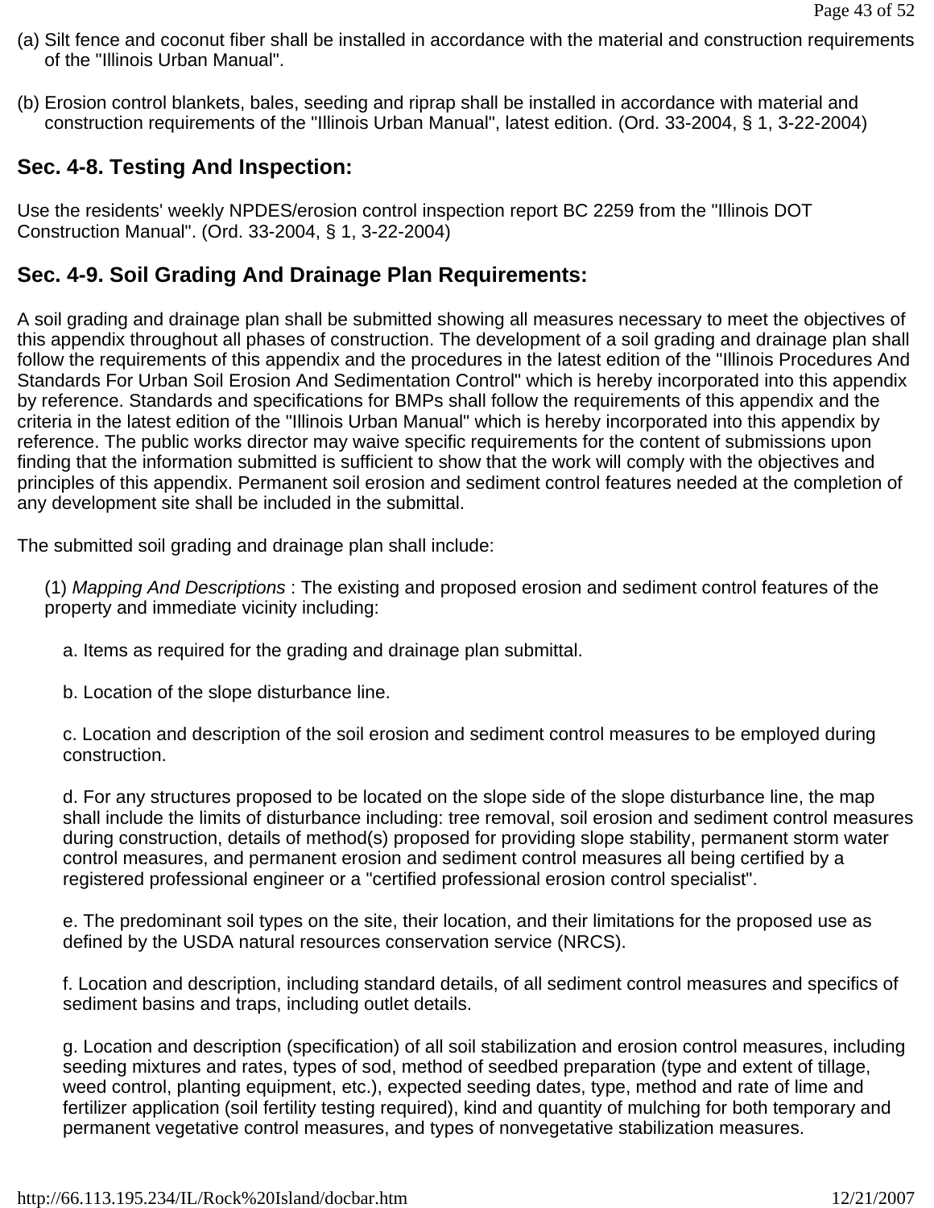(a) Silt fence and coconut fiber shall be installed in accordance with the material and construction requirements of the "Illinois Urban Manual".

(b) Erosion control blankets, bales, seeding and riprap shall be installed in accordance with material and construction requirements of the "Illinois Urban Manual", latest edition. (Ord. 33-2004, § 1, 3-22-2004)

## Sec. 4-8. Testing And Inspection:

Use the residents' weekly NPDES/erosion control inspection report BC 2259 from the "Illinois DOT Construction Manual". (Ord. 33-2004, § 1, 3-22-2004)

## Sec. 4-9. Soil Grading And Drainage Plan Requirements:

A soil grading and drainage plan shall be submitted showing all measures necessary to meet the objectives of this appendix throughout all phases of construction. The development of a soil grading and drainage plan shall follow the requirements of this appendix and the procedures in the latest edition of the "Illinois Procedures And Standards For Urban Soil Erosion And Sedimentation Control" which is hereby incorporated into this appendix by reference. Standards and specifications for BMPs shall follow the requirements of this appendix and the criteria in the latest edition of the "Illinois Urban Manual" which is hereby incorporated into this appendix by reference. The public works director may waive specific requirements for the content of submissions upon finding that the information submitted is sufficient to show that the work will comply with the objectives and principles of this appendix. Permanent soil erosion and sediment control features needed at the completion of any development site shall be included in the submittal.

The submitted soil grading and drainage plan shall include:

(1) *Mapping And Descriptions* : The existing and proposed erosion and sediment control features of the property and immediate vicinity including:

a. Items as required for the grading and drainage plan submittal.

b. Location of the slope disturbance line.

c. Location and description of the soil erosion and sediment control measures to be employed during construction.

d. For any structures proposed to be located on the slope side of the slope disturbance line, the map shall include the limits of disturbance including: tree removal, soil erosion and sediment control measures during construction, details of method(s) proposed for providing slope stability, permanent storm water control measures, and permanent erosion and sediment control measures all being certified by a registered professional engineer or a "certified professional erosion control specialist".

e. The predominant soil types on the site, their location, and their limitations for the proposed use as defined by the USDA natural resources conservation service (NRCS).

f. Location and description, including standard details, of all sediment control measures and specifics of sediment basins and traps, including outlet details.

g. Location and description (specification) of all soil stabilization and erosion control measures, including seeding mixtures and rates, types of sod, method of seedbed preparation (type and extent of tillage, weed control, planting equipment, etc.), expected seeding dates, type, method and rate of lime and fertilizer application (soil fertility testing required), kind and quantity of mulching for both temporary and permanent vegetative control measures, and types of nonvegetative stabilization measures.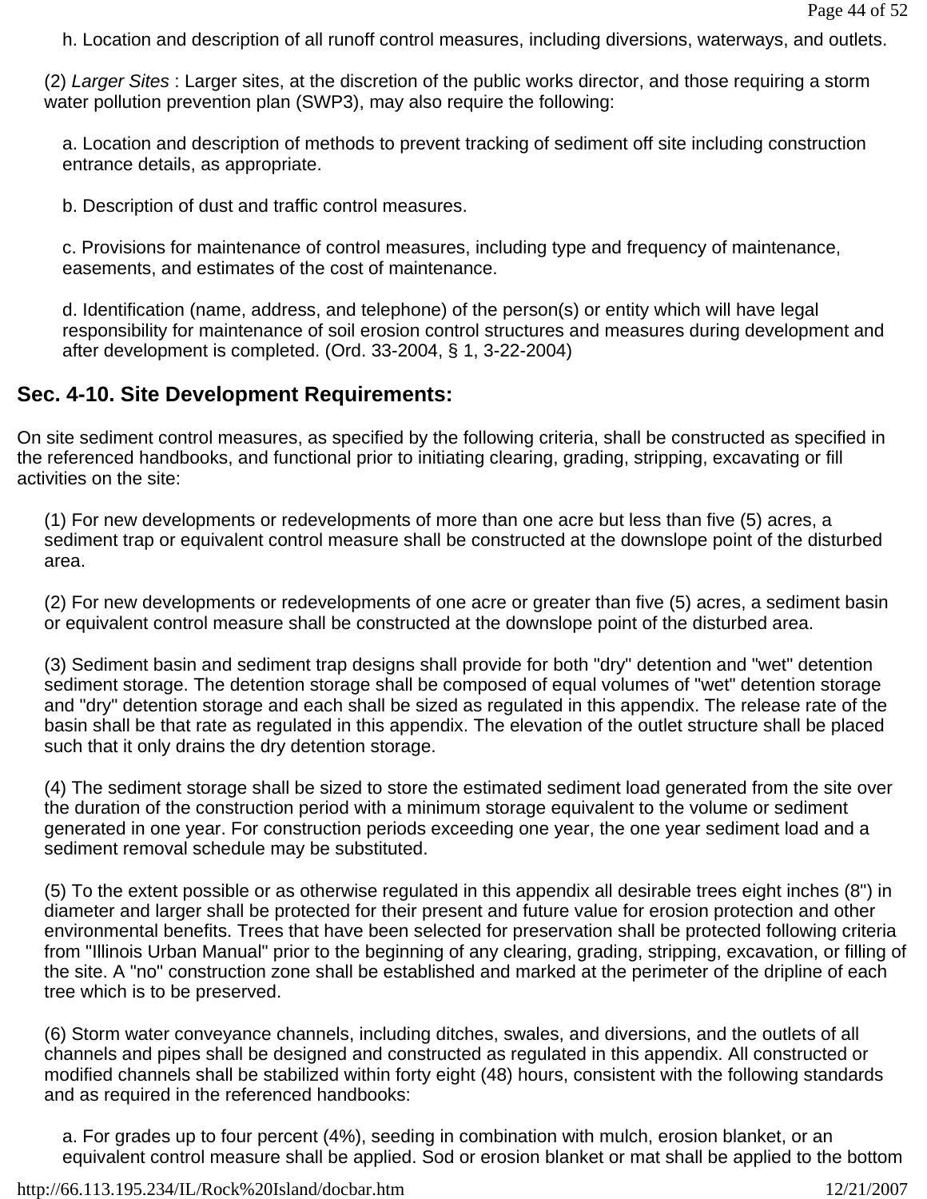h. Location and description of all runoff control measures, including diversions, waterways, and outlets.

(2) *Larger Sites* : Larger sites, at the discretion of the public works director, and those requiring a storm water pollution prevention plan (SWP3), may also require the following:

a. Location and description of methods to prevent tracking of sediment off site including construction entrance details, as appropriate.

b. Description of dust and traffic control measures.

c. Provisions for maintenance of control measures, including type and frequency of maintenance, easements, and estimates of the cost of maintenance.

d. Identification (name, address, and telephone) of the person(s) or entity which will have legal responsibility for maintenance of soil erosion control structures and measures during development and after development is completed. (Ord. 33-2004, § 1, 3-22-2004)

## Sec. 4-10. Site Development Requirements:

On site sediment control measures, as specified by the following criteria, shall be constructed as specified in the referenced handbooks, and functional prior to initiating clearing, grading, stripping, excavating or fill activities on the site:

(1) For new developments or redevelopments of more than one acre but less than five (5) acres, a sediment trap or equivalent control measure shall be constructed at the downslope point of the disturbed area.

(2) For new developments or redevelopments of one acre or greater than five (5) acres, a sediment basin or equivalent control measure shall be constructed at the downslope point of the disturbed area.

(3) Sediment basin and sediment trap designs shall provide for both "dry" detention and "wet" detention sediment storage. The detention storage shall be composed of equal volumes of "wet" detention storage and "dry" detention storage and each shall be sized as regulated in this appendix. The release rate of the basin shall be that rate as regulated in this appendix. The elevation of the outlet structure shall be placed such that it only drains the dry detention storage.

(4) The sediment storage shall be sized to store the estimated sediment load generated from the site over the duration of the construction period with a minimum storage equivalent to the volume or sediment generated in one year. For construction periods exceeding one year, the one year sediment load and a sediment removal schedule may be substituted.

(5) To the extent possible or as otherwise regulated in this appendix all desirable trees eight inches (8") in diameter and larger shall be protected for their present and future value for erosion protection and other environmental benefits. Trees that have been selected for preservation shall be protected following criteria from "Illinois Urban Manual" prior to the beginning of any clearing, grading, stripping, excavation, or filling of the site. A "no" construction zone shall be established and marked at the perimeter of the dripline of each tree which is to be preserved.

(6) Storm water conveyance channels, including ditches, swales, and diversions, and the outlets of all channels and pipes shall be designed and constructed as regulated in this appendix. All constructed or modified channels shall be stabilized within forty eight (48) hours, consistent with the following standards and as required in the referenced handbooks:

a. For grades up to four percent (4%), seeding in combination with mulch, erosion blanket, or an equivalent control measure shall be applied. Sod or erosion blanket or mat shall be applied to the bottom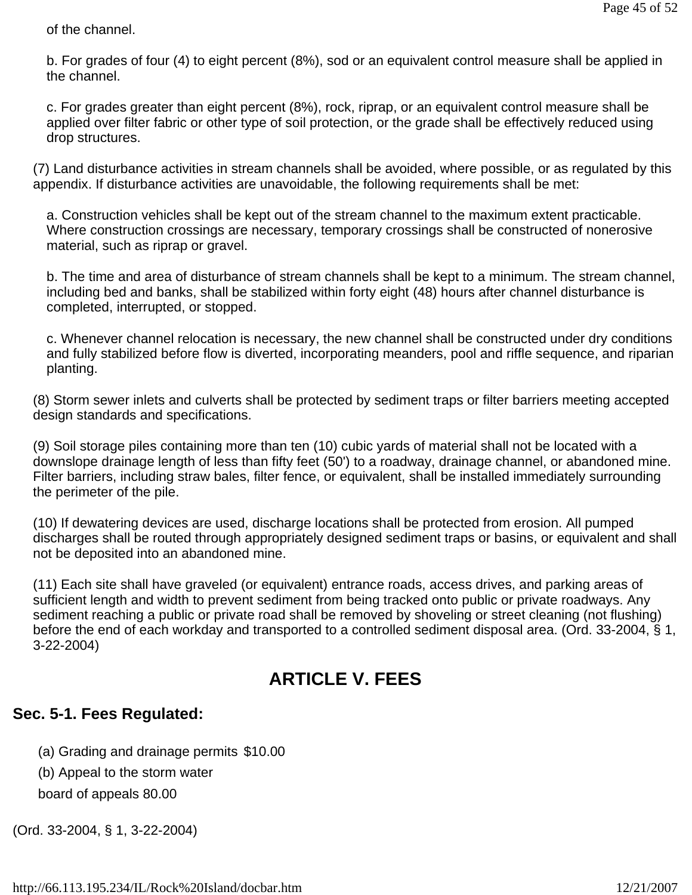of the channel.

b. For grades of four (4) to eight percent (8%), sod or an equivalent control measure shall be applied in the channel.

c. For grades greater than eight percent (8%), rock, riprap, or an equivalent control measure shall be applied over filter fabric or other type of soil protection, or the grade shall be effectively reduced using drop structures.

(7) Land disturbance activities in stream channels shall be avoided, where possible, or as regulated by this appendix. If disturbance activities are unavoidable, the following requirements shall be met:

a. Construction vehicles shall be kept out of the stream channel to the maximum extent practicable. Where construction crossings are necessary, temporary crossings shall be constructed of nonerosive material, such as riprap or gravel.

b. The time and area of disturbance of stream channels shall be kept to a minimum. The stream channel, including bed and banks, shall be stabilized within forty eight (48) hours after channel disturbance is completed, interrupted, or stopped.

c. Whenever channel relocation is necessary, the new channel shall be constructed under dry conditions and fully stabilized before flow is diverted, incorporating meanders, pool and riffle sequence, and riparian planting.

(8) Storm sewer inlets and culverts shall be protected by sediment traps or filter barriers meeting accepted design standards and specifications.

(9) Soil storage piles containing more than ten (10) cubic yards of material shall not be located with a downslope drainage length of less than fifty feet (50') to a roadway, drainage channel, or abandoned mine. Filter barriers, including straw bales, filter fence, or equivalent, shall be installed immediately surrounding the perimeter of the pile.

(10) If dewatering devices are used, discharge locations shall be protected from erosion. All pumped discharges shall be routed through appropriately designed sediment traps or basins, or equivalent and shall not be deposited into an abandoned mine.

(11) Each site shall have graveled (or equivalent) entrance roads, access drives, and parking areas of sufficient length and width to prevent sediment from being tracked onto public or private roadways. Any sediment reaching a public or private road shall be removed by shoveling or street cleaning (not flushing) before the end of each workday and transported to a controlled sediment disposal area. (Ord. 33-2004, § 1, 3-22-2004)

# ARTICLE V. FEES

## Sec. 5-1. Fees Regulated:

(a) Grading and drainage permits $10.00

(b) Appeal to the storm water board of appeals 80.00

(Ord. 33-2004, § 1, 3-22-2004)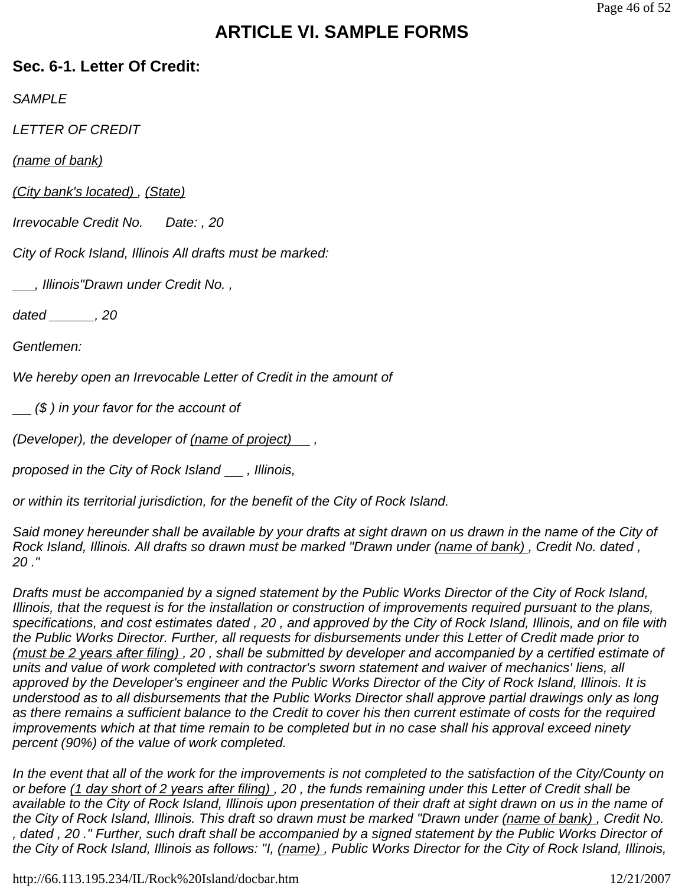# ARTICLE VI. SAMPLE FORMS

## Sec. 6-1. Letter Of Credit:

*SAMPLE*

*LETTER OF CREDIT*

*(name of bank)*

*(City bank's located) , (State)*

*Irrevocable Credit No. Date: , 20*

*City of Rock Island, Illinois All drafts must be marked:*

*___, Illinois"Drawn under Credit No. ,*

*dated ______, 20*

*Gentlemen:*

*We hereby open an Irrevocable Letter of Credit in the amount of*

*___ ($ ) in your favor for the account of*

*(Developer), the developer of (name of project) ___ ,*

*proposed in the City of Rock Island ___ , Illinois,*

*or within its territorial jurisdiction, for the benefit of the City of Rock Island.*

*Said money hereunder shall be available by your drafts at sight drawn on us drawn in the name of the City of Rock Island, Illinois. All drafts so drawn must be marked "Drawn under (name of bank) , Credit No. dated , 20 ."*

*Drafts must be accompanied by a signed statement by the Public Works Director of the City of Rock Island, Illinois, that the request is for the installation or construction of improvements required pursuant to the plans, specifications, and cost estimates dated , 20 , and approved by the City of Rock Island, Illinois, and on file with the Public Works Director. Further, all requests for disbursements under this Letter of Credit made prior to (must be 2 years after filing) , 20 , shall be submitted by developer and accompanied by a certified estimate of units and value of work completed with contractor's sworn statement and waiver of mechanics' liens, all approved by the Developer's engineer and the Public Works Director of the City of Rock Island, Illinois. It is understood as to all disbursements that the Public Works Director shall approve partial drawings only as long as there remains a sufficient balance to the Credit to cover his then current estimate of costs for the required improvements which at that time remain to be completed but in no case shall his approval exceed ninety percent (90%) of the value of work completed.*

*In the event that all of the work for the improvements is not completed to the satisfaction of the City/County on or before (1 day short of 2 years after filing) , 20 , the funds remaining under this Letter of Credit shall be available to the City of Rock Island, Illinois upon presentation of their draft at sight drawn on us in the name of the City of Rock Island, Illinois. This draft so drawn must be marked "Drawn under (name of bank) , Credit No. , dated , 20 ." Further, such draft shall be accompanied by a signed statement by the Public Works Director of the City of Rock Island, Illinois as follows: "I, (name) , Public Works Director for the City of Rock Island, Illinois,*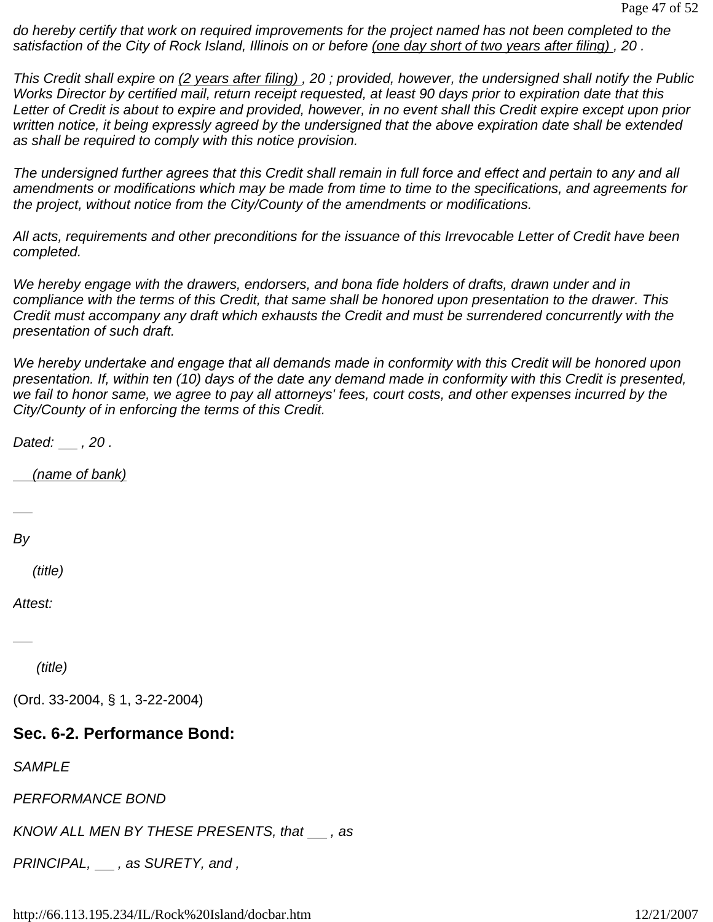*do hereby certify that work on required improvements for the project named has not been completed to the satisfaction of the City of Rock Island, Illinois on or before* *(one day short of two years after filing)* *, 20 .*

*This Credit shall expire on* *(2 years after filing)* *, 20 ; provided, however, the undersigned shall notify the Public Works Director by certified mail, return receipt requested, at least 90 days prior to expiration date that this Letter of Credit is about to expire and provided, however, in no event shall this Credit expire except upon prior written notice, it being expressly agreed by the undersigned that the above expiration date shall be extended as shall be required to comply with this notice provision.*

*The undersigned further agrees that this Credit shall remain in full force and effect and pertain to any and all amendments or modifications which may be made from time to time to the specifications, and agreements for the project, without notice from the City/County of the amendments or modifications.*

*All acts, requirements and other preconditions for the issuance of this Irrevocable Letter of Credit have been completed.*

*We hereby engage with the drawers, endorsers, and bona fide holders of drafts, drawn under and in compliance with the terms of this Credit, that same shall be honored upon presentation to the drawer. This Credit must accompany any draft which exhausts the Credit and must be surrendered concurrently with the presentation of such draft.*

*We hereby undertake and engage that all demands made in conformity with this Credit will be honored upon presentation. If, within ten (10) days of the date any demand made in conformity with this Credit is presented, we fail to honor same, we agree to pay all attorneys' fees, court costs, and other expenses incurred by the City/County of in enforcing the terms of this Credit.*

*Dated: ___ , 20 .*

*(name of bank)*

___

*By*

*(title)*

*Attest:*

___

*(title)*

(Ord. 33-2004, § 1, 3-22-2004)

## Sec. 6-2. Performance Bond:

*SAMPLE*

*PERFORMANCE BOND*

*KNOW ALL MEN BY THESE PRESENTS, that ___ , as*

*PRINCIPAL, ___ , as SURETY, and ,*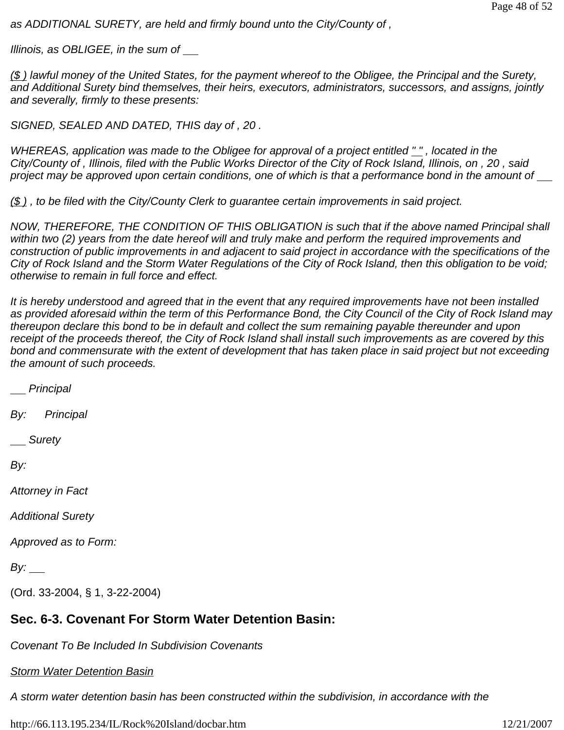*as ADDITIONAL SURETY, are held and firmly bound unto the City/County of ,*

*Illinois, as OBLIGEE, in the sum of \_\_\_*

*($ ) lawful money of the United States, for the payment whereof to the Obligee, the Principal and the Surety, and Additional Surety bind themselves, their heirs, executors, administrators, successors, and assigns, jointly and severally, firmly to these presents:*

*SIGNED, SEALED AND DATED, THIS day of , 20 .*

*WHEREAS, application was made to the Obligee for approval of a project entitled " " , located in the City/County of , Illinois, filed with the Public Works Director of the City of Rock Island, Illinois, on , 20 , said project may be approved upon certain conditions, one of which is that a performance bond in the amount of \_\_\_*

*($ ) , to be filed with the City/County Clerk to guarantee certain improvements in said project.*

*NOW, THEREFORE, THE CONDITION OF THIS OBLIGATION is such that if the above named Principal shall within two (2) years from the date hereof will and truly make and perform the required improvements and construction of public improvements in and adjacent to said project in accordance with the specifications of the City of Rock Island and the Storm Water Regulations of the City of Rock Island, then this obligation to be void; otherwise to remain in full force and effect.*

*It is hereby understood and agreed that in the event that any required improvements have not been installed as provided aforesaid within the term of this Performance Bond, the City Council of the City of Rock Island may thereupon declare this bond to be in default and collect the sum remaining payable thereunder and upon receipt of the proceeds thereof, the City of Rock Island shall install such improvements as are covered by this bond and commensurate with the extent of development that has taken place in said project but not exceeding the amount of such proceeds.*

*\_\_\_ Principal*

*By: Principal*

*\_\_\_ Surety*

*By:*

*Attorney in Fact*

*Additional Surety*

*Approved as to Form:*

*By: \_\_\_*

(Ord. 33-2004, § 1, 3-22-2004)

## Sec. 6-3. Covenant For Storm Water Detention Basin:

*Covenant To Be Included In Subdivision Covenants*

*Storm Water Detention Basin*

*A storm water detention basin has been constructed within the subdivision, in accordance with the*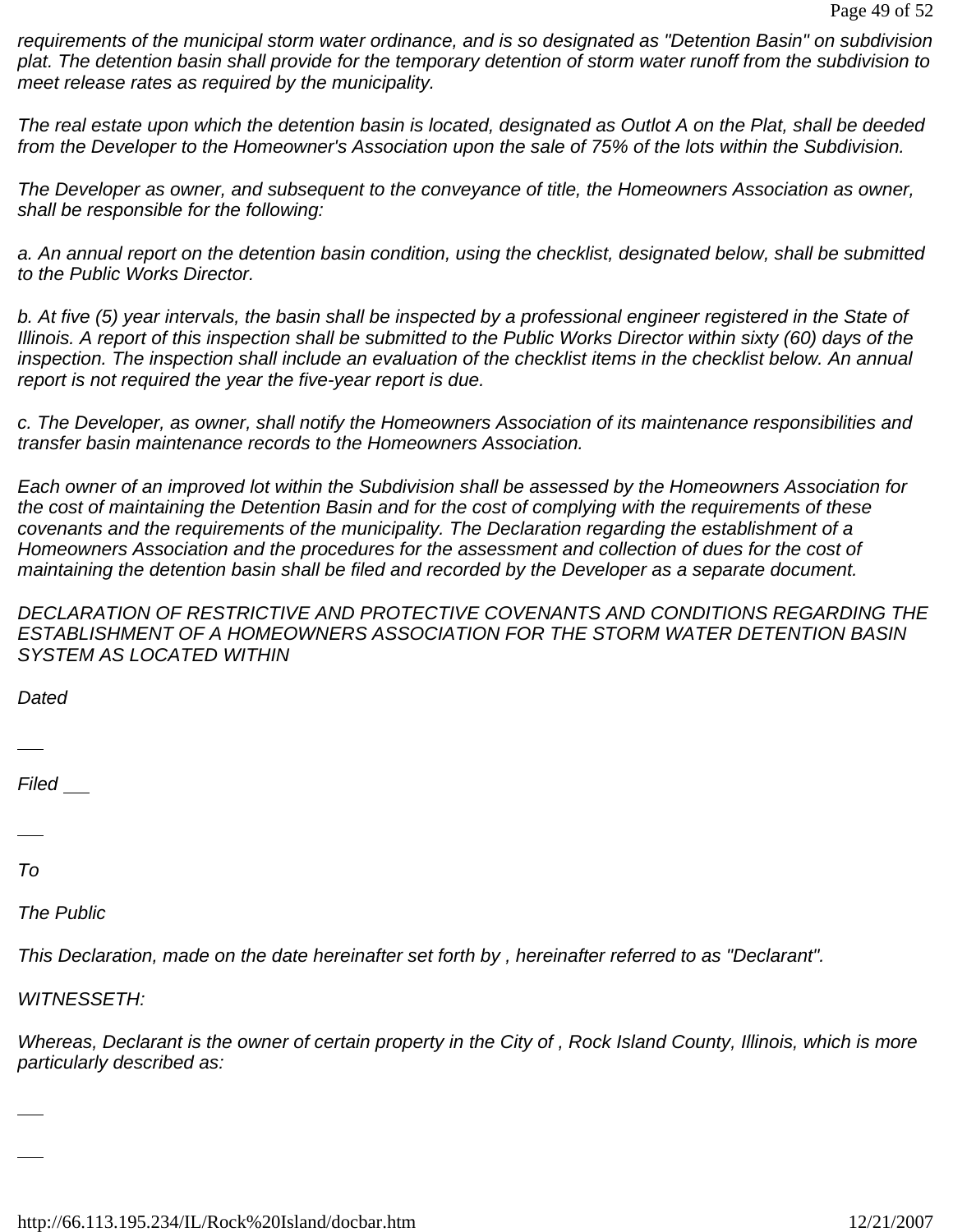*requirements of the municipal storm water ordinance, and is so designated as "Detention Basin" on subdivision plat. The detention basin shall provide for the temporary detention of storm water runoff from the subdivision to meet release rates as required by the municipality.*

*The real estate upon which the detention basin is located, designated as Outlot A on the Plat, shall be deeded from the Developer to the Homeowner's Association upon the sale of 75% of the lots within the Subdivision.*

*The Developer as owner, and subsequent to the conveyance of title, the Homeowners Association as owner, shall be responsible for the following:*

*a. An annual report on the detention basin condition, using the checklist, designated below, shall be submitted to the Public Works Director.*

*b. At five (5) year intervals, the basin shall be inspected by a professional engineer registered in the State of Illinois. A report of this inspection shall be submitted to the Public Works Director within sixty (60) days of the inspection. The inspection shall include an evaluation of the checklist items in the checklist below. An annual report is not required the year the five-year report is due.*

*c. The Developer, as owner, shall notify the Homeowners Association of its maintenance responsibilities and transfer basin maintenance records to the Homeowners Association.*

*Each owner of an improved lot within the Subdivision shall be assessed by the Homeowners Association for the cost of maintaining the Detention Basin and for the cost of complying with the requirements of these covenants and the requirements of the municipality. The Declaration regarding the establishment of a Homeowners Association and the procedures for the assessment and collection of dues for the cost of maintaining the detention basin shall be filed and recorded by the Developer as a separate document.*

*DECLARATION OF RESTRICTIVE AND PROTECTIVE COVENANTS AND CONDITIONS REGARDING THE ESTABLISHMENT OF A HOMEOWNERS ASSOCIATION FOR THE STORM WATER DETENTION BASIN SYSTEM AS LOCATED WITHIN*

*Dated*

___

*Filed* ___

___

*To*

*The Public*

*This Declaration, made on the date hereinafter set forth by , hereinafter referred to as "Declarant".*

*WITNESSETH:*

*Whereas, Declarant is the owner of certain property in the City of , Rock Island County, Illinois, which is more particularly described as:*

___

___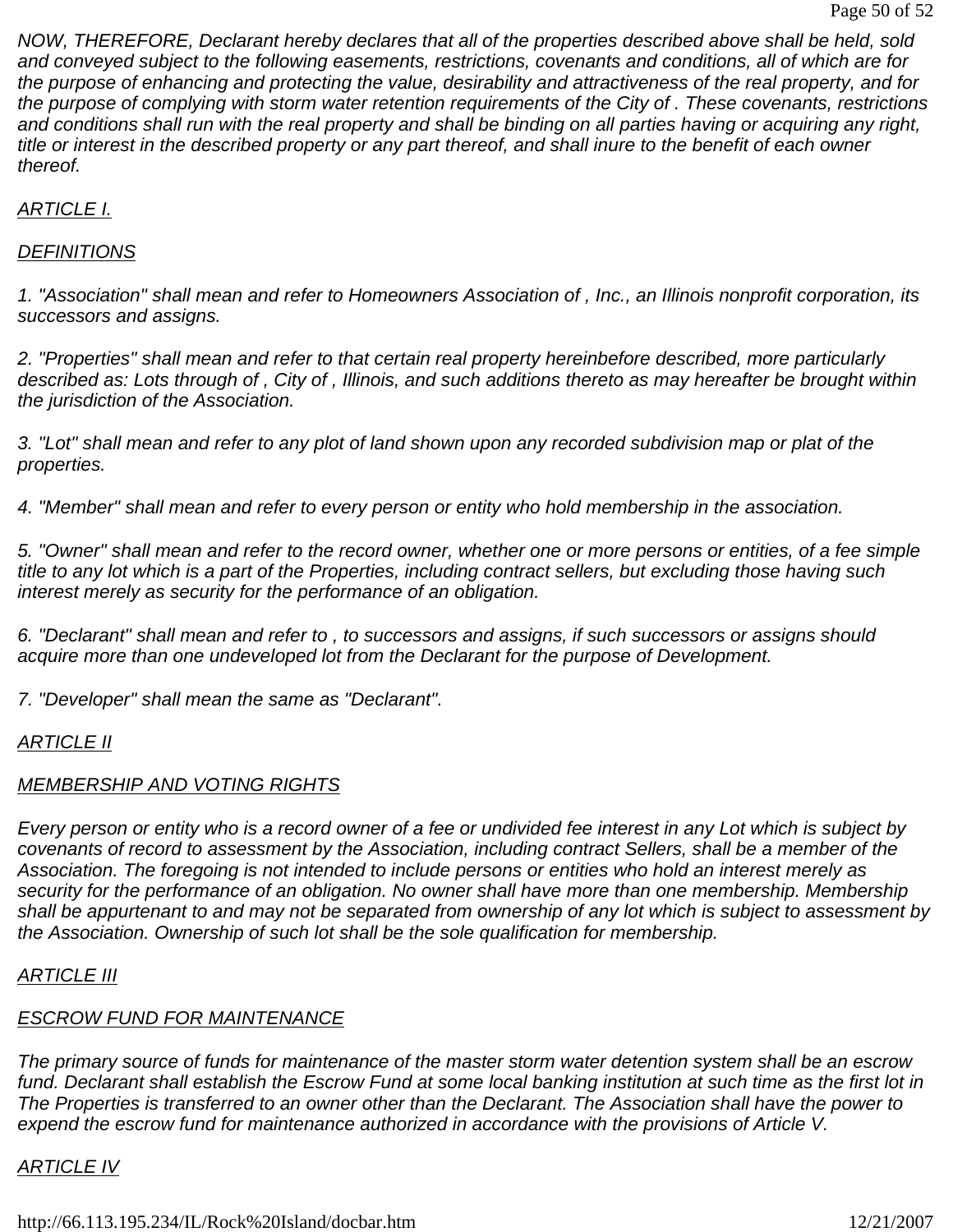*NOW, THEREFORE, Declarant hereby declares that all of the properties described above shall be held, sold and conveyed subject to the following easements, restrictions, covenants and conditions, all of which are for the purpose of enhancing and protecting the value, desirability and attractiveness of the real property, and for the purpose of complying with storm water retention requirements of the City of . These covenants, restrictions and conditions shall run with the real property and shall be binding on all parties having or acquiring any right, title or interest in the described property or any part thereof, and shall inure to the benefit of each owner thereof.*

## *ARTICLE I.*

### *DEFINITIONS*

*1. "Association" shall mean and refer to Homeowners Association of , Inc., an Illinois nonprofit corporation, its successors and assigns.*

*2. "Properties" shall mean and refer to that certain real property hereinbefore described, more particularly described as: Lots through of , City of , Illinois, and such additions thereto as may hereafter be brought within the jurisdiction of the Association.*

*3. "Lot" shall mean and refer to any plot of land shown upon any recorded subdivision map or plat of the properties.*

*4. "Member" shall mean and refer to every person or entity who hold membership in the association.*

*5. "Owner" shall mean and refer to the record owner, whether one or more persons or entities, of a fee simple title to any lot which is a part of the Properties, including contract sellers, but excluding those having such interest merely as security for the performance of an obligation.*

*6. "Declarant" shall mean and refer to , to successors and assigns, if such successors or assigns should acquire more than one undeveloped lot from the Declarant for the purpose of Development.*

*7. "Developer" shall mean the same as "Declarant".*

## *ARTICLE II*

### *MEMBERSHIP AND VOTING RIGHTS*

*Every person or entity who is a record owner of a fee or undivided fee interest in any Lot which is subject by covenants of record to assessment by the Association, including contract Sellers, shall be a member of the Association. The foregoing is not intended to include persons or entities who hold an interest merely as security for the performance of an obligation. No owner shall have more than one membership. Membership shall be appurtenant to and may not be separated from ownership of any lot which is subject to assessment by the Association. Ownership of such lot shall be the sole qualification for membership.*

## *ARTICLE III*

### *ESCROW FUND FOR MAINTENANCE*

*The primary source of funds for maintenance of the master storm water detention system shall be an escrow fund. Declarant shall establish the Escrow Fund at some local banking institution at such time as the first lot in The Properties is transferred to an owner other than the Declarant. The Association shall have the power to expend the escrow fund for maintenance authorized in accordance with the provisions of Article V.*

## *ARTICLE IV*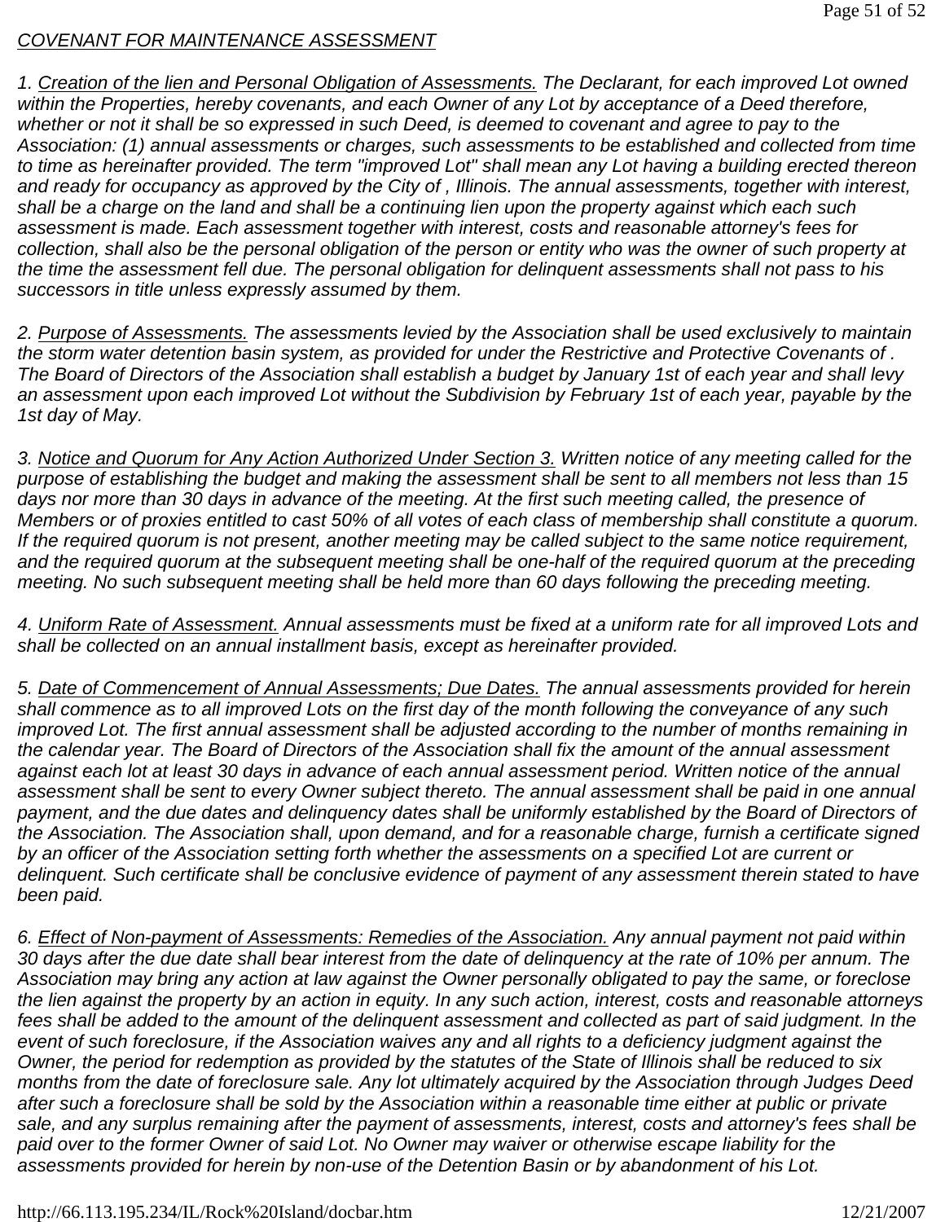*<u>COVENANT FOR MAINTENANCE ASSESSMENT</u>*

*1. <u>Creation of the lien and Personal Obligation of Assessments.</u> The Declarant, for each improved Lot owned within the Properties, hereby covenants, and each Owner of any Lot by acceptance of a Deed therefore, whether or not it shall be so expressed in such Deed, is deemed to covenant and agree to pay to the Association: (1) annual assessments or charges, such assessments to be established and collected from time to time as hereinafter provided. The term "improved Lot" shall mean any Lot having a building erected thereon and ready for occupancy as approved by the City of , Illinois. The annual assessments, together with interest, shall be a charge on the land and shall be a continuing lien upon the property against which each such assessment is made. Each assessment together with interest, costs and reasonable attorney's fees for collection, shall also be the personal obligation of the person or entity who was the owner of such property at the time the assessment fell due. The personal obligation for delinquent assessments shall not pass to his successors in title unless expressly assumed by them.*

*2. <u>Purpose of Assessments.</u> The assessments levied by the Association shall be used exclusively to maintain the storm water detention basin system, as provided for under the Restrictive and Protective Covenants of . The Board of Directors of the Association shall establish a budget by January 1st of each year and shall levy an assessment upon each improved Lot without the Subdivision by February 1st of each year, payable by the 1st day of May.*

*3. <u>Notice and Quorum for Any Action Authorized Under Section 3.</u> Written notice of any meeting called for the purpose of establishing the budget and making the assessment shall be sent to all members not less than 15 days nor more than 30 days in advance of the meeting. At the first such meeting called, the presence of Members or of proxies entitled to cast 50% of all votes of each class of membership shall constitute a quorum. If the required quorum is not present, another meeting may be called subject to the same notice requirement, and the required quorum at the subsequent meeting shall be one-half of the required quorum at the preceding meeting. No such subsequent meeting shall be held more than 60 days following the preceding meeting.*

*4. <u>Uniform Rate of Assessment.</u> Annual assessments must be fixed at a uniform rate for all improved Lots and shall be collected on an annual installment basis, except as hereinafter provided.*

*5. <u>Date of Commencement of Annual Assessments; Due Dates.</u> The annual assessments provided for herein shall commence as to all improved Lots on the first day of the month following the conveyance of any such improved Lot. The first annual assessment shall be adjusted according to the number of months remaining in the calendar year. The Board of Directors of the Association shall fix the amount of the annual assessment against each lot at least 30 days in advance of each annual assessment period. Written notice of the annual assessment shall be sent to every Owner subject thereto. The annual assessment shall be paid in one annual payment, and the due dates and delinquency dates shall be uniformly established by the Board of Directors of the Association. The Association shall, upon demand, and for a reasonable charge, furnish a certificate signed by an officer of the Association setting forth whether the assessments on a specified Lot are current or delinquent. Such certificate shall be conclusive evidence of payment of any assessment therein stated to have been paid.*

*6. <u>Effect of Non-payment of Assessments: Remedies of the Association.</u> Any annual payment not paid within 30 days after the due date shall bear interest from the date of delinquency at the rate of 10% per annum. The Association may bring any action at law against the Owner personally obligated to pay the same, or foreclose the lien against the property by an action in equity. In any such action, interest, costs and reasonable attorneys fees shall be added to the amount of the delinquent assessment and collected as part of said judgment. In the event of such foreclosure, if the Association waives any and all rights to a deficiency judgment against the Owner, the period for redemption as provided by the statutes of the State of Illinois shall be reduced to six months from the date of foreclosure sale. Any lot ultimately acquired by the Association through Judges Deed after such a foreclosure shall be sold by the Association within a reasonable time either at public or private sale, and any surplus remaining after the payment of assessments, interest, costs and attorney's fees shall be paid over to the former Owner of said Lot. No Owner may waiver or otherwise escape liability for the assessments provided for herein by non-use of the Detention Basin or by abandonment of his Lot.*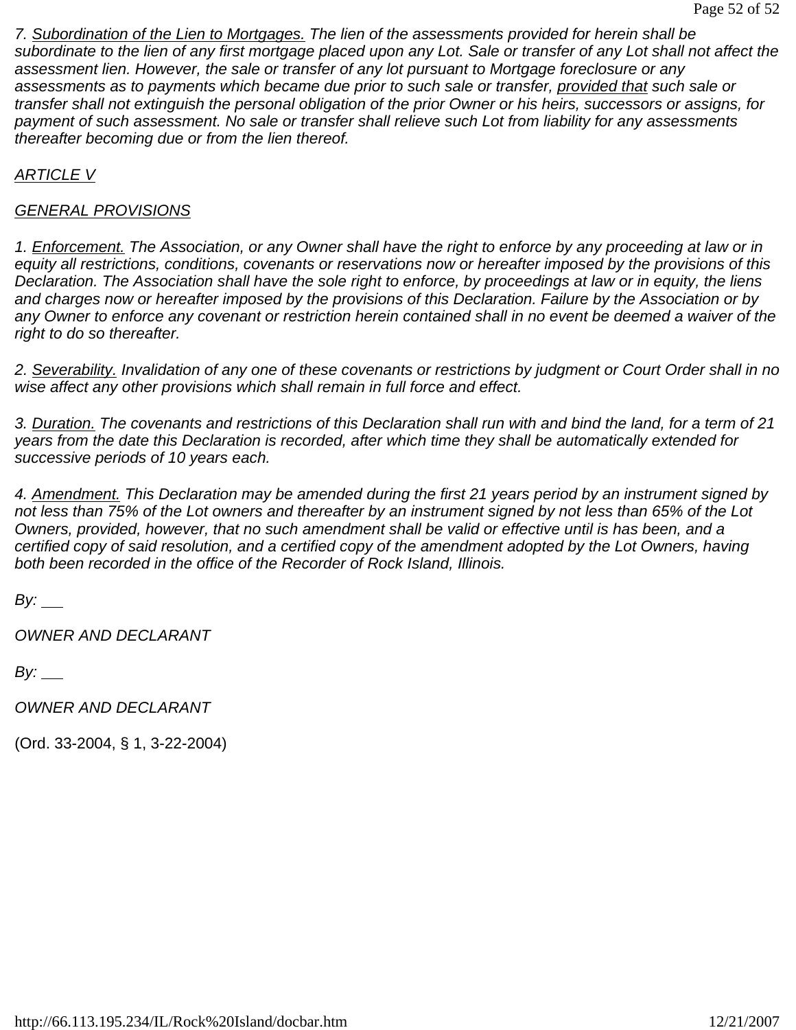*7. Subordination of the Lien to Mortgages. The lien of the assessments provided for herein shall be subordinate to the lien of any first mortgage placed upon any Lot. Sale or transfer of any Lot shall not affect the assessment lien. However, the sale or transfer of any lot pursuant to Mortgage foreclosure or any assessments as to payments which became due prior to such sale or transfer, provided that such sale or transfer shall not extinguish the personal obligation of the prior Owner or his heirs, successors or assigns, for payment of such assessment. No sale or transfer shall relieve such Lot from liability for any assessments thereafter becoming due or from the lien thereof.*

*ARTICLE V*

*GENERAL PROVISIONS*

*1. Enforcement. The Association, or any Owner shall have the right to enforce by any proceeding at law or in equity all restrictions, conditions, covenants or reservations now or hereafter imposed by the provisions of this Declaration. The Association shall have the sole right to enforce, by proceedings at law or in equity, the liens and charges now or hereafter imposed by the provisions of this Declaration. Failure by the Association or by any Owner to enforce any covenant or restriction herein contained shall in no event be deemed a waiver of the right to do so thereafter.*

*2. Severability. Invalidation of any one of these covenants or restrictions by judgment or Court Order shall in no wise affect any other provisions which shall remain in full force and effect.*

*3. Duration. The covenants and restrictions of this Declaration shall run with and bind the land, for a term of 21 years from the date this Declaration is recorded, after which time they shall be automatically extended for successive periods of 10 years each.*

*4. Amendment. This Declaration may be amended during the first 21 years period by an instrument signed by not less than 75% of the Lot owners and thereafter by an instrument signed by not less than 65% of the Lot Owners, provided, however, that no such amendment shall be valid or effective until is has been, and a certified copy of said resolution, and a certified copy of the amendment adopted by the Lot Owners, having both been recorded in the office of the Recorder of Rock Island, Illinois.*

*By: ___*

*OWNER AND DECLARANT*

*By: ___*

*OWNER AND DECLARANT*

(Ord. 33-2004, § 1, 3-22-2004)